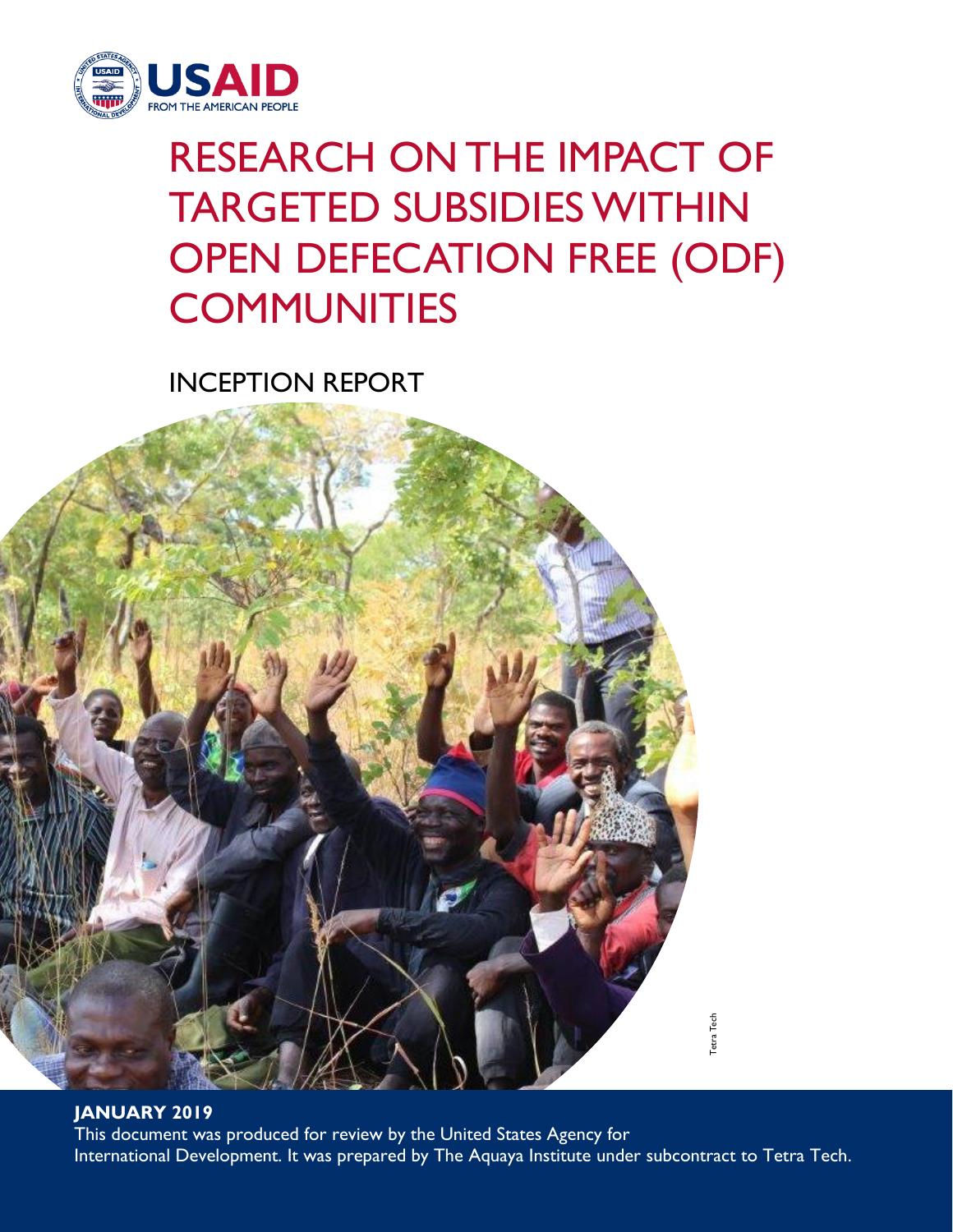USAID
FROM THE AMERICAN PEOPLE

# RESEARCH ON THE IMPACT OF TARGETED SUBSIDIES WITHIN OPEN DEFECATION FREE (ODF) COMMUNITIES

## INCEPTION REPORT

Tetra Tech

**JANUARY 2019**

This document was produced for review by the United States Agency for International Development. It was prepared by The Aquaya Institute under subcontract to Tetra Tech.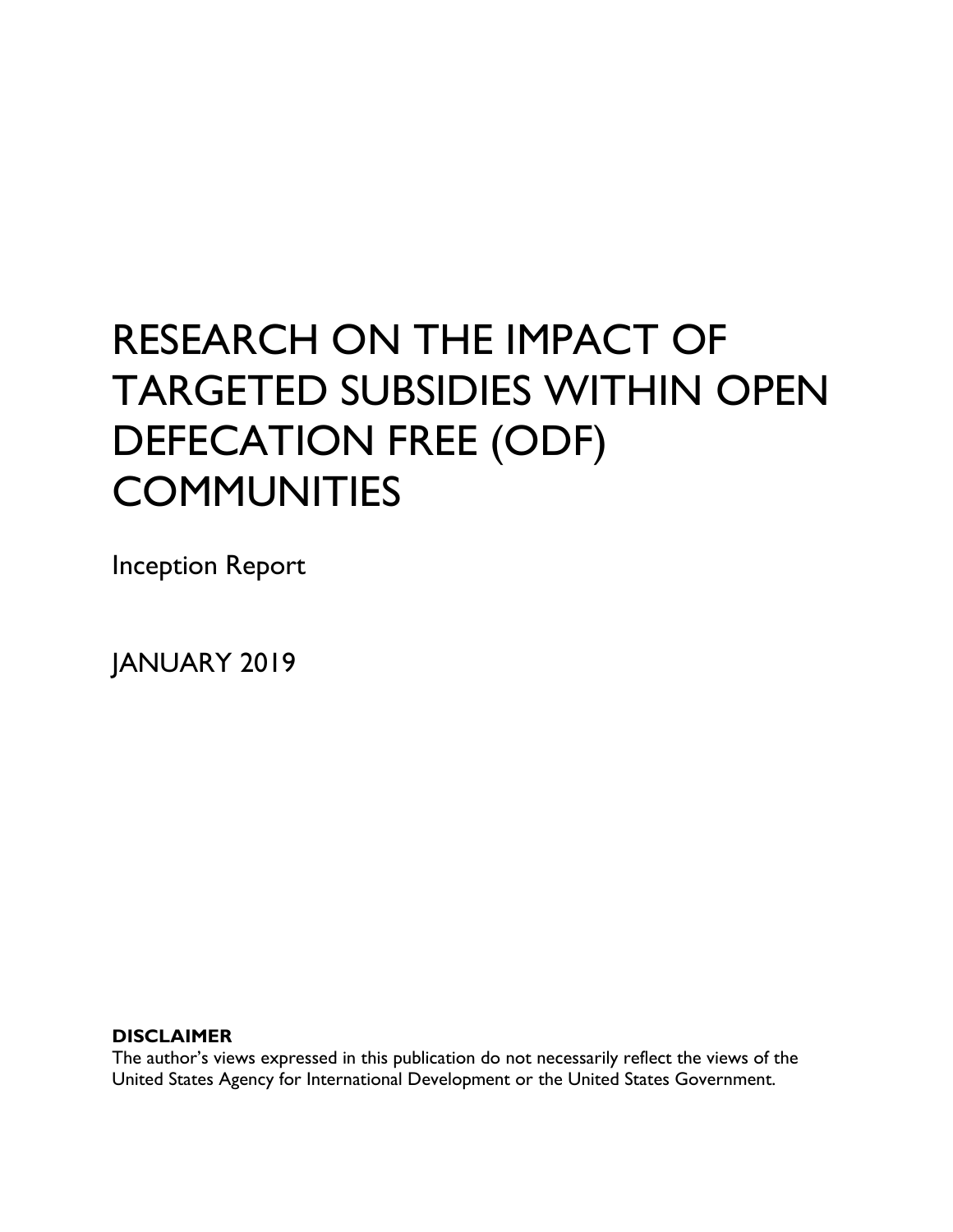# RESEARCH ON THE IMPACT OF TARGETED SUBSIDIES WITHIN OPEN DEFECATION FREE (ODF) COMMUNITIES

Inception Report

JANUARY 2019

**DISCLAIMER**
The author's views expressed in this publication do not necessarily reflect the views of the United States Agency for International Development or the United States Government.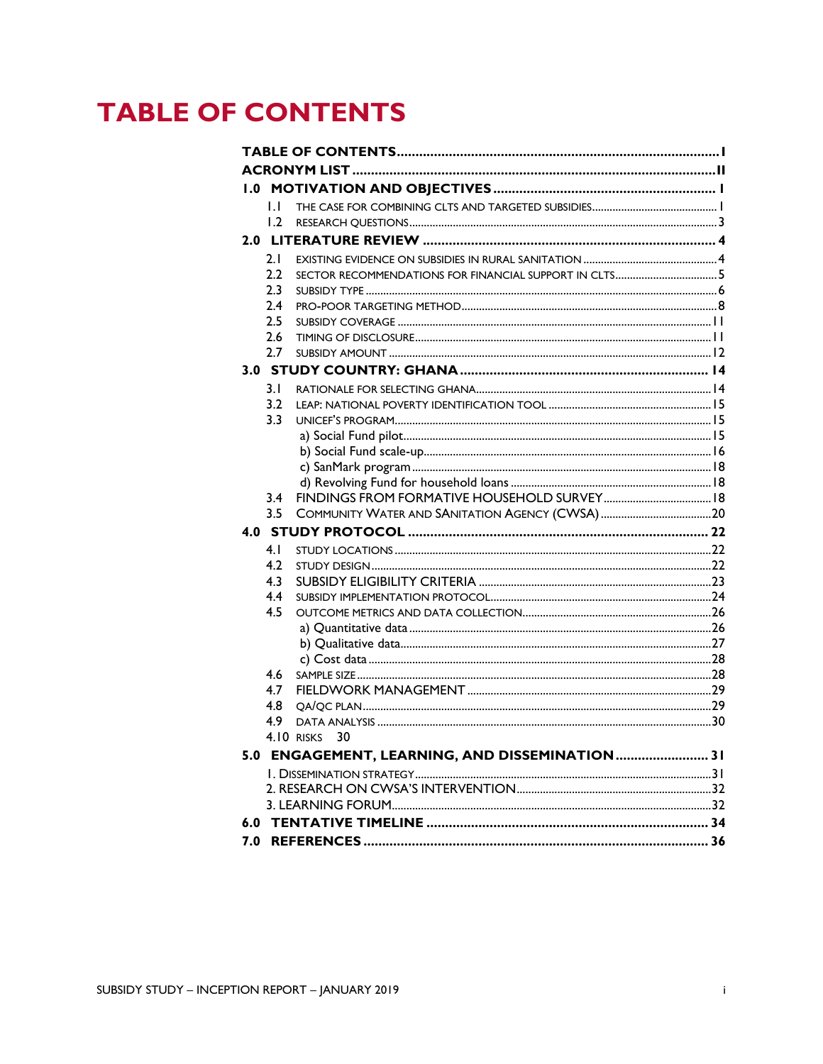# TABLE OF CONTENTS

- **TABLE OF CONTENTS** ........ I
- **ACRONYM LIST** ........ II
- **1.0 MOTIVATION AND OBJECTIVES** ........ 1
  - 1.1 THE CASE FOR COMBINING CLTS AND TARGETED SUBSIDIES ........ 1
  - 1.2 RESEARCH QUESTIONS ........ 3
- **2.0 LITERATURE REVIEW** ........ 4
  - 2.1 EXISTING EVIDENCE ON SUBSIDIES IN RURAL SANITATION ........ 4
  - 2.2 SECTOR RECOMMENDATIONS FOR FINANCIAL SUPPORT IN CLTS ........ 5
  - 2.3 SUBSIDY TYPE ........ 6
  - 2.4 PRO-POOR TARGETING METHOD ........ 8
  - 2.5 SUBSIDY COVERAGE ........ 11
  - 2.6 TIMING OF DISCLOSURE ........ 11
  - 2.7 SUBSIDY AMOUNT ........ 12
- **3.0 STUDY COUNTRY: GHANA** ........ 14
  - 3.1 RATIONALE FOR SELECTING GHANA ........ 14
  - 3.2 LEAP: NATIONAL POVERTY IDENTIFICATION TOOL ........ 15
  - 3.3 UNICEF'S PROGRAM ........ 15
    - a) Social Fund pilot ........ 15
    - b) Social Fund scale-up ........ 16
    - c) SanMark program ........ 18
    - d) Revolving Fund for household loans ........ 18
  - 3.4 FINDINGS FROM FORMATIVE HOUSEHOLD SURVEY ........ 18
  - 3.5 COMMUNITY WATER AND SANITATION AGENCY (CWSA) ........ 20
- **4.0 STUDY PROTOCOL** ........ 22
  - 4.1 STUDY LOCATIONS ........ 22
  - 4.2 STUDY DESIGN ........ 22
  - 4.3 SUBSIDY ELIGIBILITY CRITERIA ........ 23
  - 4.4 SUBSIDY IMPLEMENTATION PROTOCOL ........ 24
  - 4.5 OUTCOME METRICS AND DATA COLLECTION ........ 26
    - a) Quantitative data ........ 26
    - b) Qualitative data ........ 27
    - c) Cost data ........ 28
  - 4.6 SAMPLE SIZE ........ 28
  - 4.7 FIELDWORK MANAGEMENT ........ 29
  - 4.8 QA/QC PLAN ........ 29
  - 4.9 DATA ANALYSIS ........ 30
  - 4.10 RISKS 30
- **5.0 ENGAGEMENT, LEARNING, AND DISSEMINATION** ........ 31
  - 1. DISSEMINATION STRATEGY ........ 31
  - 2. RESEARCH ON CWSA'S INTERVENTION ........ 32
  - 3. LEARNING FORUM ........ 32
- **6.0 TENTATIVE TIMELINE** ........ 34
- **7.0 REFERENCES** ........ 36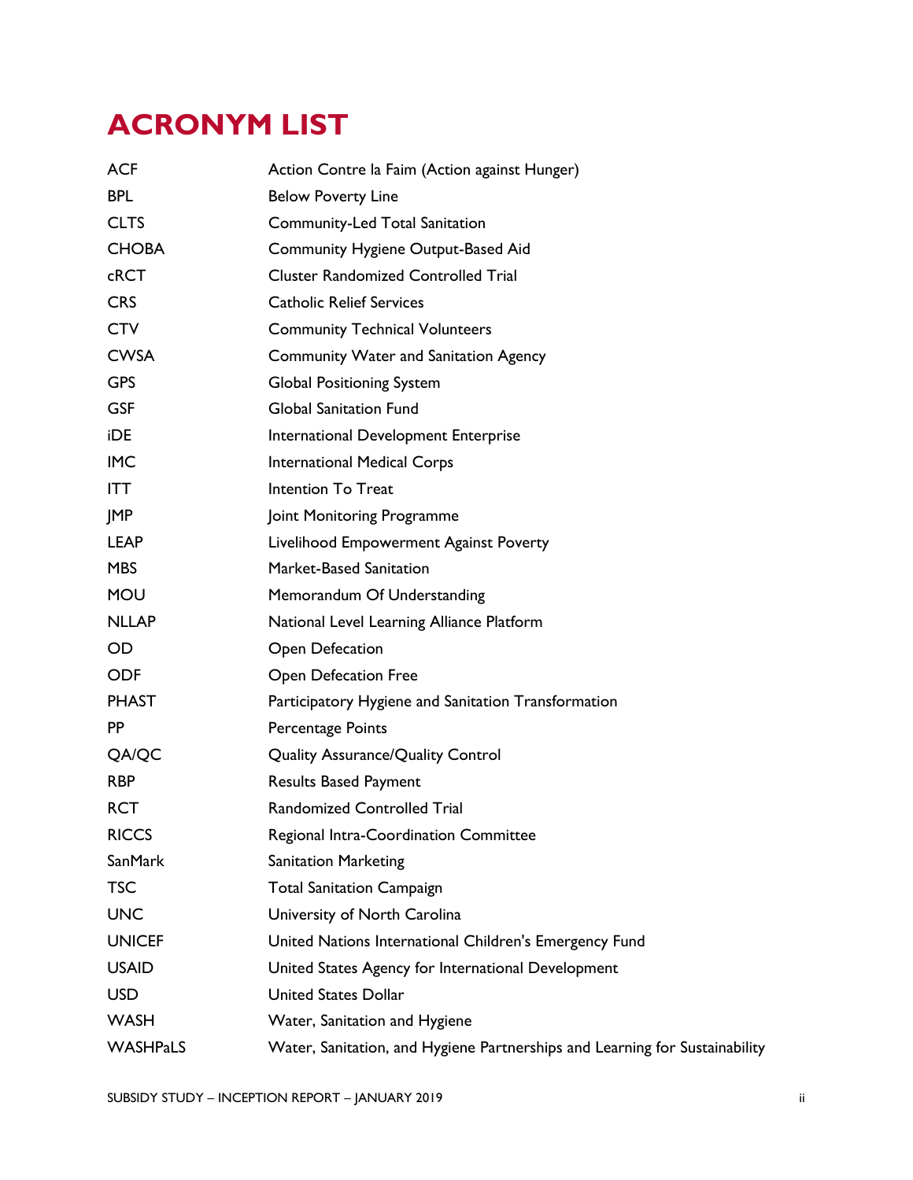# ACRONYM LIST

| | |
|---|---|
| ACF | Action Contre la Faim (Action against Hunger) |
| BPL | Below Poverty Line |
| CLTS | Community-Led Total Sanitation |
| CHOBA | Community Hygiene Output-Based Aid |
| cRCT | Cluster Randomized Controlled Trial |
| CRS | Catholic Relief Services |
| CTV | Community Technical Volunteers |
| CWSA | Community Water and Sanitation Agency |
| GPS | Global Positioning System |
| GSF | Global Sanitation Fund |
| iDE | International Development Enterprise |
| IMC | International Medical Corps |
| ITT | Intention To Treat |
| JMP | Joint Monitoring Programme |
| LEAP | Livelihood Empowerment Against Poverty |
| MBS | Market-Based Sanitation |
| MOU | Memorandum Of Understanding |
| NLLAP | National Level Learning Alliance Platform |
| OD | Open Defecation |
| ODF | Open Defecation Free |
| PHAST | Participatory Hygiene and Sanitation Transformation |
| PP | Percentage Points |
| QA/QC | Quality Assurance/Quality Control |
| RBP | Results Based Payment |
| RCT | Randomized Controlled Trial |
| RICCS | Regional Intra-Coordination Committee |
| SanMark | Sanitation Marketing |
| TSC | Total Sanitation Campaign |
| UNC | University of North Carolina |
| UNICEF | United Nations International Children's Emergency Fund |
| USAID | United States Agency for International Development |
| USD | United States Dollar |
| WASH | Water, Sanitation and Hygiene |
| WASHPaLS | Water, Sanitation, and Hygiene Partnerships and Learning for Sustainability |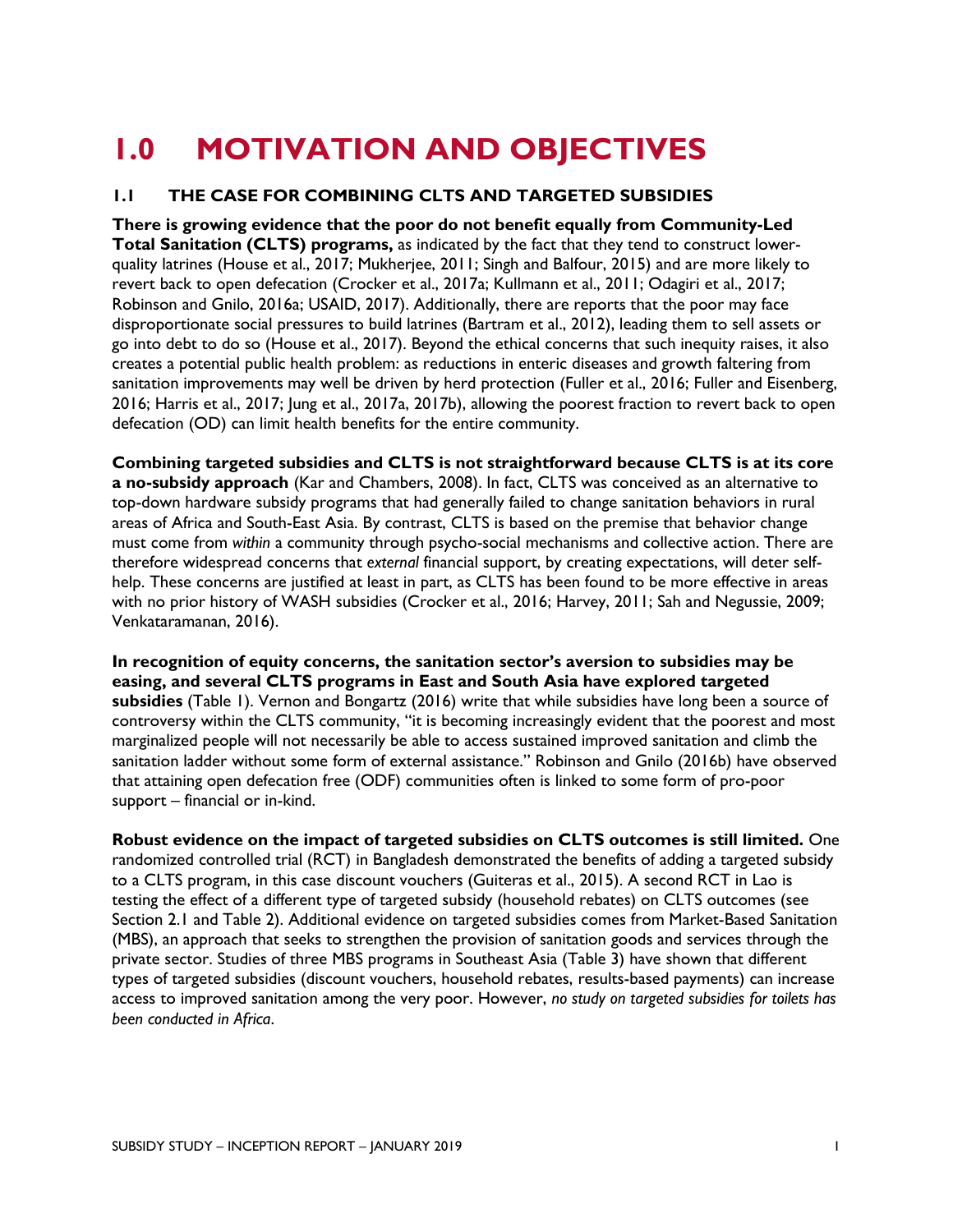# 1.0 MOTIVATION AND OBJECTIVES

## 1.1 THE CASE FOR COMBINING CLTS AND TARGETED SUBSIDIES

**There is growing evidence that the poor do not benefit equally from Community-Led Total Sanitation (CLTS) programs,** as indicated by the fact that they tend to construct lower-quality latrines (House et al., 2017; Mukherjee, 2011; Singh and Balfour, 2015) and are more likely to revert back to open defecation (Crocker et al., 2017a; Kullmann et al., 2011; Odagiri et al., 2017; Robinson and Gnilo, 2016a; USAID, 2017). Additionally, there are reports that the poor may face disproportionate social pressures to build latrines (Bartram et al., 2012), leading them to sell assets or go into debt to do so (House et al., 2017). Beyond the ethical concerns that such inequity raises, it also creates a potential public health problem: as reductions in enteric diseases and growth faltering from sanitation improvements may well be driven by herd protection (Fuller et al., 2016; Fuller and Eisenberg, 2016; Harris et al., 2017; Jung et al., 2017a, 2017b), allowing the poorest fraction to revert back to open defecation (OD) can limit health benefits for the entire community.

**Combining targeted subsidies and CLTS is not straightforward because CLTS is at its core a no-subsidy approach** (Kar and Chambers, 2008). In fact, CLTS was conceived as an alternative to top-down hardware subsidy programs that had generally failed to change sanitation behaviors in rural areas of Africa and South-East Asia. By contrast, CLTS is based on the premise that behavior change must come from *within* a community through psycho-social mechanisms and collective action. There are therefore widespread concerns that *external* financial support, by creating expectations, will deter self-help. These concerns are justified at least in part, as CLTS has been found to be more effective in areas with no prior history of WASH subsidies (Crocker et al., 2016; Harvey, 2011; Sah and Negussie, 2009; Venkataramanan, 2016).

**In recognition of equity concerns, the sanitation sector's aversion to subsidies may be easing, and several CLTS programs in East and South Asia have explored targeted subsidies** (Table 1). Vernon and Bongartz (2016) write that while subsidies have long been a source of controversy within the CLTS community, "it is becoming increasingly evident that the poorest and most marginalized people will not necessarily be able to access sustained improved sanitation and climb the sanitation ladder without some form of external assistance." Robinson and Gnilo (2016b) have observed that attaining open defecation free (ODF) communities often is linked to some form of pro-poor support – financial or in-kind.

**Robust evidence on the impact of targeted subsidies on CLTS outcomes is still limited.** One randomized controlled trial (RCT) in Bangladesh demonstrated the benefits of adding a targeted subsidy to a CLTS program, in this case discount vouchers (Guiteras et al., 2015). A second RCT in Lao is testing the effect of a different type of targeted subsidy (household rebates) on CLTS outcomes (see Section 2.1 and Table 2). Additional evidence on targeted subsidies comes from Market-Based Sanitation (MBS), an approach that seeks to strengthen the provision of sanitation goods and services through the private sector. Studies of three MBS programs in Southeast Asia (Table 3) have shown that different types of targeted subsidies (discount vouchers, household rebates, results-based payments) can increase access to improved sanitation among the very poor. However, *no study on targeted subsidies for toilets has been conducted in Africa*.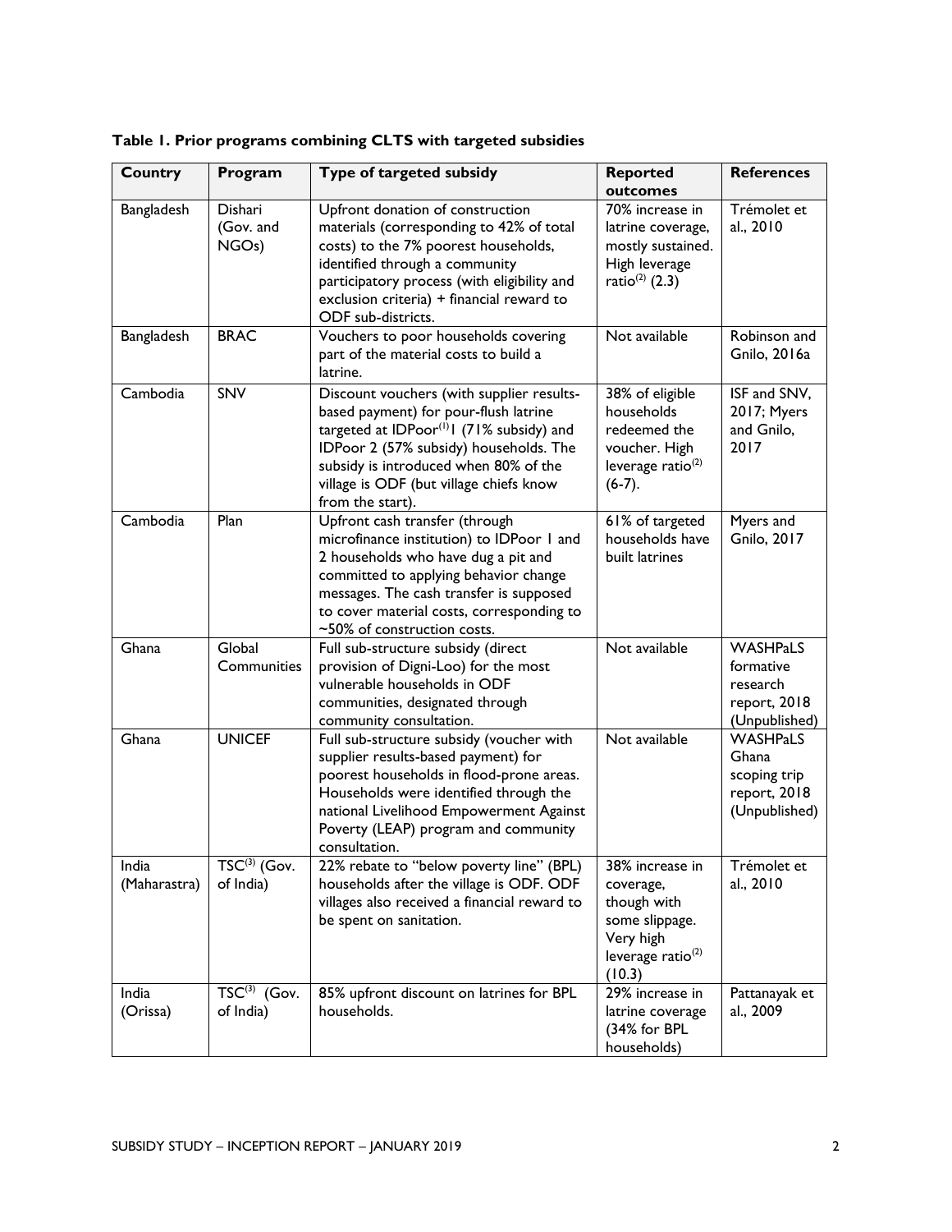**Table 1. Prior programs combining CLTS with targeted subsidies**

| Country | Program | Type of targeted subsidy | Reported outcomes | References |
|---|---|---|---|---|
| Bangladesh | Dishari (Gov. and NGOs) | Upfront donation of construction materials (corresponding to 42% of total costs) to the 7% poorest households, identified through a community participatory process (with eligibility and exclusion criteria) + financial reward to ODF sub-districts. | 70% increase in latrine coverage, mostly sustained. High leverage ratio[2] (2.3) | Trémolet et al., 2010 |
| Bangladesh | BRAC | Vouchers to poor households covering part of the material costs to build a latrine. | Not available | Robinson and Gnilo, 2016a |
| Cambodia | SNV | Discount vouchers (with supplier results-based payment) for pour-flush latrine targeted at IDPoor[1]1 (71% subsidy) and IDPoor 2 (57% subsidy) households. The subsidy is introduced when 80% of the village is ODF (but village chiefs know from the start). | 38% of eligible households redeemed the voucher. High leverage ratio[2] (6-7). | ISF and SNV, 2017; Myers and Gnilo, 2017 |
| Cambodia | Plan | Upfront cash transfer (through microfinance institution) to IDPoor 1 and 2 households who have dug a pit and committed to applying behavior change messages. The cash transfer is supposed to cover material costs, corresponding to ~50% of construction costs. | 61% of targeted households have built latrines | Myers and Gnilo, 2017 |
| Ghana | Global Communities | Full sub-structure subsidy (direct provision of Digni-Loo) for the most vulnerable households in ODF communities, designated through community consultation. | Not available | WASHPaLS formative research report, 2018 (Unpublished) |
| Ghana | UNICEF | Full sub-structure subsidy (voucher with supplier results-based payment) for poorest households in flood-prone areas. Households were identified through the national Livelihood Empowerment Against Poverty (LEAP) program and community consultation. | Not available | WASHPaLS Ghana scoping trip report, 2018 (Unpublished) |
| India (Maharastra) | TSC[3] (Gov. of India) | 22% rebate to "below poverty line" (BPL) households after the village is ODF. ODF villages also received a financial reward to be spent on sanitation. | 38% increase in coverage, though with some slippage. Very high leverage ratio[2] (10.3) | Trémolet et al., 2010 |
| India (Orissa) | TSC[3] (Gov. of India) | 85% upfront discount on latrines for BPL households. | 29% increase in latrine coverage (34% for BPL households) | Pattanayak et al., 2009 |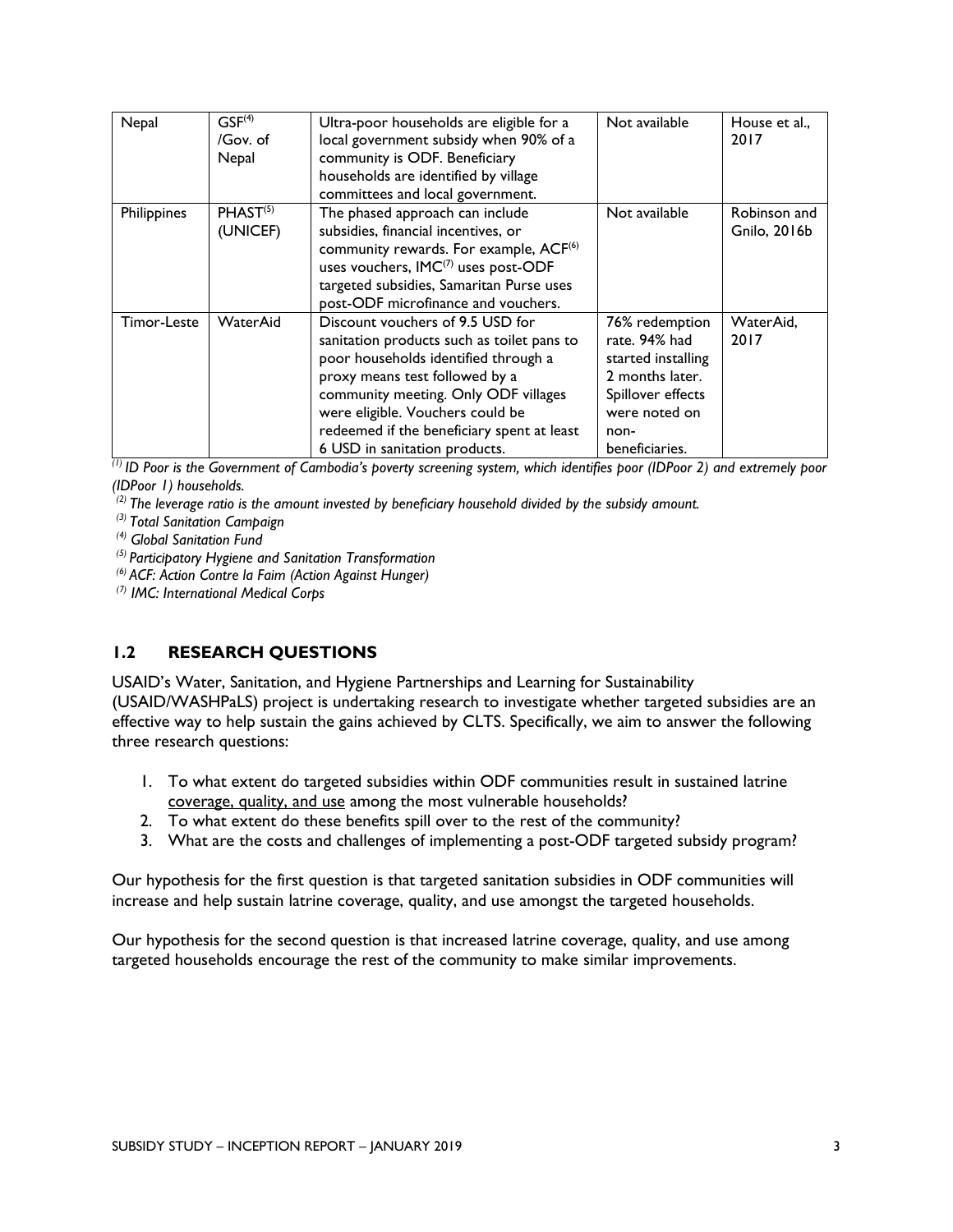| | | | | |
|---|---|---|---|---|
| Nepal | GSF[4] /Gov. of Nepal | Ultra-poor households are eligible for a local government subsidy when 90% of a community is ODF. Beneficiary households are identified by village committees and local government. | Not available | House et al., 2017 |
| Philippines | PHAST[5] (UNICEF) | The phased approach can include subsidies, financial incentives, or community rewards. For example, ACF[6] uses vouchers, IMC[7] uses post-ODF targeted subsidies, Samaritan Purse uses post-ODF microfinance and vouchers. | Not available | Robinson and Gnilo, 2016b |
| Timor-Leste | WaterAid | Discount vouchers of 9.5 USD for sanitation products such as toilet pans to poor households identified through a proxy means test followed by a community meeting. Only ODF villages were eligible. Vouchers could be redeemed if the beneficiary spent at least 6 USD in sanitation products. | 76% redemption rate. 94% had started installing 2 months later. Spillover effects were noted on non-beneficiaries. | WaterAid, 2017 |

*[1] ID Poor is the Government of Cambodia's poverty screening system, which identifies poor (IDPoor 2) and extremely poor (IDPoor 1) households.*

*[2] The leverage ratio is the amount invested by beneficiary household divided by the subsidy amount.*

*[3] Total Sanitation Campaign*

*[4] Global Sanitation Fund*

*[5] Participatory Hygiene and Sanitation Transformation*

*[6] ACF: Action Contre la Faim (Action Against Hunger)*

*[7] IMC: International Medical Corps*

## 1.2 RESEARCH QUESTIONS

USAID's Water, Sanitation, and Hygiene Partnerships and Learning for Sustainability (USAID/WASHPaLS) project is undertaking research to investigate whether targeted subsidies are an effective way to help sustain the gains achieved by CLTS. Specifically, we aim to answer the following three research questions:

1. To what extent do targeted subsidies within ODF communities result in sustained latrine coverage, quality, and use among the most vulnerable households?
2. To what extent do these benefits spill over to the rest of the community?
3. What are the costs and challenges of implementing a post-ODF targeted subsidy program?

Our hypothesis for the first question is that targeted sanitation subsidies in ODF communities will increase and help sustain latrine coverage, quality, and use amongst the targeted households.

Our hypothesis for the second question is that increased latrine coverage, quality, and use among targeted households encourage the rest of the community to make similar improvements.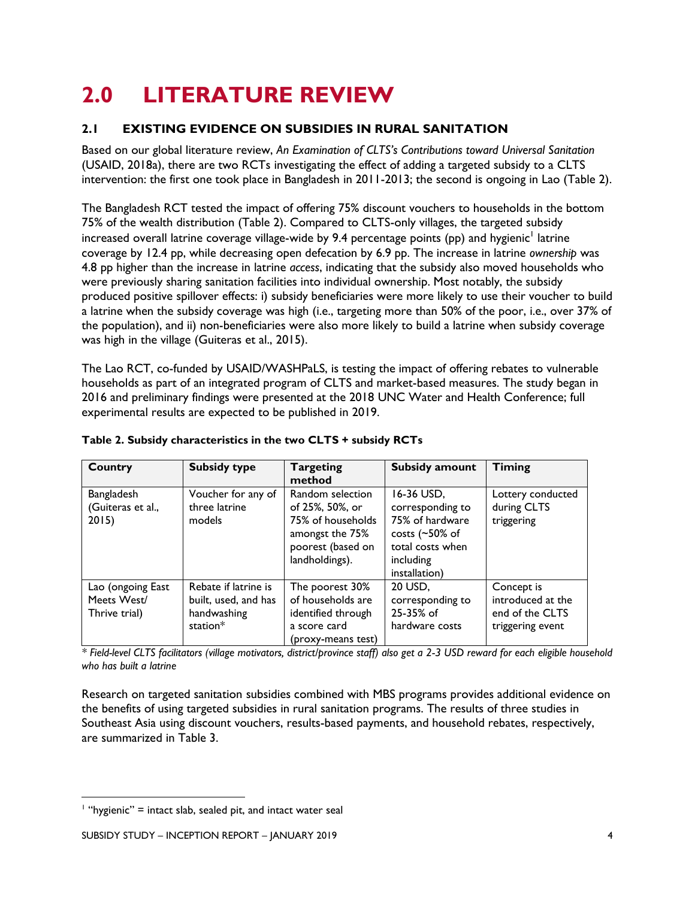# 2.0 LITERATURE REVIEW

## 2.1 EXISTING EVIDENCE ON SUBSIDIES IN RURAL SANITATION

Based on our global literature review, *An Examination of CLTS's Contributions toward Universal Sanitation* (USAID, 2018a), there are two RCTs investigating the effect of adding a targeted subsidy to a CLTS intervention: the first one took place in Bangladesh in 2011-2013; the second is ongoing in Lao (Table 2).

The Bangladesh RCT tested the impact of offering 75% discount vouchers to households in the bottom 75% of the wealth distribution (Table 2). Compared to CLTS-only villages, the targeted subsidy increased overall latrine coverage village-wide by 9.4 percentage points (pp) and hygienic[1] latrine coverage by 12.4 pp, while decreasing open defecation by 6.9 pp. The increase in latrine *ownership* was 4.8 pp higher than the increase in latrine *access*, indicating that the subsidy also moved households who were previously sharing sanitation facilities into individual ownership. Most notably, the subsidy produced positive spillover effects: i) subsidy beneficiaries were more likely to use their voucher to build a latrine when the subsidy coverage was high (i.e., targeting more than 50% of the poor, i.e., over 37% of the population), and ii) non-beneficiaries were also more likely to build a latrine when subsidy coverage was high in the village (Guiteras et al., 2015).

The Lao RCT, co-funded by USAID/WASHPaLS, is testing the impact of offering rebates to vulnerable households as part of an integrated program of CLTS and market-based measures. The study began in 2016 and preliminary findings were presented at the 2018 UNC Water and Health Conference; full experimental results are expected to be published in 2019.

**Table 2. Subsidy characteristics in the two CLTS + subsidy RCTs**

| Country | Subsidy type | Targeting method | Subsidy amount | Timing |
|---|---|---|---|---|
| Bangladesh (Guiteras et al., 2015) | Voucher for any of three latrine models | Random selection of 25%, 50%, or 75% of households amongst the 75% poorest (based on landholdings). | 16-36 USD, corresponding to 75% of hardware costs (~50% of total costs when including installation) | Lottery conducted during CLTS triggering |
| Lao (ongoing East Meets West/ Thrive trial) | Rebate if latrine is built, used, and has handwashing station* | The poorest 30% of households are identified through a score card (proxy-means test) | 20 USD, corresponding to 25-35% of hardware costs | Concept is introduced at the end of the CLTS triggering event |

*\* Field-level CLTS facilitators (village motivators, district/province staff) also get a 2-3 USD reward for each eligible household who has built a latrine*

Research on targeted sanitation subsidies combined with MBS programs provides additional evidence on the benefits of using targeted subsidies in rural sanitation programs. The results of three studies in Southeast Asia using discount vouchers, results-based payments, and household rebates, respectively, are summarized in Table 3.

[1] "hygienic" = intact slab, sealed pit, and intact water seal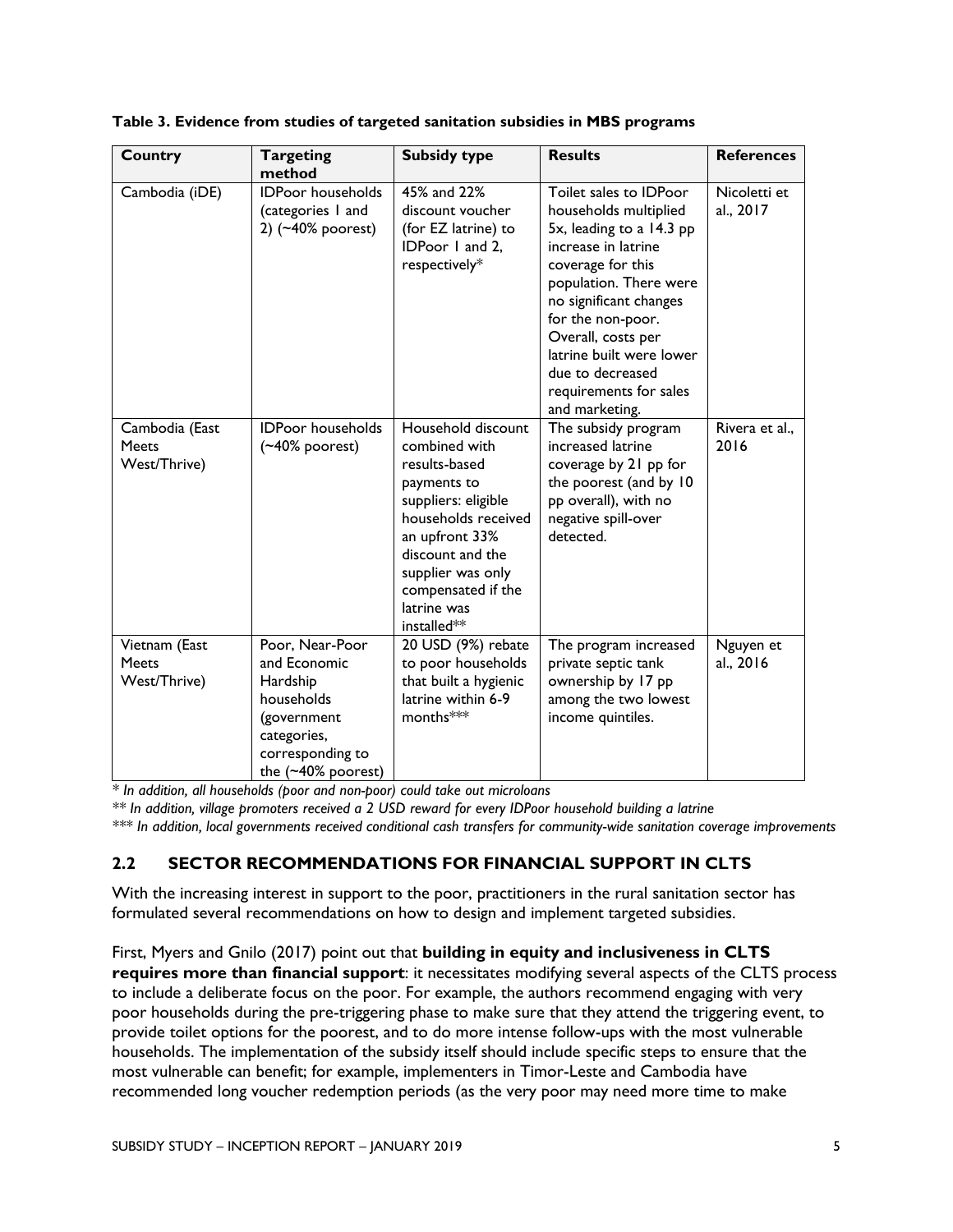**Table 3. Evidence from studies of targeted sanitation subsidies in MBS programs**

| Country | Targeting method | Subsidy type | Results | References |
|---|---|---|---|---|
| Cambodia (iDE) | IDPoor households (categories 1 and 2) (~40% poorest) | 45% and 22% discount voucher (for EZ latrine) to IDPoor 1 and 2, respectively* | Toilet sales to IDPoor households multiplied 5x, leading to a 14.3 pp increase in latrine coverage for this population. There were no significant changes for the non-poor. Overall, costs per latrine built were lower due to decreased requirements for sales and marketing. | Nicoletti et al., 2017 |
| Cambodia (East Meets West/Thrive) | IDPoor households (~40% poorest) | Household discount combined with results-based payments to suppliers: eligible households received an upfront 33% discount and the supplier was only compensated if the latrine was installed** | The subsidy program increased latrine coverage by 21 pp for the poorest (and by 10 pp overall), with no negative spill-over detected. | Rivera et al., 2016 |
| Vietnam (East Meets West/Thrive) | Poor, Near-Poor and Economic Hardship households (government categories, corresponding to the (~40% poorest) | 20 USD (9%) rebate to poor households that built a hygienic latrine within 6-9 months*** | The program increased private septic tank ownership by 17 pp among the two lowest income quintiles. | Nguyen et al., 2016 |

*\* In addition, all households (poor and non-poor) could take out microloans*

*\*\* In addition, village promoters received a 2 USD reward for every IDPoor household building a latrine*

*\*\*\* In addition, local governments received conditional cash transfers for community-wide sanitation coverage improvements*

## 2.2 SECTOR RECOMMENDATIONS FOR FINANCIAL SUPPORT IN CLTS

With the increasing interest in support to the poor, practitioners in the rural sanitation sector has formulated several recommendations on how to design and implement targeted subsidies.

First, Myers and Gnilo (2017) point out that **building in equity and inclusiveness in CLTS requires more than financial support**: it necessitates modifying several aspects of the CLTS process to include a deliberate focus on the poor. For example, the authors recommend engaging with very poor households during the pre-triggering phase to make sure that they attend the triggering event, to provide toilet options for the poorest, and to do more intense follow-ups with the most vulnerable households. The implementation of the subsidy itself should include specific steps to ensure that the most vulnerable can benefit; for example, implementers in Timor-Leste and Cambodia have recommended long voucher redemption periods (as the very poor may need more time to make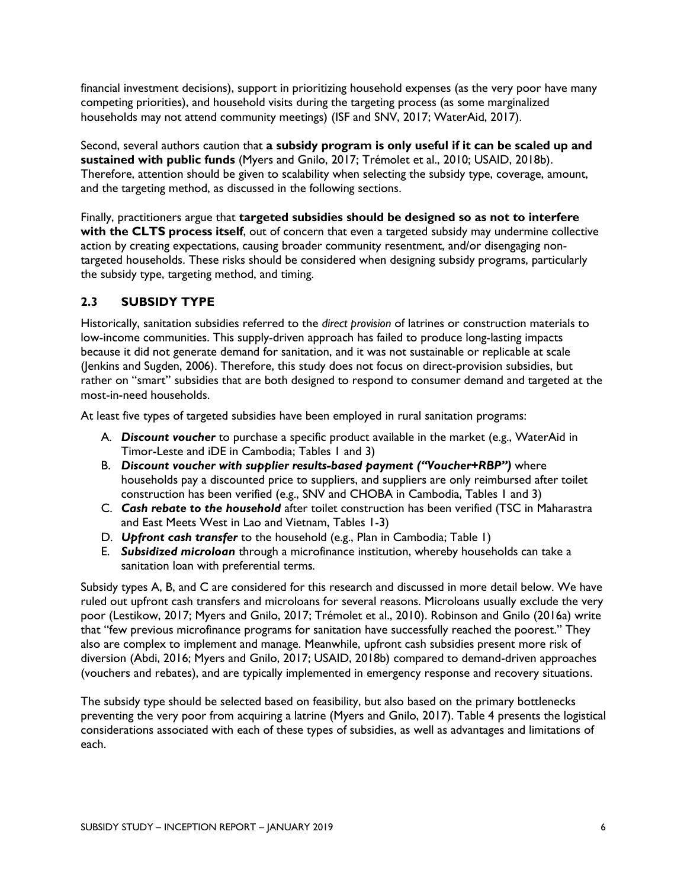financial investment decisions), support in prioritizing household expenses (as the very poor have many competing priorities), and household visits during the targeting process (as some marginalized households may not attend community meetings) (ISF and SNV, 2017; WaterAid, 2017).

Second, several authors caution that **a subsidy program is only useful if it can be scaled up and sustained with public funds** (Myers and Gnilo, 2017; Trémolet et al., 2010; USAID, 2018b). Therefore, attention should be given to scalability when selecting the subsidy type, coverage, amount, and the targeting method, as discussed in the following sections.

Finally, practitioners argue that **targeted subsidies should be designed so as not to interfere with the CLTS process itself**, out of concern that even a targeted subsidy may undermine collective action by creating expectations, causing broader community resentment, and/or disengaging non-targeted households. These risks should be considered when designing subsidy programs, particularly the subsidy type, targeting method, and timing.

## 2.3 SUBSIDY TYPE

Historically, sanitation subsidies referred to the *direct provision* of latrines or construction materials to low-income communities. This supply-driven approach has failed to produce long-lasting impacts because it did not generate demand for sanitation, and it was not sustainable or replicable at scale (Jenkins and Sugden, 2006). Therefore, this study does not focus on direct-provision subsidies, but rather on "smart" subsidies that are both designed to respond to consumer demand and targeted at the most-in-need households.

At least five types of targeted subsidies have been employed in rural sanitation programs:

A. ***Discount voucher*** to purchase a specific product available in the market (e.g., WaterAid in Timor-Leste and iDE in Cambodia; Tables 1 and 3)
B. ***Discount voucher with supplier results-based payment ("Voucher+RBP")*** where households pay a discounted price to suppliers, and suppliers are only reimbursed after toilet construction has been verified (e.g., SNV and CHOBA in Cambodia, Tables 1 and 3)
C. ***Cash rebate to the household*** after toilet construction has been verified (TSC in Maharastra and East Meets West in Lao and Vietnam, Tables 1-3)
D. ***Upfront cash transfer*** to the household (e.g., Plan in Cambodia; Table 1)
E. ***Subsidized microloan*** through a microfinance institution, whereby households can take a sanitation loan with preferential terms.

Subsidy types A, B, and C are considered for this research and discussed in more detail below. We have ruled out upfront cash transfers and microloans for several reasons. Microloans usually exclude the very poor (Lestikow, 2017; Myers and Gnilo, 2017; Trémolet et al., 2010). Robinson and Gnilo (2016a) write that "few previous microfinance programs for sanitation have successfully reached the poorest." They also are complex to implement and manage. Meanwhile, upfront cash subsidies present more risk of diversion (Abdi, 2016; Myers and Gnilo, 2017; USAID, 2018b) compared to demand-driven approaches (vouchers and rebates), and are typically implemented in emergency response and recovery situations.

The subsidy type should be selected based on feasibility, but also based on the primary bottlenecks preventing the very poor from acquiring a latrine (Myers and Gnilo, 2017). Table 4 presents the logistical considerations associated with each of these types of subsidies, as well as advantages and limitations of each.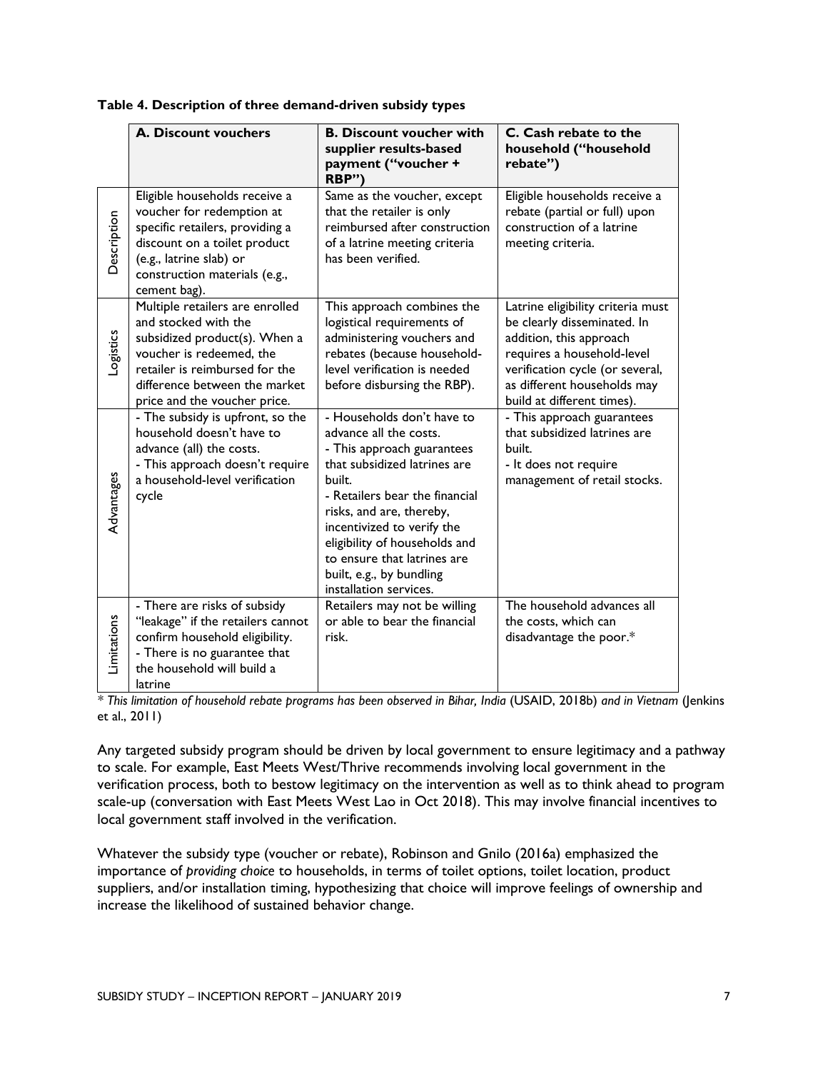**Table 4. Description of three demand-driven subsidy types**

| | A. Discount vouchers | B. Discount voucher with supplier results-based payment ("voucher + RBP") | C. Cash rebate to the household ("household rebate") |
|---|---|---|---|
| Description | Eligible households receive a voucher for redemption at specific retailers, providing a discount on a toilet product (e.g., latrine slab) or construction materials (e.g., cement bag). | Same as the voucher, except that the retailer is only reimbursed after construction of a latrine meeting criteria has been verified. | Eligible households receive a rebate (partial or full) upon construction of a latrine meeting criteria. |
| Logistics | Multiple retailers are enrolled and stocked with the subsidized product(s). When a voucher is redeemed, the retailer is reimbursed for the difference between the market price and the voucher price. | This approach combines the logistical requirements of administering vouchers and rebates (because household-level verification is needed before disbursing the RBP). | Latrine eligibility criteria must be clearly disseminated. In addition, this approach requires a household-level verification cycle (or several, as different households may build at different times). |
| Advantages | - The subsidy is upfront, so the household doesn't have to advance (all) the costs.<br>- This approach doesn't require a household-level verification cycle | - Households don't have to advance all the costs.<br>- This approach guarantees that subsidized latrines are built.<br>- Retailers bear the financial risks, and are, thereby, incentivized to verify the eligibility of households and to ensure that latrines are built, e.g., by bundling installation services. | - This approach guarantees that subsidized latrines are built.<br>- It does not require management of retail stocks. |
| Limitations | - There are risks of subsidy "leakage" if the retailers cannot confirm household eligibility.<br>- There is no guarantee that the household will build a latrine | Retailers may not be willing or able to bear the financial risk. | The household advances all the costs, which can disadvantage the poor.* |

* *This limitation of household rebate programs has been observed in Bihar, India* (USAID, 2018b) *and in Vietnam* (Jenkins et al., 2011)

Any targeted subsidy program should be driven by local government to ensure legitimacy and a pathway to scale. For example, East Meets West/Thrive recommends involving local government in the verification process, both to bestow legitimacy on the intervention as well as to think ahead to program scale-up (conversation with East Meets West Lao in Oct 2018). This may involve financial incentives to local government staff involved in the verification.

Whatever the subsidy type (voucher or rebate), Robinson and Gnilo (2016a) emphasized the importance of *providing choice* to households, in terms of toilet options, toilet location, product suppliers, and/or installation timing, hypothesizing that choice will improve feelings of ownership and increase the likelihood of sustained behavior change.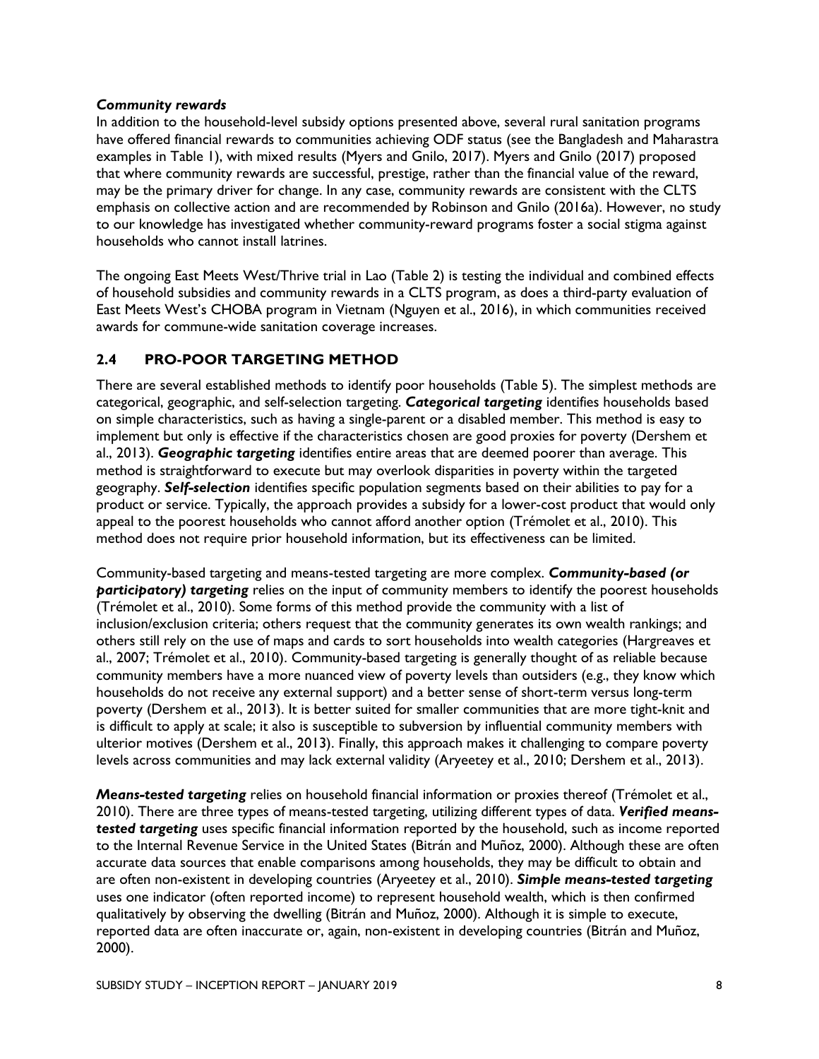***Community rewards***

In addition to the household-level subsidy options presented above, several rural sanitation programs have offered financial rewards to communities achieving ODF status (see the Bangladesh and Maharastra examples in Table 1), with mixed results (Myers and Gnilo, 2017). Myers and Gnilo (2017) proposed that where community rewards are successful, prestige, rather than the financial value of the reward, may be the primary driver for change. In any case, community rewards are consistent with the CLTS emphasis on collective action and are recommended by Robinson and Gnilo (2016a). However, no study to our knowledge has investigated whether community-reward programs foster a social stigma against households who cannot install latrines.

The ongoing East Meets West/Thrive trial in Lao (Table 2) is testing the individual and combined effects of household subsidies and community rewards in a CLTS program, as does a third-party evaluation of East Meets West's CHOBA program in Vietnam (Nguyen et al., 2016), in which communities received awards for commune-wide sanitation coverage increases.

## 2.4 PRO-POOR TARGETING METHOD

There are several established methods to identify poor households (Table 5). The simplest methods are categorical, geographic, and self-selection targeting. ***Categorical targeting*** identifies households based on simple characteristics, such as having a single-parent or a disabled member. This method is easy to implement but only is effective if the characteristics chosen are good proxies for poverty (Dershem et al., 2013). ***Geographic targeting*** identifies entire areas that are deemed poorer than average. This method is straightforward to execute but may overlook disparities in poverty within the targeted geography. ***Self-selection*** identifies specific population segments based on their abilities to pay for a product or service. Typically, the approach provides a subsidy for a lower-cost product that would only appeal to the poorest households who cannot afford another option (Trémolet et al., 2010). This method does not require prior household information, but its effectiveness can be limited.

Community-based targeting and means-tested targeting are more complex. ***Community-based (or participatory) targeting*** relies on the input of community members to identify the poorest households (Trémolet et al., 2010). Some forms of this method provide the community with a list of inclusion/exclusion criteria; others request that the community generates its own wealth rankings; and others still rely on the use of maps and cards to sort households into wealth categories (Hargreaves et al., 2007; Trémolet et al., 2010). Community-based targeting is generally thought of as reliable because community members have a more nuanced view of poverty levels than outsiders (e.g., they know which households do not receive any external support) and a better sense of short-term versus long-term poverty (Dershem et al., 2013). It is better suited for smaller communities that are more tight-knit and is difficult to apply at scale; it also is susceptible to subversion by influential community members with ulterior motives (Dershem et al., 2013). Finally, this approach makes it challenging to compare poverty levels across communities and may lack external validity (Aryeetey et al., 2010; Dershem et al., 2013).

***Means-tested targeting*** relies on household financial information or proxies thereof (Trémolet et al., 2010). There are three types of means-tested targeting, utilizing different types of data. ***Verified means-tested targeting*** uses specific financial information reported by the household, such as income reported to the Internal Revenue Service in the United States (Bitrán and Muñoz, 2000). Although these are often accurate data sources that enable comparisons among households, they may be difficult to obtain and are often non-existent in developing countries (Aryeetey et al., 2010). ***Simple means-tested targeting*** uses one indicator (often reported income) to represent household wealth, which is then confirmed qualitatively by observing the dwelling (Bitrán and Muñoz, 2000). Although it is simple to execute, reported data are often inaccurate or, again, non-existent in developing countries (Bitrán and Muñoz, 2000).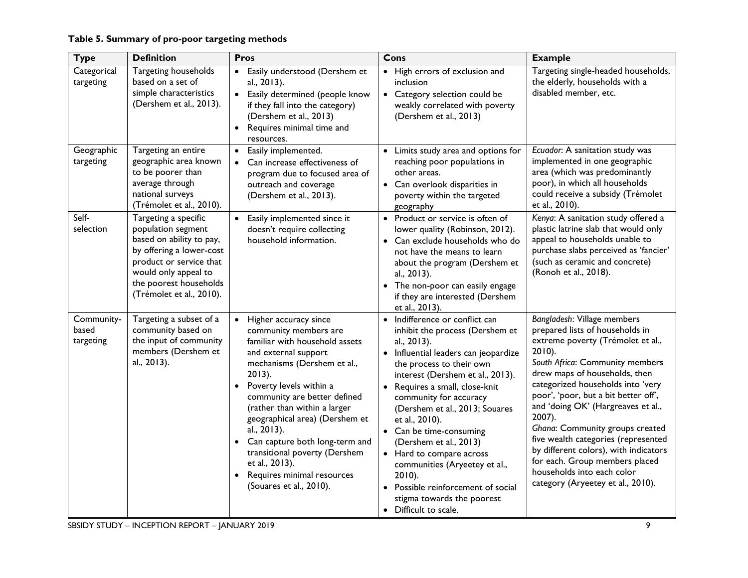**Table 5. Summary of pro-poor targeting methods**

| Type | Definition | Pros | Cons | Example |
|---|---|---|---|---|
| Categorical targeting | Targeting households based on a set of simple characteristics (Dershem et al., 2013). | • Easily understood (Dershem et al., 2013).<br>• Easily determined (people know if they fall into the category) (Dershem et al., 2013)<br>• Requires minimal time and resources. | • High errors of exclusion and inclusion<br>• Category selection could be weakly correlated with poverty (Dershem et al., 2013) | Targeting single-headed households, the elderly, households with a disabled member, etc. |
| Geographic targeting | Targeting an entire geographic area known to be poorer than average through national surveys (Trémolet et al., 2010). | • Easily implemented.<br>• Can increase effectiveness of program due to focused area of outreach and coverage (Dershem et al., 2013). | • Limits study area and options for reaching poor populations in other areas.<br>• Can overlook disparities in poverty within the targeted geography | *Ecuador*: A sanitation study was implemented in one geographic area (which was predominantly poor), in which all households could receive a subsidy (Trémolet et al., 2010). |
| Self-selection | Targeting a specific population segment based on ability to pay, by offering a lower-cost product or service that would only appeal to the poorest households (Trémolet et al., 2010). | • Easily implemented since it doesn't require collecting household information. | • Product or service is often of lower quality (Robinson, 2012).<br>• Can exclude households who do not have the means to learn about the program (Dershem et al., 2013).<br>• The non-poor can easily engage if they are interested (Dershem et al., 2013). | *Kenya*: A sanitation study offered a plastic latrine slab that would only appeal to households unable to purchase slabs perceived as 'fancier' (such as ceramic and concrete) (Ronoh et al., 2018). |
| Community-based targeting | Targeting a subset of a community based on the input of community members (Dershem et al., 2013). | • Higher accuracy since community members are familiar with household assets and external support mechanisms (Dershem et al., 2013).<br>• Poverty levels within a community are better defined (rather than within a larger geographical area) (Dershem et al., 2013).<br>• Can capture both long-term and transitional poverty (Dershem et al., 2013).<br>• Requires minimal resources (Souares et al., 2010). | • Indifference or conflict can inhibit the process (Dershem et al., 2013).<br>• Influential leaders can jeopardize the process to their own interest (Dershem et al., 2013).<br>• Requires a small, close-knit community for accuracy (Dershem et al., 2013; Souares et al., 2010).<br>• Can be time-consuming (Dershem et al., 2013)<br>• Hard to compare across communities (Aryeetey et al., 2010).<br>• Possible reinforcement of social stigma towards the poorest<br>• Difficult to scale. | *Bangladesh*: Village members prepared lists of households in extreme poverty (Trémolet et al., 2010).<br>*South Africa*: Community members drew maps of households, then categorized households into 'very poor', 'poor, but a bit better off', and 'doing OK' (Hargreaves et al., 2007).<br>*Ghana*: Community groups created five wealth categories (represented by different colors), with indicators for each. Group members placed households into each color category (Aryeetey et al., 2010). |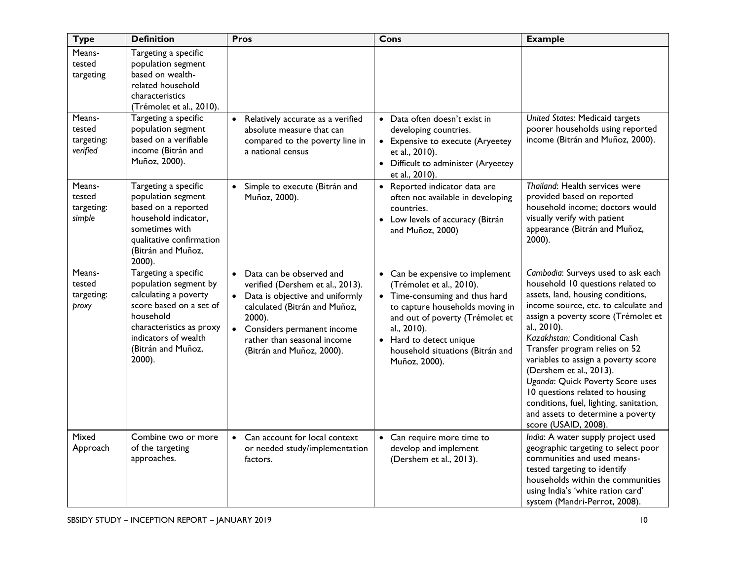| Type | Definition | Pros | Cons | Example |
|---|---|---|---|---|
| Means-tested targeting | Targeting a specific population segment based on wealth-related household characteristics (Trémolet et al., 2010). | | | |
| Means-tested targeting: *verified* | Targeting a specific population segment based on a verifiable income (Bitrán and Muñoz, 2000). | • Relatively accurate as a verified absolute measure that can compared to the poverty line in a national census | • Data often doesn't exist in developing countries.<br>• Expensive to execute (Aryeetey et al., 2010).<br>• Difficult to administer (Aryeetey et al., 2010). | *United States*: Medicaid targets poorer households using reported income (Bitrán and Muñoz, 2000). |
| Means-tested targeting: *simple* | Targeting a specific population segment based on a reported household indicator, sometimes with qualitative confirmation (Bitrán and Muñoz, 2000). | • Simple to execute (Bitrán and Muñoz, 2000). | • Reported indicator data are often not available in developing countries.<br>• Low levels of accuracy (Bitrán and Muñoz, 2000) | *Thailand*: Health services were provided based on reported household income; doctors would visually verify with patient appearance (Bitrán and Muñoz, 2000). |
| Means-tested targeting: *proxy* | Targeting a specific population segment by calculating a poverty score based on a set of household characteristics as proxy indicators of wealth (Bitrán and Muñoz, 2000). | • Data can be observed and verified (Dershem et al., 2013).<br>• Data is objective and uniformly calculated (Bitrán and Muñoz, 2000).<br>• Considers permanent income rather than seasonal income (Bitrán and Muñoz, 2000). | • Can be expensive to implement (Trémolet et al., 2010).<br>• Time-consuming and thus hard to capture households moving in and out of poverty (Trémolet et al., 2010).<br>• Hard to detect unique household situations (Bitrán and Muñoz, 2000). | *Cambodia*: Surveys used to ask each household 10 questions related to assets, land, housing conditions, income source, etc. to calculate and assign a poverty score (Trémolet et al., 2010).<br>*Kazakhstan:* Conditional Cash Transfer program relies on 52 variables to assign a poverty score (Dershem et al., 2013).<br>*Uganda*: Quick Poverty Score uses 10 questions related to housing conditions, fuel, lighting, sanitation, and assets to determine a poverty score (USAID, 2008). |
| Mixed Approach | Combine two or more of the targeting approaches. | • Can account for local context or needed study/implementation factors. | • Can require more time to develop and implement (Dershem et al., 2013). | *India*: A water supply project used geographic targeting to select poor communities and used means-tested targeting to identify households within the communities using India's 'white ration card' system (Mandri-Perrot, 2008). |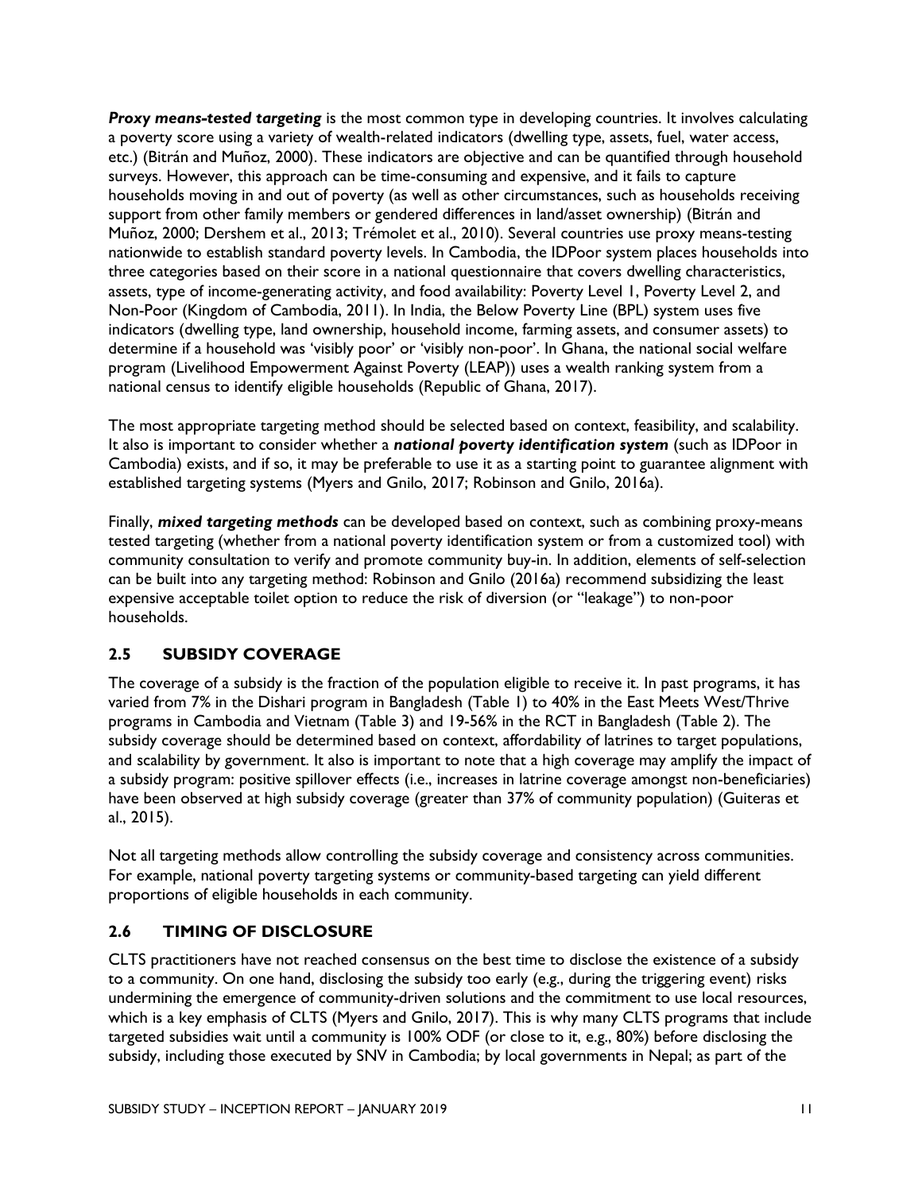***Proxy means-tested targeting*** is the most common type in developing countries. It involves calculating a poverty score using a variety of wealth-related indicators (dwelling type, assets, fuel, water access, etc.) (Bitrán and Muñoz, 2000). These indicators are objective and can be quantified through household surveys. However, this approach can be time-consuming and expensive, and it fails to capture households moving in and out of poverty (as well as other circumstances, such as households receiving support from other family members or gendered differences in land/asset ownership) (Bitrán and Muñoz, 2000; Dershem et al., 2013; Trémolet et al., 2010). Several countries use proxy means-testing nationwide to establish standard poverty levels. In Cambodia, the IDPoor system places households into three categories based on their score in a national questionnaire that covers dwelling characteristics, assets, type of income-generating activity, and food availability: Poverty Level 1, Poverty Level 2, and Non-Poor (Kingdom of Cambodia, 2011). In India, the Below Poverty Line (BPL) system uses five indicators (dwelling type, land ownership, household income, farming assets, and consumer assets) to determine if a household was 'visibly poor' or 'visibly non-poor'. In Ghana, the national social welfare program (Livelihood Empowerment Against Poverty (LEAP)) uses a wealth ranking system from a national census to identify eligible households (Republic of Ghana, 2017).

The most appropriate targeting method should be selected based on context, feasibility, and scalability. It also is important to consider whether a ***national poverty identification system*** (such as IDPoor in Cambodia) exists, and if so, it may be preferable to use it as a starting point to guarantee alignment with established targeting systems (Myers and Gnilo, 2017; Robinson and Gnilo, 2016a).

Finally, ***mixed targeting methods*** can be developed based on context, such as combining proxy-means tested targeting (whether from a national poverty identification system or from a customized tool) with community consultation to verify and promote community buy-in. In addition, elements of self-selection can be built into any targeting method: Robinson and Gnilo (2016a) recommend subsidizing the least expensive acceptable toilet option to reduce the risk of diversion (or "leakage") to non-poor households.

## 2.5 SUBSIDY COVERAGE

The coverage of a subsidy is the fraction of the population eligible to receive it. In past programs, it has varied from 7% in the Dishari program in Bangladesh (Table 1) to 40% in the East Meets West/Thrive programs in Cambodia and Vietnam (Table 3) and 19-56% in the RCT in Bangladesh (Table 2). The subsidy coverage should be determined based on context, affordability of latrines to target populations, and scalability by government. It also is important to note that a high coverage may amplify the impact of a subsidy program: positive spillover effects (i.e., increases in latrine coverage amongst non-beneficiaries) have been observed at high subsidy coverage (greater than 37% of community population) (Guiteras et al., 2015).

Not all targeting methods allow controlling the subsidy coverage and consistency across communities. For example, national poverty targeting systems or community-based targeting can yield different proportions of eligible households in each community.

## 2.6 TIMING OF DISCLOSURE

CLTS practitioners have not reached consensus on the best time to disclose the existence of a subsidy to a community. On one hand, disclosing the subsidy too early (e.g., during the triggering event) risks undermining the emergence of community-driven solutions and the commitment to use local resources, which is a key emphasis of CLTS (Myers and Gnilo, 2017). This is why many CLTS programs that include targeted subsidies wait until a community is 100% ODF (or close to it, e.g., 80%) before disclosing the subsidy, including those executed by SNV in Cambodia; by local governments in Nepal; as part of the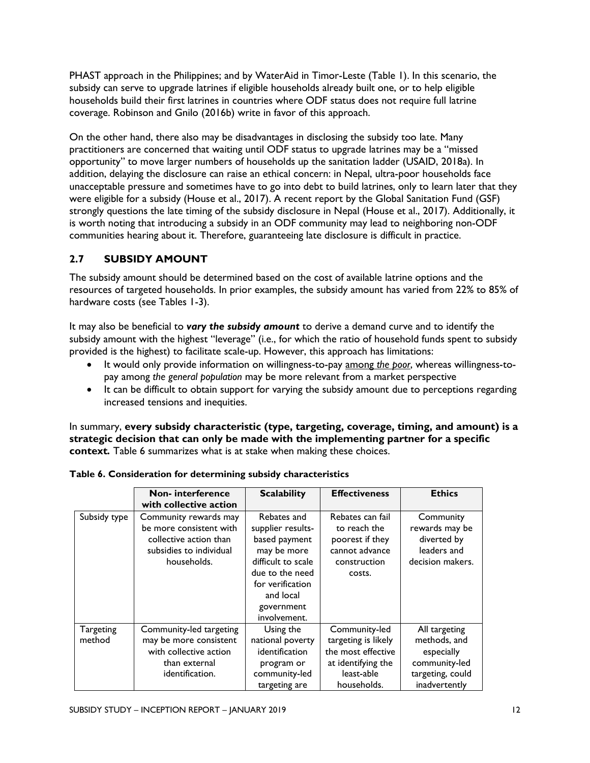PHAST approach in the Philippines; and by WaterAid in Timor-Leste (Table 1). In this scenario, the subsidy can serve to upgrade latrines if eligible households already built one, or to help eligible households build their first latrines in countries where ODF status does not require full latrine coverage. Robinson and Gnilo (2016b) write in favor of this approach.

On the other hand, there also may be disadvantages in disclosing the subsidy too late. Many practitioners are concerned that waiting until ODF status to upgrade latrines may be a "missed opportunity" to move larger numbers of households up the sanitation ladder (USAID, 2018a). In addition, delaying the disclosure can raise an ethical concern: in Nepal, ultra-poor households face unacceptable pressure and sometimes have to go into debt to build latrines, only to learn later that they were eligible for a subsidy (House et al., 2017). A recent report by the Global Sanitation Fund (GSF) strongly questions the late timing of the subsidy disclosure in Nepal (House et al., 2017). Additionally, it is worth noting that introducing a subsidy in an ODF community may lead to neighboring non-ODF communities hearing about it. Therefore, guaranteeing late disclosure is difficult in practice.

## 2.7 SUBSIDY AMOUNT

The subsidy amount should be determined based on the cost of available latrine options and the resources of targeted households. In prior examples, the subsidy amount has varied from 22% to 85% of hardware costs (see Tables 1-3).

It may also be beneficial to ***vary the subsidy amount*** to derive a demand curve and to identify the subsidy amount with the highest "leverage" (i.e., for which the ratio of household funds spent to subsidy provided is the highest) to facilitate scale-up. However, this approach has limitations:

- It would only provide information on willingness-to-pay among *the poor*, whereas willingness-to-pay among *the general population* may be more relevant from a market perspective
- It can be difficult to obtain support for varying the subsidy amount due to perceptions regarding increased tensions and inequities.

In summary, **every subsidy characteristic (type, targeting, coverage, timing, and amount) is a strategic decision that can only be made with the implementing partner for a specific context.** Table 6 summarizes what is at stake when making these choices.

**Table 6. Consideration for determining subsidy characteristics**

| | Non- interference with collective action | Scalability | Effectiveness | Ethics |
|---|---|---|---|---|
| Subsidy type | Community rewards may be more consistent with collective action than subsidies to individual households. | Rebates and supplier results-based payment may be more difficult to scale due to the need for verification and local government involvement. | Rebates can fail to reach the poorest if they cannot advance construction costs. | Community rewards may be diverted by leaders and decision makers. |
| Targeting method | Community-led targeting may be more consistent with collective action than external identification. | Using the national poverty identification program or community-led targeting are | Community-led targeting is likely the most effective at identifying the least-able households. | All targeting methods, and especially community-led targeting, could inadvertently |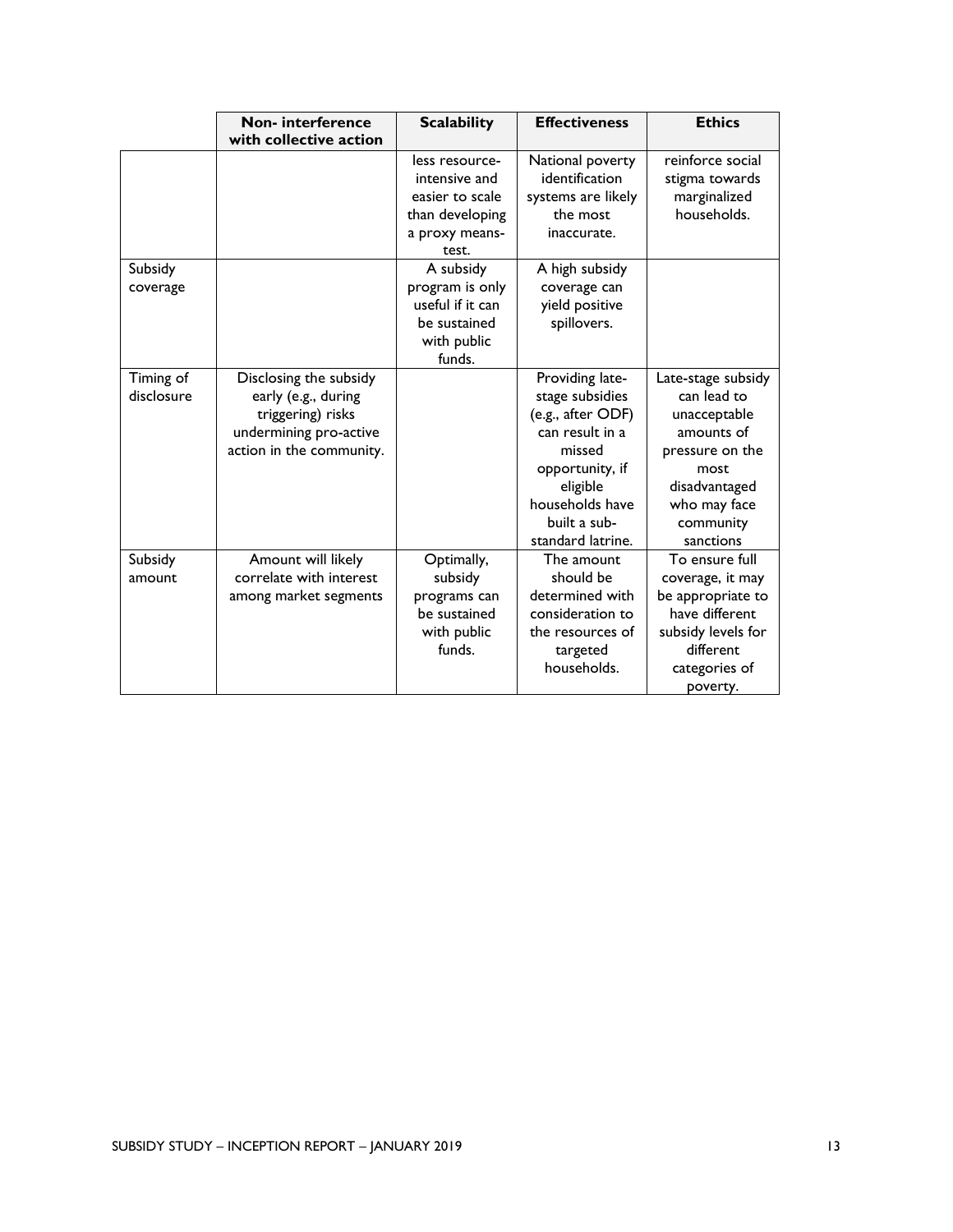| | Non- interference with collective action | Scalability | Effectiveness | Ethics |
|---|---|---|---|---|
| | | less resource-intensive and easier to scale than developing a proxy means-test. | National poverty identification systems are likely the most inaccurate. | reinforce social stigma towards marginalized households. |
| Subsidy coverage | | A subsidy program is only useful if it can be sustained with public funds. | A high subsidy coverage can yield positive spillovers. | |
| Timing of disclosure | Disclosing the subsidy early (e.g., during triggering) risks undermining pro-active action in the community. | | Providing late-stage subsidies (e.g., after ODF) can result in a missed opportunity, if eligible households have built a sub-standard latrine. | Late-stage subsidy can lead to unacceptable amounts of pressure on the most disadvantaged who may face community sanctions |
| Subsidy amount | Amount will likely correlate with interest among market segments | Optimally, subsidy programs can be sustained with public funds. | The amount should be determined with consideration to the resources of targeted households. | To ensure full coverage, it may be appropriate to have different subsidy levels for different categories of poverty. |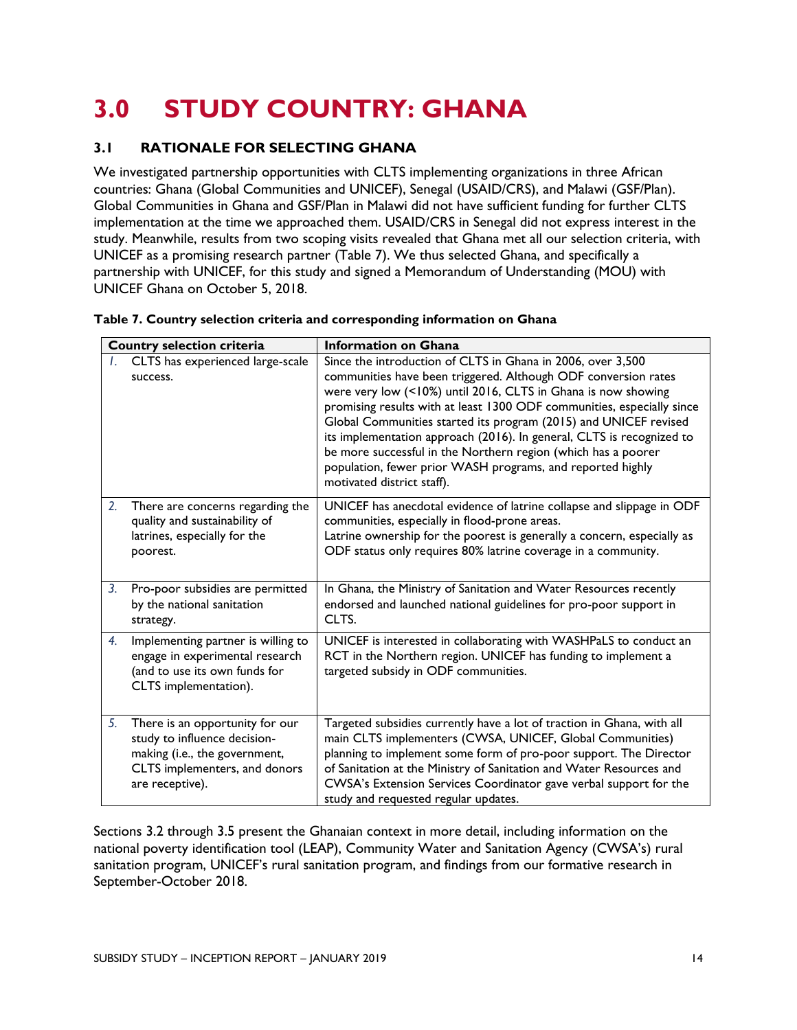# 3.0 STUDY COUNTRY: GHANA

## 3.1 RATIONALE FOR SELECTING GHANA

We investigated partnership opportunities with CLTS implementing organizations in three African countries: Ghana (Global Communities and UNICEF), Senegal (USAID/CRS), and Malawi (GSF/Plan). Global Communities in Ghana and GSF/Plan in Malawi did not have sufficient funding for further CLTS implementation at the time we approached them. USAID/CRS in Senegal did not express interest in the study. Meanwhile, results from two scoping visits revealed that Ghana met all our selection criteria, with UNICEF as a promising research partner (Table 7). We thus selected Ghana, and specifically a partnership with UNICEF, for this study and signed a Memorandum of Understanding (MOU) with UNICEF Ghana on October 5, 2018.

**Table 7. Country selection criteria and corresponding information on Ghana**

| Country selection criteria | Information on Ghana |
|---|---|
| *1.* CLTS has experienced large-scale success. | Since the introduction of CLTS in Ghana in 2006, over 3,500 communities have been triggered. Although ODF conversion rates were very low (<10%) until 2016, CLTS in Ghana is now showing promising results with at least 1300 ODF communities, especially since Global Communities started its program (2015) and UNICEF revised its implementation approach (2016). In general, CLTS is recognized to be more successful in the Northern region (which has a poorer population, fewer prior WASH programs, and reported highly motivated district staff). |
| *2.* There are concerns regarding the quality and sustainability of latrines, especially for the poorest. | UNICEF has anecdotal evidence of latrine collapse and slippage in ODF communities, especially in flood-prone areas.<br>Latrine ownership for the poorest is generally a concern, especially as ODF status only requires 80% latrine coverage in a community. |
| *3.* Pro-poor subsidies are permitted by the national sanitation strategy. | In Ghana, the Ministry of Sanitation and Water Resources recently endorsed and launched national guidelines for pro-poor support in CLTS. |
| *4.* Implementing partner is willing to engage in experimental research (and to use its own funds for CLTS implementation). | UNICEF is interested in collaborating with WASHPaLS to conduct an RCT in the Northern region. UNICEF has funding to implement a targeted subsidy in ODF communities. |
| *5.* There is an opportunity for our study to influence decision-making (i.e., the government, CLTS implementers, and donors are receptive). | Targeted subsidies currently have a lot of traction in Ghana, with all main CLTS implementers (CWSA, UNICEF, Global Communities) planning to implement some form of pro-poor support. The Director of Sanitation at the Ministry of Sanitation and Water Resources and CWSA's Extension Services Coordinator gave verbal support for the study and requested regular updates. |

Sections 3.2 through 3.5 present the Ghanaian context in more detail, including information on the national poverty identification tool (LEAP), Community Water and Sanitation Agency (CWSA's) rural sanitation program, UNICEF's rural sanitation program, and findings from our formative research in September-October 2018.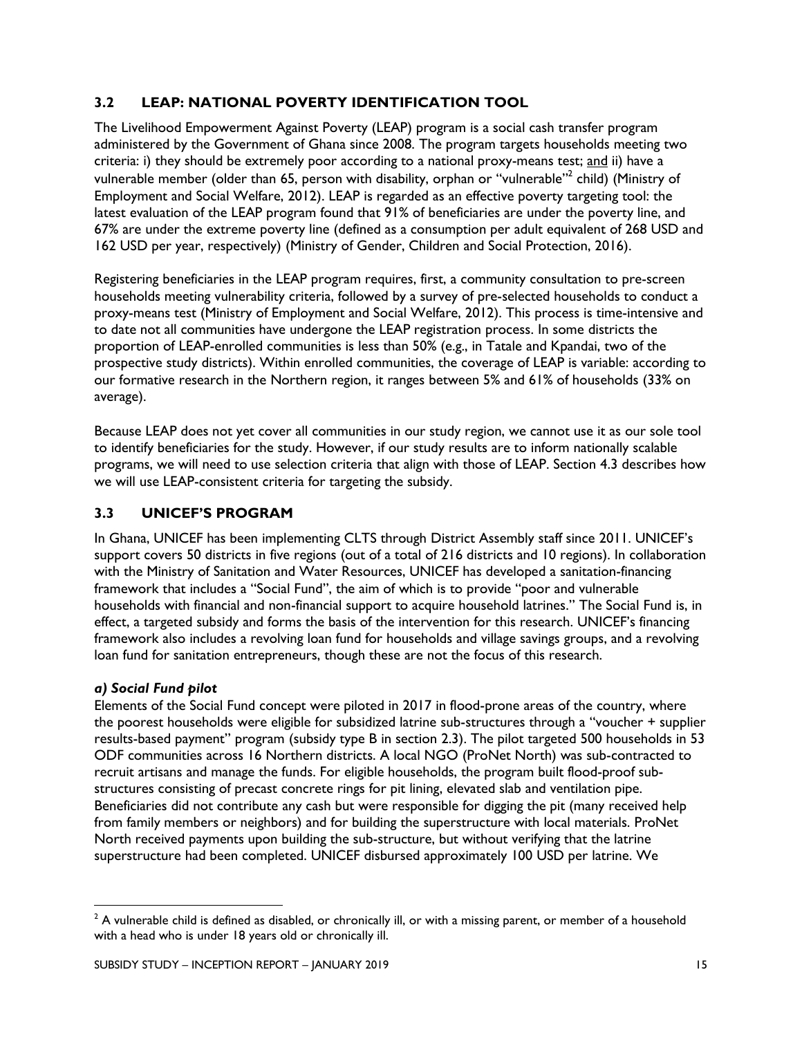## 3.2 LEAP: NATIONAL POVERTY IDENTIFICATION TOOL

The Livelihood Empowerment Against Poverty (LEAP) program is a social cash transfer program administered by the Government of Ghana since 2008. The program targets households meeting two criteria: i) they should be extremely poor according to a national proxy-means test; and ii) have a vulnerable member (older than 65, person with disability, orphan or "vulnerable"[2] child) (Ministry of Employment and Social Welfare, 2012). LEAP is regarded as an effective poverty targeting tool: the latest evaluation of the LEAP program found that 91% of beneficiaries are under the poverty line, and 67% are under the extreme poverty line (defined as a consumption per adult equivalent of 268 USD and 162 USD per year, respectively) (Ministry of Gender, Children and Social Protection, 2016).

Registering beneficiaries in the LEAP program requires, first, a community consultation to pre-screen households meeting vulnerability criteria, followed by a survey of pre-selected households to conduct a proxy-means test (Ministry of Employment and Social Welfare, 2012). This process is time-intensive and to date not all communities have undergone the LEAP registration process. In some districts the proportion of LEAP-enrolled communities is less than 50% (e.g., in Tatale and Kpandai, two of the prospective study districts). Within enrolled communities, the coverage of LEAP is variable: according to our formative research in the Northern region, it ranges between 5% and 61% of households (33% on average).

Because LEAP does not yet cover all communities in our study region, we cannot use it as our sole tool to identify beneficiaries for the study. However, if our study results are to inform nationally scalable programs, we will need to use selection criteria that align with those of LEAP. Section 4.3 describes how we will use LEAP-consistent criteria for targeting the subsidy.

## 3.3 UNICEF'S PROGRAM

In Ghana, UNICEF has been implementing CLTS through District Assembly staff since 2011. UNICEF's support covers 50 districts in five regions (out of a total of 216 districts and 10 regions). In collaboration with the Ministry of Sanitation and Water Resources, UNICEF has developed a sanitation-financing framework that includes a "Social Fund", the aim of which is to provide "poor and vulnerable households with financial and non-financial support to acquire household latrines." The Social Fund is, in effect, a targeted subsidy and forms the basis of the intervention for this research. UNICEF's financing framework also includes a revolving loan fund for households and village savings groups, and a revolving loan fund for sanitation entrepreneurs, though these are not the focus of this research.

### *a) Social Fund pilot*

Elements of the Social Fund concept were piloted in 2017 in flood-prone areas of the country, where the poorest households were eligible for subsidized latrine sub-structures through a "voucher + supplier results-based payment" program (subsidy type B in section 2.3). The pilot targeted 500 households in 53 ODF communities across 16 Northern districts. A local NGO (ProNet North) was sub-contracted to recruit artisans and manage the funds. For eligible households, the program built flood-proof sub-structures consisting of precast concrete rings for pit lining, elevated slab and ventilation pipe. Beneficiaries did not contribute any cash but were responsible for digging the pit (many received help from family members or neighbors) and for building the superstructure with local materials. ProNet North received payments upon building the sub-structure, but without verifying that the latrine superstructure had been completed. UNICEF disbursed approximately 100 USD per latrine. We

[2] A vulnerable child is defined as disabled, or chronically ill, or with a missing parent, or member of a household with a head who is under 18 years old or chronically ill.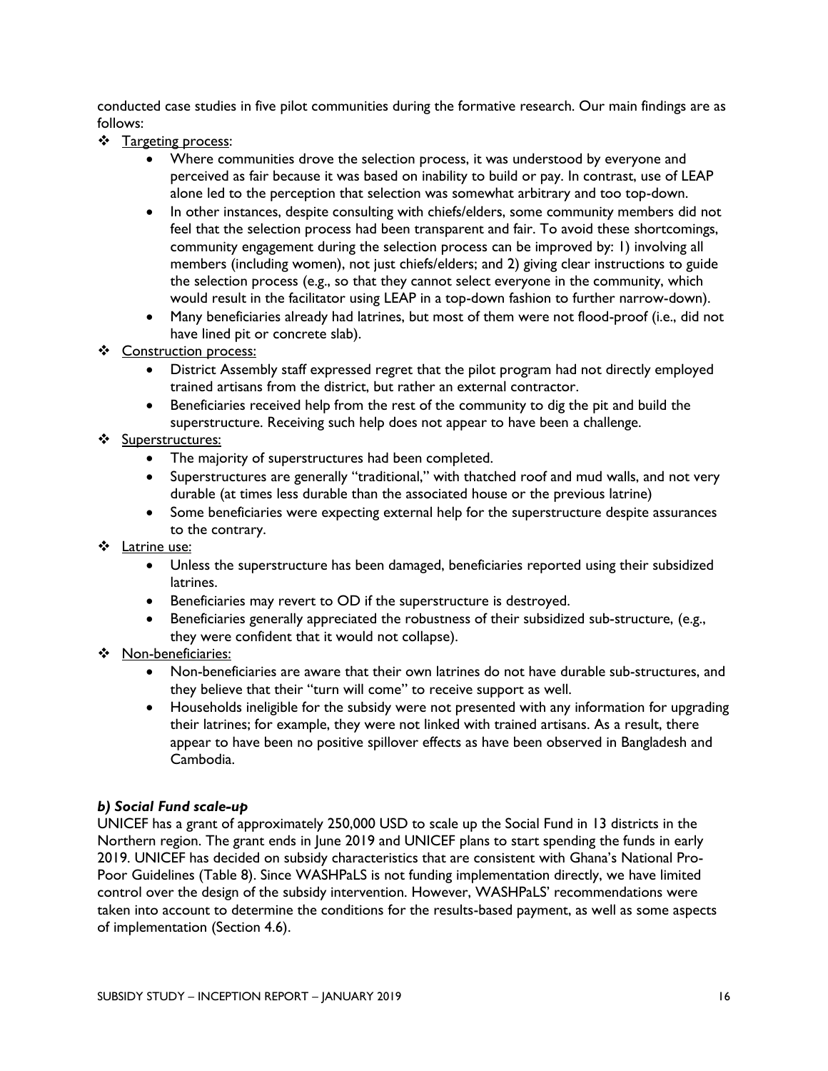conducted case studies in five pilot communities during the formative research. Our main findings are as follows:

- Targeting process:
  - Where communities drove the selection process, it was understood by everyone and perceived as fair because it was based on inability to build or pay. In contrast, use of LEAP alone led to the perception that selection was somewhat arbitrary and too top-down.
  - In other instances, despite consulting with chiefs/elders, some community members did not feel that the selection process had been transparent and fair. To avoid these shortcomings, community engagement during the selection process can be improved by: 1) involving all members (including women), not just chiefs/elders; and 2) giving clear instructions to guide the selection process (e.g., so that they cannot select everyone in the community, which would result in the facilitator using LEAP in a top-down fashion to further narrow-down).
  - Many beneficiaries already had latrines, but most of them were not flood-proof (i.e., did not have lined pit or concrete slab).
- Construction process:
  - District Assembly staff expressed regret that the pilot program had not directly employed trained artisans from the district, but rather an external contractor.
  - Beneficiaries received help from the rest of the community to dig the pit and build the superstructure. Receiving such help does not appear to have been a challenge.
- Superstructures:
  - The majority of superstructures had been completed.
  - Superstructures are generally "traditional," with thatched roof and mud walls, and not very durable (at times less durable than the associated house or the previous latrine)
  - Some beneficiaries were expecting external help for the superstructure despite assurances to the contrary.
- Latrine use:
  - Unless the superstructure has been damaged, beneficiaries reported using their subsidized latrines.
  - Beneficiaries may revert to OD if the superstructure is destroyed.
  - Beneficiaries generally appreciated the robustness of their subsidized sub-structure, (e.g., they were confident that it would not collapse).
- Non-beneficiaries:
  - Non-beneficiaries are aware that their own latrines do not have durable sub-structures, and they believe that their "turn will come" to receive support as well.
  - Households ineligible for the subsidy were not presented with any information for upgrading their latrines; for example, they were not linked with trained artisans. As a result, there appear to have been no positive spillover effects as have been observed in Bangladesh and Cambodia.

### *b) Social Fund scale-up*

UNICEF has a grant of approximately 250,000 USD to scale up the Social Fund in 13 districts in the Northern region. The grant ends in June 2019 and UNICEF plans to start spending the funds in early 2019. UNICEF has decided on subsidy characteristics that are consistent with Ghana's National Pro-Poor Guidelines (Table 8). Since WASHPaLS is not funding implementation directly, we have limited control over the design of the subsidy intervention. However, WASHPaLS' recommendations were taken into account to determine the conditions for the results-based payment, as well as some aspects of implementation (Section 4.6).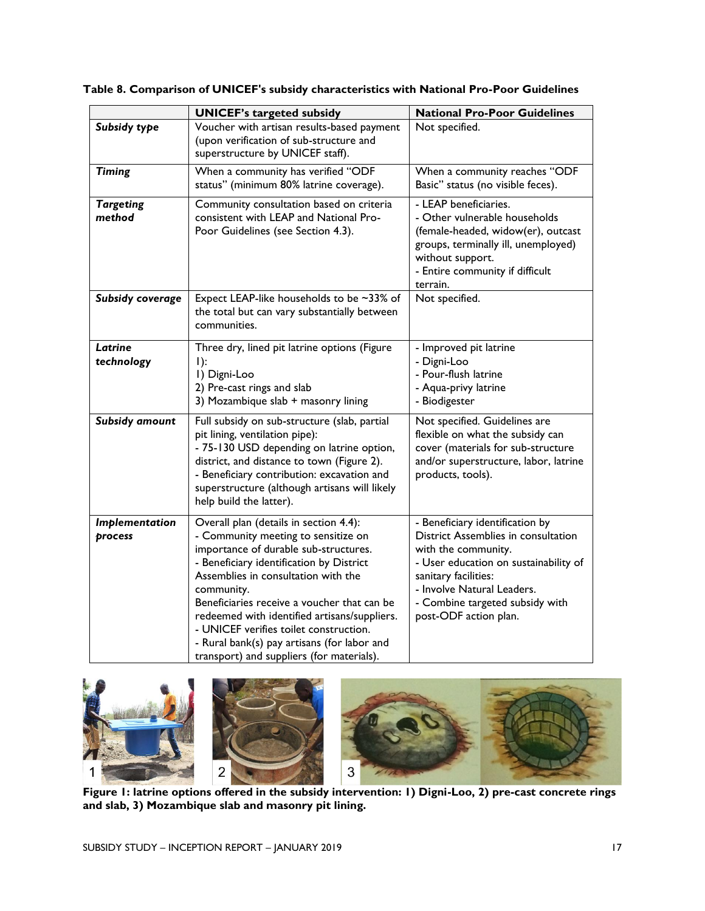**Table 8. Comparison of UNICEF's subsidy characteristics with National Pro-Poor Guidelines**

| | UNICEF's targeted subsidy | National Pro-Poor Guidelines |
|---|---|---|
| ***Subsidy type*** | Voucher with artisan results-based payment (upon verification of sub-structure and superstructure by UNICEF staff). | Not specified. |
| ***Timing*** | When a community has verified "ODF status" (minimum 80% latrine coverage). | When a community reaches "ODF Basic" status (no visible feces). |
| ***Targeting method*** | Community consultation based on criteria consistent with LEAP and National Pro-Poor Guidelines (see Section 4.3). | - LEAP beneficiaries.<br>- Other vulnerable households (female-headed, widow(er), outcast groups, terminally ill, unemployed) without support.<br>- Entire community if difficult terrain. |
| ***Subsidy coverage*** | Expect LEAP-like households to be ~33% of the total but can vary substantially between communities. | Not specified. |
| ***Latrine technology*** | Three dry, lined pit latrine options (Figure 1):<br>1) Digni-Loo<br>2) Pre-cast rings and slab<br>3) Mozambique slab + masonry lining | - Improved pit latrine<br>- Digni-Loo<br>- Pour-flush latrine<br>- Aqua-privy latrine<br>- Biodigester |
| ***Subsidy amount*** | Full subsidy on sub-structure (slab, partial pit lining, ventilation pipe):<br>- 75-130 USD depending on latrine option, district, and distance to town (Figure 2).<br>- Beneficiary contribution: excavation and superstructure (although artisans will likely help build the latter). | Not specified. Guidelines are flexible on what the subsidy can cover (materials for sub-structure and/or superstructure, labor, latrine products, tools). |
| ***Implementation process*** | Overall plan (details in section 4.4):<br>- Community meeting to sensitize on importance of durable sub-structures.<br>- Beneficiary identification by District Assemblies in consultation with the community.<br>Beneficiaries receive a voucher that can be redeemed with identified artisans/suppliers.<br>- UNICEF verifies toilet construction.<br>- Rural bank(s) pay artisans (for labor and transport) and suppliers (for materials). | - Beneficiary identification by District Assemblies in consultation with the community.<br>- User education on sustainability of sanitary facilities:<br>- Involve Natural Leaders.<br>- Combine targeted subsidy with post-ODF action plan. |

**Figure 1: latrine options offered in the subsidy intervention: 1) Digni-Loo, 2) pre-cast concrete rings and slab, 3) Mozambique slab and masonry pit lining.**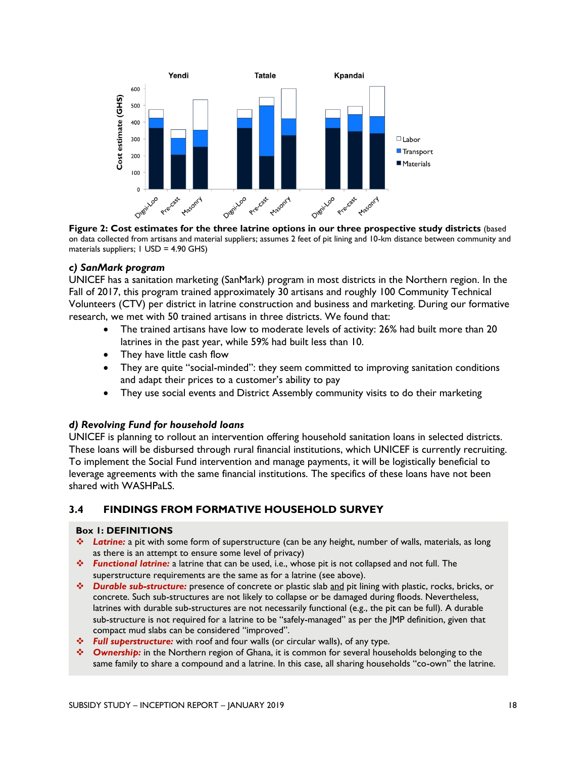Yendi

Tatale

Kpandai

Cost estimate (GHS)

600
500
400
300
200
100
0

Digni-Loo
Pre-cast
Masonry
Digni-Loo
Pre-cast
Masonry
Digni-Loo
Pre-cast
Masonry

Labor
Transport
Materials

**Figure 2: Cost estimates for the three latrine options in our three prospective study districts** (based on data collected from artisans and material suppliers; assumes 2 feet of pit lining and 10-km distance between community and materials suppliers; 1 USD = 4.90 GHS)

### *c) SanMark program*

UNICEF has a sanitation marketing (SanMark) program in most districts in the Northern region. In the Fall of 2017, this program trained approximately 30 artisans and roughly 100 Community Technical Volunteers (CTV) per district in latrine construction and business and marketing. During our formative research, we met with 50 trained artisans in three districts. We found that:

- The trained artisans have low to moderate levels of activity: 26% had built more than 20 latrines in the past year, while 59% had built less than 10.
- They have little cash flow
- They are quite "social-minded": they seem committed to improving sanitation conditions and adapt their prices to a customer's ability to pay
- They use social events and District Assembly community visits to do their marketing

### *d) Revolving Fund for household loans*

UNICEF is planning to rollout an intervention offering household sanitation loans in selected districts. These loans will be disbursed through rural financial institutions, which UNICEF is currently recruiting. To implement the Social Fund intervention and manage payments, it will be logistically beneficial to leverage agreements with the same financial institutions. The specifics of these loans have not been shared with WASHPaLS.

## 3.4 FINDINGS FROM FORMATIVE HOUSEHOLD SURVEY

**Box 1: DEFINITIONS**

- ❖ ***Latrine:*** a pit with some form of superstructure (can be any height, number of walls, materials, as long as there is an attempt to ensure some level of privacy)
- ❖ ***Functional latrine:*** a latrine that can be used, i.e., whose pit is not collapsed and not full. The superstructure requirements are the same as for a latrine (see above).
- ❖ ***Durable sub-structure:*** presence of concrete or plastic slab <u>and</u> pit lining with plastic, rocks, bricks, or concrete. Such sub-structures are not likely to collapse or be damaged during floods. Nevertheless, latrines with durable sub-structures are not necessarily functional (e.g., the pit can be full). A durable sub-structure is not required for a latrine to be "safely-managed" as per the JMP definition, given that compact mud slabs can be considered "improved".
- ❖ ***Full superstructure:*** with roof and four walls (or circular walls), of any type.
- ❖ ***Ownership:*** in the Northern region of Ghana, it is common for several households belonging to the same family to share a compound and a latrine. In this case, all sharing households "co-own" the latrine.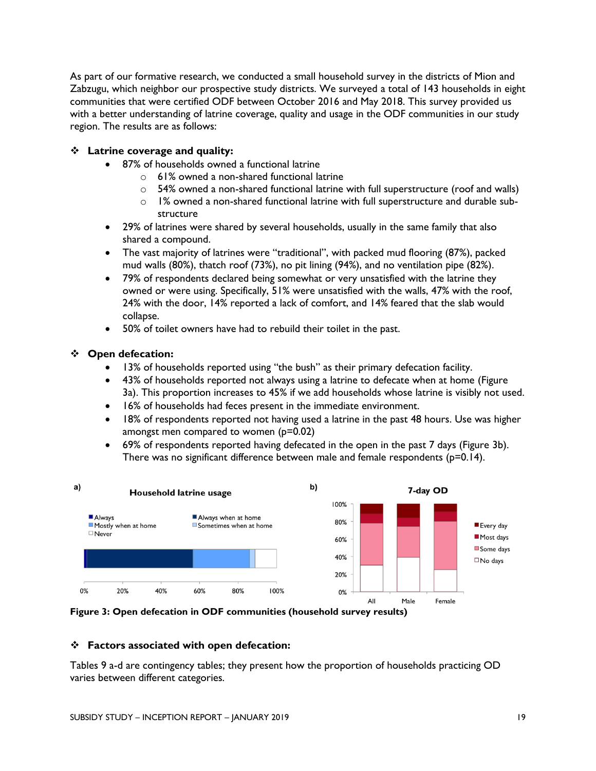As part of our formative research, we conducted a small household survey in the districts of Mion and Zabzugu, which neighbor our prospective study districts. We surveyed a total of 143 households in eight communities that were certified ODF between October 2016 and May 2018. This survey provided us with a better understanding of latrine coverage, quality and usage in the ODF communities in our study region. The results are as follows:

❖ **Latrine coverage and quality:**

- 87% of households owned a functional latrine
  - 61% owned a non-shared functional latrine
  - 54% owned a non-shared functional latrine with full superstructure (roof and walls)
  - 1% owned a non-shared functional latrine with full superstructure and durable sub-structure
- 29% of latrines were shared by several households, usually in the same family that also shared a compound.
- The vast majority of latrines were "traditional", with packed mud flooring (87%), packed mud walls (80%), thatch roof (73%), no pit lining (94%), and no ventilation pipe (82%).
- 79% of respondents declared being somewhat or very unsatisfied with the latrine they owned or were using. Specifically, 51% were unsatisfied with the walls, 47% with the roof, 24% with the door, 14% reported a lack of comfort, and 14% feared that the slab would collapse.
- 50% of toilet owners have had to rebuild their toilet in the past.

❖ **Open defecation:**

- 13% of households reported using "the bush" as their primary defecation facility.
- 43% of households reported not always using a latrine to defecate when at home (Figure 3a). This proportion increases to 45% if we add households whose latrine is visibly not used.
- 16% of households had feces present in the immediate environment.
- 18% of respondents reported not having used a latrine in the past 48 hours. Use was higher amongst men compared to women ($p=0.02$)
- 69% of respondents reported having defecated in the open in the past 7 days (Figure 3b). There was no significant difference between male and female respondents ($p=0.14$).

a)

Household latrine usage

Always
Always when at home
Mostly when at home
Sometimes when at home
Never

0% 20% 40% 60% 80% 100%

b)

7-day OD

Every day
Most days
Some days
No days

100% 80% 60% 40% 20% 0%

All Male Female

**Figure 3: Open defecation in ODF communities (household survey results)**

❖ **Factors associated with open defecation:**

Tables 9 a-d are contingency tables; they present how the proportion of households practicing OD varies between different categories.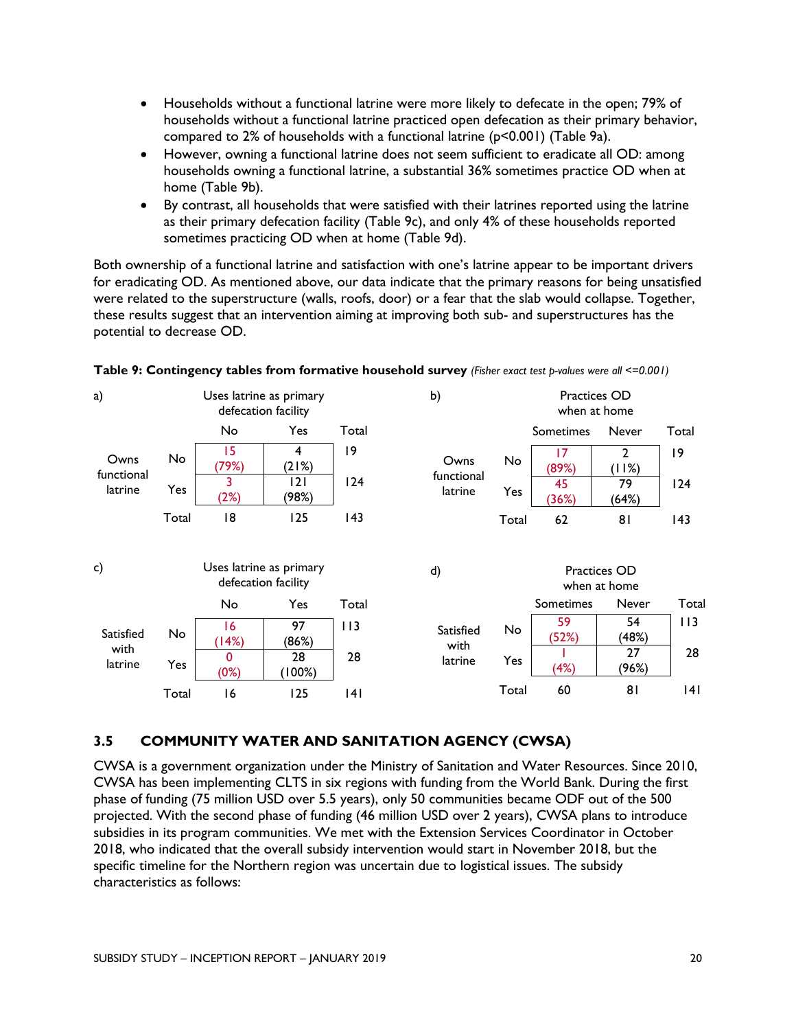- Households without a functional latrine were more likely to defecate in the open; 79% of households without a functional latrine practiced open defecation as their primary behavior, compared to 2% of households with a functional latrine ($p<0.001$) (Table 9a).
- However, owning a functional latrine does not seem sufficient to eradicate all OD: among households owning a functional latrine, a substantial 36% sometimes practice OD when at home (Table 9b).
- By contrast, all households that were satisfied with their latrines reported using the latrine as their primary defecation facility (Table 9c), and only 4% of these households reported sometimes practicing OD when at home (Table 9d).

Both ownership of a functional latrine and satisfaction with one's latrine appear to be important drivers for eradicating OD. As mentioned above, our data indicate that the primary reasons for being unsatisfied were related to the superstructure (walls, roofs, door) or a fear that the slab would collapse. Together, these results suggest that an intervention aiming at improving both sub- and superstructures has the potential to decrease OD.

**Table 9: Contingency tables from formative household survey** *(Fisher exact test p-values were all <=0.001)*

a)

| | | Uses latrine as primary defecation facility | | |
|---|---|---|---|---|
| | | No | Yes | Total |
| Owns functional latrine | No | 15 (79%) | 4 (21%) | 19 |
| | Yes | 3 (2%) | 121 (98%) | 124 |
| | Total | 18 | 125 | 143 |

b)

| | | Practices OD when at home | | |
|---|---|---|---|---|
| | | Sometimes | Never | Total |
| Owns functional latrine | No | 17 (89%) | 2 (11%) | 19 |
| | Yes | 45 (36%) | 79 (64%) | 124 |
| | Total | 62 | 81 | 143 |

c)

| | | Uses latrine as primary defecation facility | | |
|---|---|---|---|---|
| | | No | Yes | Total |
| Satisfied with latrine | No | 16 (14%) | 97 (86%) | 113 |
| | Yes | 0 (0%) | 28 (100%) | 28 |
| | Total | 16 | 125 | 141 |

d)

| | | Practices OD when at home | | |
|---|---|---|---|---|
| | | Sometimes | Never | Total |
| Satisfied with latrine | No | 59 (52%) | 54 (48%) | 113 |
| | Yes | 1 (4%) | 27 (96%) | 28 |
| | Total | 60 | 81 | 141 |

## 3.5 COMMUNITY WATER AND SANITATION AGENCY (CWSA)

CWSA is a government organization under the Ministry of Sanitation and Water Resources. Since 2010, CWSA has been implementing CLTS in six regions with funding from the World Bank. During the first phase of funding (75 million USD over 5.5 years), only 50 communities became ODF out of the 500 projected. With the second phase of funding (46 million USD over 2 years), CWSA plans to introduce subsidies in its program communities. We met with the Extension Services Coordinator in October 2018, who indicated that the overall subsidy intervention would start in November 2018, but the specific timeline for the Northern region was uncertain due to logistical issues. The subsidy characteristics as follows: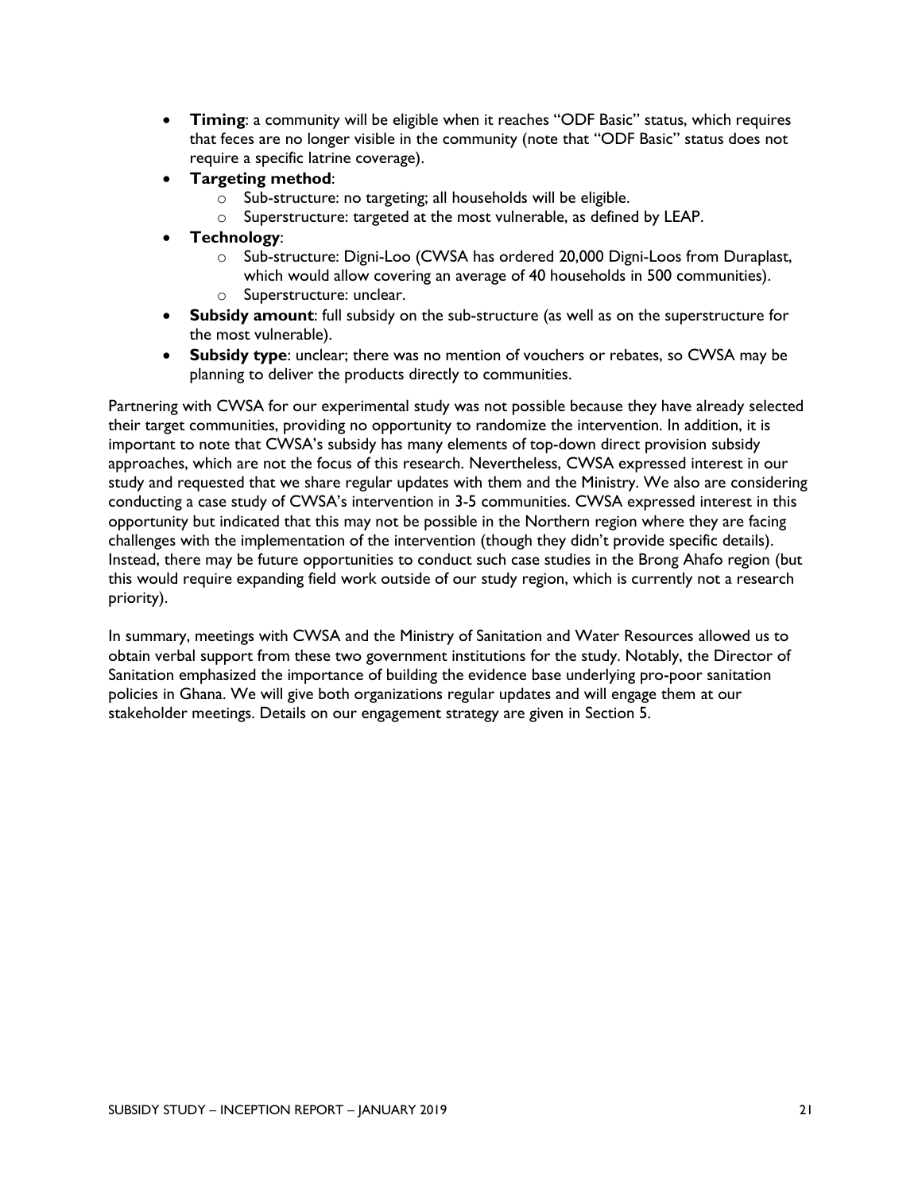- **Timing**: a community will be eligible when it reaches "ODF Basic" status, which requires that feces are no longer visible in the community (note that "ODF Basic" status does not require a specific latrine coverage).
- **Targeting method**:
  - Sub-structure: no targeting; all households will be eligible.
  - Superstructure: targeted at the most vulnerable, as defined by LEAP.
- **Technology**:
  - Sub-structure: Digni-Loo (CWSA has ordered 20,000 Digni-Loos from Duraplast, which would allow covering an average of 40 households in 500 communities).
  - Superstructure: unclear.
- **Subsidy amount**: full subsidy on the sub-structure (as well as on the superstructure for the most vulnerable).
- **Subsidy type**: unclear; there was no mention of vouchers or rebates, so CWSA may be planning to deliver the products directly to communities.

Partnering with CWSA for our experimental study was not possible because they have already selected their target communities, providing no opportunity to randomize the intervention. In addition, it is important to note that CWSA's subsidy has many elements of top-down direct provision subsidy approaches, which are not the focus of this research. Nevertheless, CWSA expressed interest in our study and requested that we share regular updates with them and the Ministry. We also are considering conducting a case study of CWSA's intervention in 3-5 communities. CWSA expressed interest in this opportunity but indicated that this may not be possible in the Northern region where they are facing challenges with the implementation of the intervention (though they didn't provide specific details). Instead, there may be future opportunities to conduct such case studies in the Brong Ahafo region (but this would require expanding field work outside of our study region, which is currently not a research priority).

In summary, meetings with CWSA and the Ministry of Sanitation and Water Resources allowed us to obtain verbal support from these two government institutions for the study. Notably, the Director of Sanitation emphasized the importance of building the evidence base underlying pro-poor sanitation policies in Ghana. We will give both organizations regular updates and will engage them at our stakeholder meetings. Details on our engagement strategy are given in Section 5.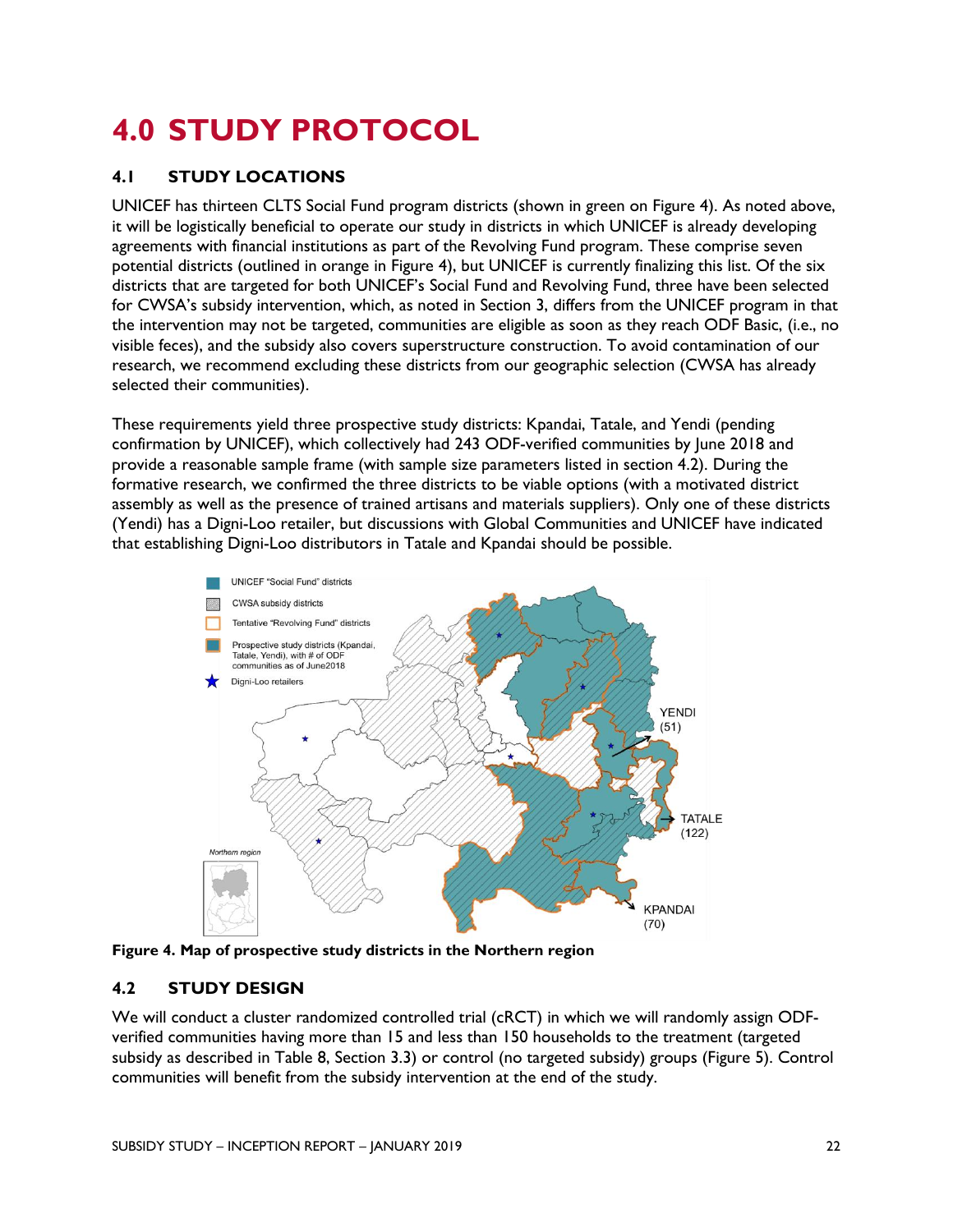# 4.0 STUDY PROTOCOL

## 4.1 STUDY LOCATIONS

UNICEF has thirteen CLTS Social Fund program districts (shown in green on Figure 4). As noted above, it will be logistically beneficial to operate our study in districts in which UNICEF is already developing agreements with financial institutions as part of the Revolving Fund program. These comprise seven potential districts (outlined in orange in Figure 4), but UNICEF is currently finalizing this list. Of the six districts that are targeted for both UNICEF's Social Fund and Revolving Fund, three have been selected for CWSA's subsidy intervention, which, as noted in Section 3, differs from the UNICEF program in that the intervention may not be targeted, communities are eligible as soon as they reach ODF Basic, (i.e., no visible feces), and the subsidy also covers superstructure construction. To avoid contamination of our research, we recommend excluding these districts from our geographic selection (CWSA has already selected their communities).

These requirements yield three prospective study districts: Kpandai, Tatale, and Yendi (pending confirmation by UNICEF), which collectively had 243 ODF-verified communities by June 2018 and provide a reasonable sample frame (with sample size parameters listed in section 4.2). During the formative research, we confirmed the three districts to be viable options (with a motivated district assembly as well as the presence of trained artisans and materials suppliers). Only one of these districts (Yendi) has a Digni-Loo retailer, but discussions with Global Communities and UNICEF have indicated that establishing Digni-Loo distributors in Tatale and Kpandai should be possible.

UNICEF "Social Fund" districts

CWSA subsidy districts

Tentative "Revolving Fund" districts

Prospective study districts (Kpandai, Tatale, Yendi), with # of ODF communities as of June2018

Digni-Loo retailers

YENDI (51)

TATALE (122)

KPANDAI (70)

Northern region

**Figure 4. Map of prospective study districts in the Northern region**

## 4.2 STUDY DESIGN

We will conduct a cluster randomized controlled trial (cRCT) in which we will randomly assign ODF-verified communities having more than 15 and less than 150 households to the treatment (targeted subsidy as described in Table 8, Section 3.3) or control (no targeted subsidy) groups (Figure 5). Control communities will benefit from the subsidy intervention at the end of the study.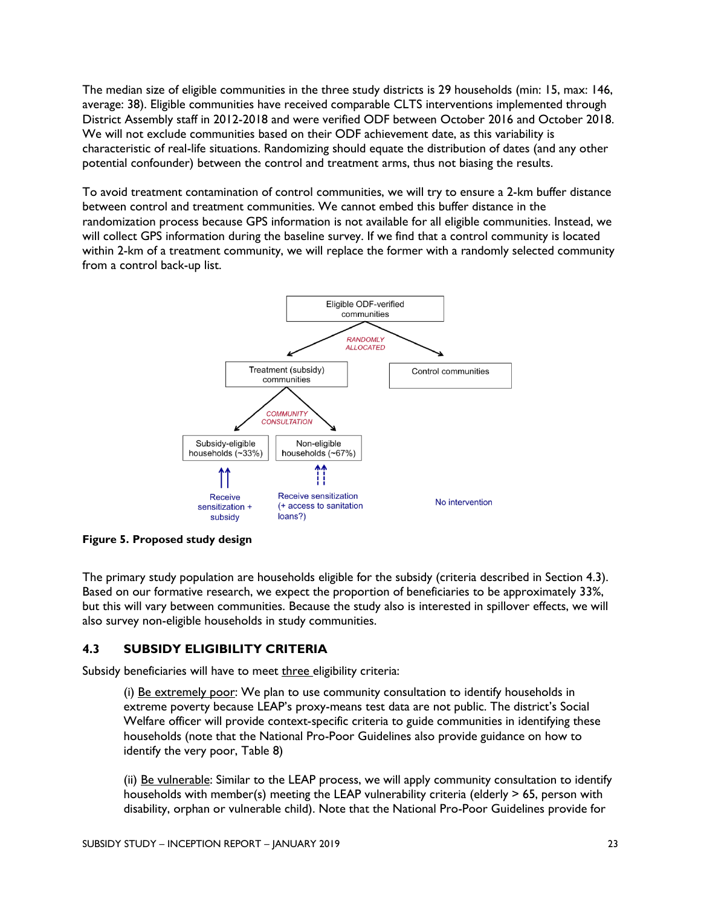The median size of eligible communities in the three study districts is 29 households (min: 15, max: 146, average: 38). Eligible communities have received comparable CLTS interventions implemented through District Assembly staff in 2012-2018 and were verified ODF between October 2016 and October 2018. We will not exclude communities based on their ODF achievement date, as this variability is characteristic of real-life situations. Randomizing should equate the distribution of dates (and any other potential confounder) between the control and treatment arms, thus not biasing the results.

To avoid treatment contamination of control communities, we will try to ensure a 2-km buffer distance between control and treatment communities. We cannot embed this buffer distance in the randomization process because GPS information is not available for all eligible communities. Instead, we will collect GPS information during the baseline survey. If we find that a control community is located within 2-km of a treatment community, we will replace the former with a randomly selected community from a control back-up list.

Eligible ODF-verified communities

RANDOMLY ALLOCATED

Treatment (subsidy) communities

Control communities

COMMUNITY CONSULTATION

Subsidy-eligible households (~33%)

Non-eligible households (~67%)

Receive sensitization + subsidy

Receive sensitization (+ access to sanitation loans?)

No intervention

**Figure 5. Proposed study design**

The primary study population are households eligible for the subsidy (criteria described in Section 4.3). Based on our formative research, we expect the proportion of beneficiaries to be approximately 33%, but this will vary between communities. Because the study also is interested in spillover effects, we will also survey non-eligible households in study communities.

### 4.3 SUBSIDY ELIGIBILITY CRITERIA

Subsidy beneficiaries will have to meet three eligibility criteria:

(i) Be extremely poor: We plan to use community consultation to identify households in extreme poverty because LEAP's proxy-means test data are not public. The district's Social Welfare officer will provide context-specific criteria to guide communities in identifying these households (note that the National Pro-Poor Guidelines also provide guidance on how to identify the very poor, Table 8)

(ii) Be vulnerable: Similar to the LEAP process, we will apply community consultation to identify households with member(s) meeting the LEAP vulnerability criteria (elderly > 65, person with disability, orphan or vulnerable child). Note that the National Pro-Poor Guidelines provide for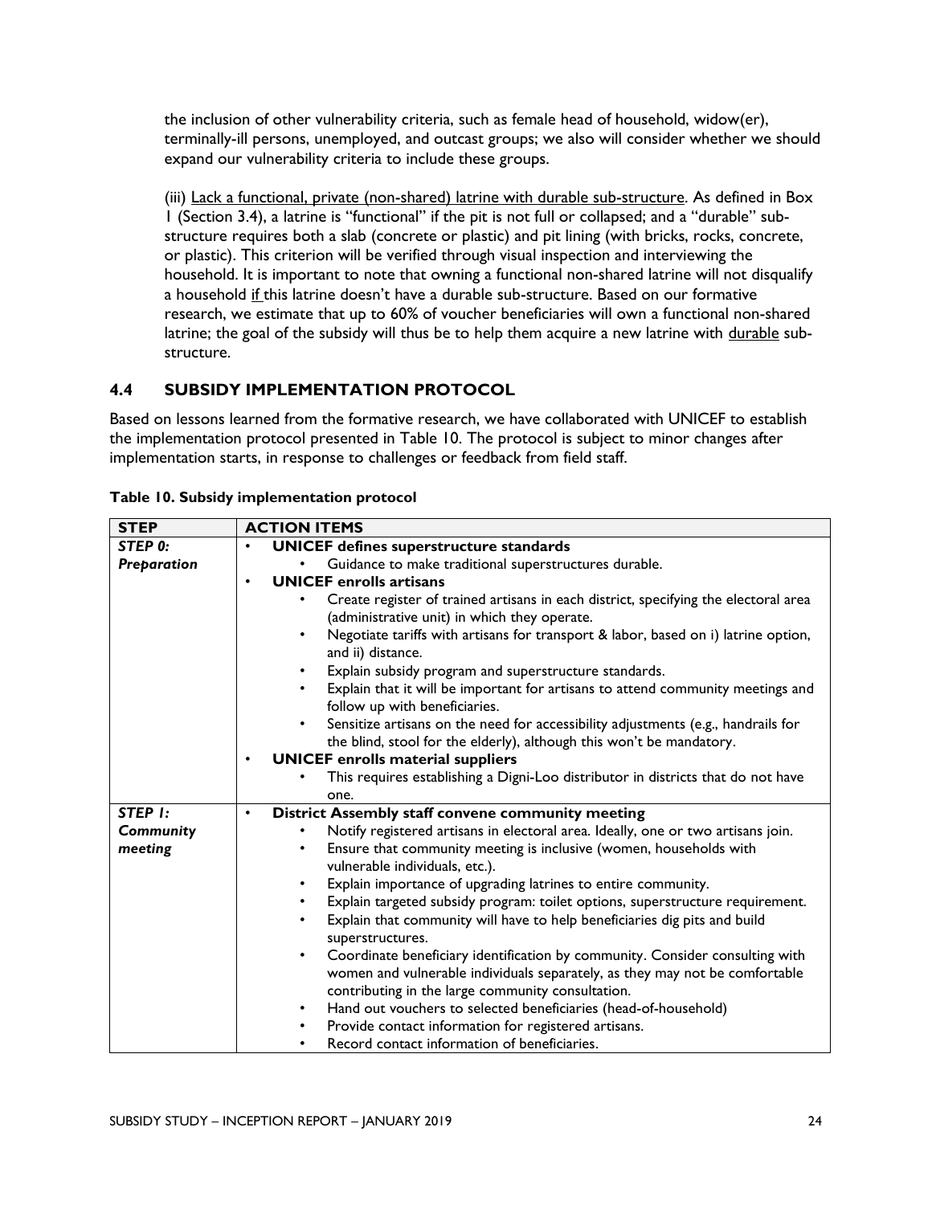the inclusion of other vulnerability criteria, such as female head of household, widow(er), terminally-ill persons, unemployed, and outcast groups; we also will consider whether we should expand our vulnerability criteria to include these groups.

(iii) Lack a functional, private (non-shared) latrine with durable sub-structure. As defined in Box 1 (Section 3.4), a latrine is "functional" if the pit is not full or collapsed; and a "durable" sub-structure requires both a slab (concrete or plastic) and pit lining (with bricks, rocks, concrete, or plastic). This criterion will be verified through visual inspection and interviewing the household. It is important to note that owning a functional non-shared latrine will not disqualify a household if this latrine doesn't have a durable sub-structure. Based on our formative research, we estimate that up to 60% of voucher beneficiaries will own a functional non-shared latrine; the goal of the subsidy will thus be to help them acquire a new latrine with durable sub-structure.

### 4.4 SUBSIDY IMPLEMENTATION PROTOCOL

Based on lessons learned from the formative research, we have collaborated with UNICEF to establish the implementation protocol presented in Table 10. The protocol is subject to minor changes after implementation starts, in response to challenges or feedback from field staff.

**Table 10. Subsidy implementation protocol**

| STEP | ACTION ITEMS |
|---|---|
| ***STEP 0: Preparation*** | • **UNICEF defines superstructure standards**<br>  • Guidance to make traditional superstructures durable.<br>• **UNICEF enrolls artisans**<br>  • Create register of trained artisans in each district, specifying the electoral area (administrative unit) in which they operate.<br>  • Negotiate tariffs with artisans for transport & labor, based on i) latrine option, and ii) distance.<br>  • Explain subsidy program and superstructure standards.<br>  • Explain that it will be important for artisans to attend community meetings and follow up with beneficiaries.<br>  • Sensitize artisans on the need for accessibility adjustments (e.g., handrails for the blind, stool for the elderly), although this won't be mandatory.<br>• **UNICEF enrolls material suppliers**<br>  • This requires establishing a Digni-Loo distributor in districts that do not have one. |
| ***STEP 1: Community meeting*** | • **District Assembly staff convene community meeting**<br>  • Notify registered artisans in electoral area. Ideally, one or two artisans join.<br>  • Ensure that community meeting is inclusive (women, households with vulnerable individuals, etc.).<br>  • Explain importance of upgrading latrines to entire community.<br>  • Explain targeted subsidy program: toilet options, superstructure requirement.<br>  • Explain that community will have to help beneficiaries dig pits and build superstructures.<br>  • Coordinate beneficiary identification by community. Consider consulting with women and vulnerable individuals separately, as they may not be comfortable contributing in the large community consultation.<br>  • Hand out vouchers to selected beneficiaries (head-of-household)<br>  • Provide contact information for registered artisans.<br>  • Record contact information of beneficiaries. |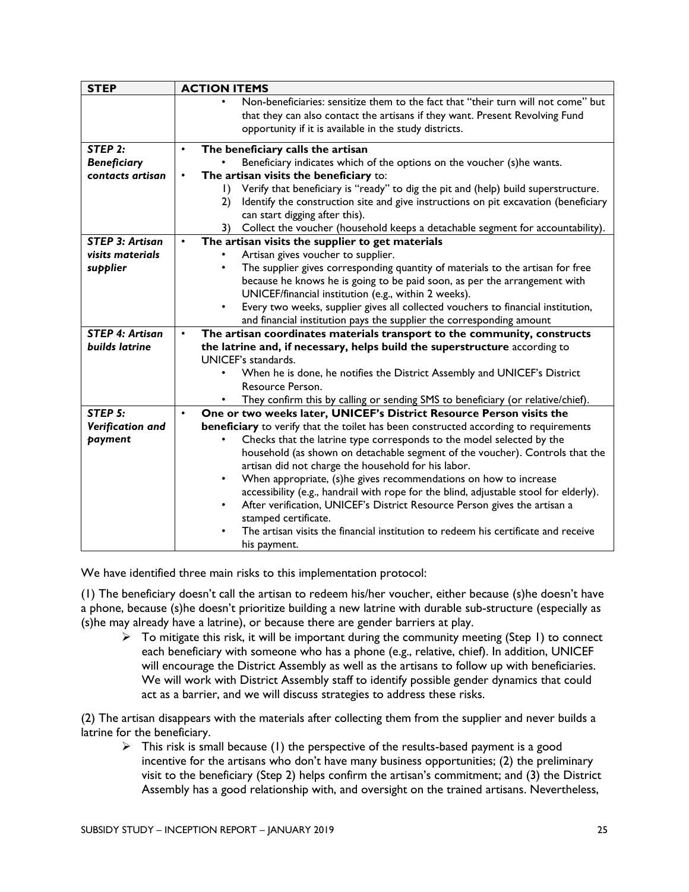| STEP | ACTION ITEMS |
|---|---|
| | • Non-beneficiaries: sensitize them to the fact that "their turn will not come" but that they can also contact the artisans if they want. Present Revolving Fund opportunity if it is available in the study districts. |
| ***STEP 2: Beneficiary contacts artisan*** | • **The beneficiary calls the artisan**<br>• Beneficiary indicates which of the options on the voucher (s)he wants.<br>• **The artisan visits the beneficiary** to:<br>1) Verify that beneficiary is "ready" to dig the pit and (help) build superstructure.<br>2) Identify the construction site and give instructions on pit excavation (beneficiary can start digging after this).<br>3) Collect the voucher (household keeps a detachable segment for accountability). |
| ***STEP 3: Artisan visits materials supplier*** | • **The artisan visits the supplier to get materials**<br>• Artisan gives voucher to supplier.<br>• The supplier gives corresponding quantity of materials to the artisan for free because he knows he is going to be paid soon, as per the arrangement with UNICEF/financial institution (e.g., within 2 weeks).<br>• Every two weeks, supplier gives all collected vouchers to financial institution, and financial institution pays the supplier the corresponding amount |
| ***STEP 4: Artisan builds latrine*** | • **The artisan coordinates materials transport to the community, constructs the latrine and, if necessary, helps build the superstructure** according to UNICEF's standards.<br>• When he is done, he notifies the District Assembly and UNICEF's District Resource Person.<br>• They confirm this by calling or sending SMS to beneficiary (or relative/chief). |
| ***STEP 5: Verification and payment*** | • **One or two weeks later, UNICEF's District Resource Person visits the beneficiary** to verify that the toilet has been constructed according to requirements<br>• Checks that the latrine type corresponds to the model selected by the household (as shown on detachable segment of the voucher). Controls that the artisan did not charge the household for his labor.<br>• When appropriate, (s)he gives recommendations on how to increase accessibility (e.g., handrail with rope for the blind, adjustable stool for elderly).<br>• After verification, UNICEF's District Resource Person gives the artisan a stamped certificate.<br>• The artisan visits the financial institution to redeem his certificate and receive his payment. |

We have identified three main risks to this implementation protocol:

(1) The beneficiary doesn't call the artisan to redeem his/her voucher, either because (s)he doesn't have a phone, because (s)he doesn't prioritize building a new latrine with durable sub-structure (especially as (s)he may already have a latrine), or because there are gender barriers at play.

> ➢ To mitigate this risk, it will be important during the community meeting (Step 1) to connect each beneficiary with someone who has a phone (e.g., relative, chief). In addition, UNICEF will encourage the District Assembly as well as the artisans to follow up with beneficiaries. We will work with District Assembly staff to identify possible gender dynamics that could act as a barrier, and we will discuss strategies to address these risks.

(2) The artisan disappears with the materials after collecting them from the supplier and never builds a latrine for the beneficiary.

> ➢ This risk is small because (1) the perspective of the results-based payment is a good incentive for the artisans who don't have many business opportunities; (2) the preliminary visit to the beneficiary (Step 2) helps confirm the artisan's commitment; and (3) the District Assembly has a good relationship with, and oversight on the trained artisans. Nevertheless,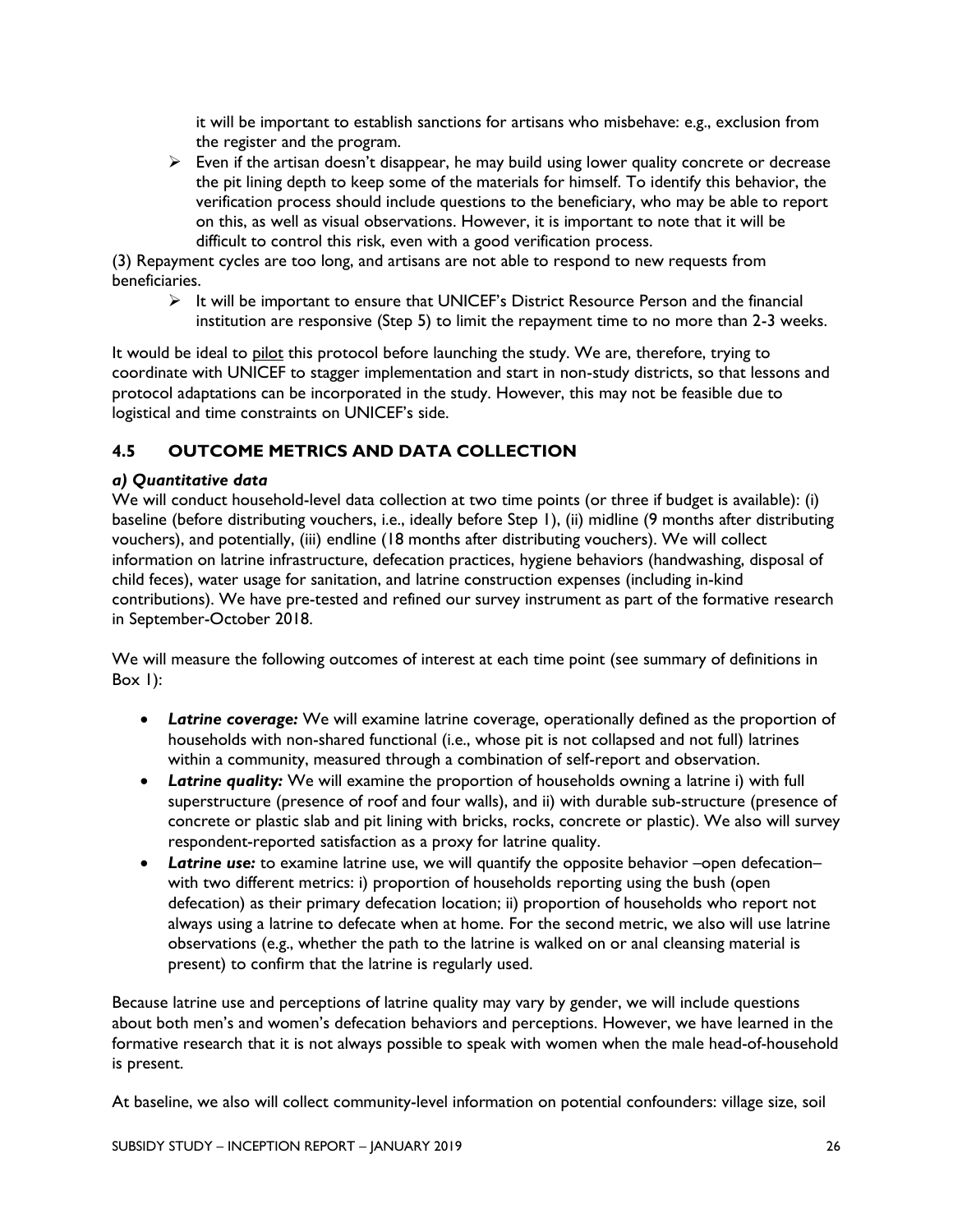it will be important to establish sanctions for artisans who misbehave: e.g., exclusion from the register and the program.

- Even if the artisan doesn't disappear, he may build using lower quality concrete or decrease the pit lining depth to keep some of the materials for himself. To identify this behavior, the verification process should include questions to the beneficiary, who may be able to report on this, as well as visual observations. However, it is important to note that it will be difficult to control this risk, even with a good verification process.

(3) Repayment cycles are too long, and artisans are not able to respond to new requests from beneficiaries.

- It will be important to ensure that UNICEF's District Resource Person and the financial institution are responsive (Step 5) to limit the repayment time to no more than 2-3 weeks.

It would be ideal to pilot this protocol before launching the study. We are, therefore, trying to coordinate with UNICEF to stagger implementation and start in non-study districts, so that lessons and protocol adaptations can be incorporated in the study. However, this may not be feasible due to logistical and time constraints on UNICEF's side.

## 4.5 OUTCOME METRICS AND DATA COLLECTION

### *a) Quantitative data*

We will conduct household-level data collection at two time points (or three if budget is available): (i) baseline (before distributing vouchers, i.e., ideally before Step 1), (ii) midline (9 months after distributing vouchers), and potentially, (iii) endline (18 months after distributing vouchers). We will collect information on latrine infrastructure, defecation practices, hygiene behaviors (handwashing, disposal of child feces), water usage for sanitation, and latrine construction expenses (including in-kind contributions). We have pre-tested and refined our survey instrument as part of the formative research in September-October 2018.

We will measure the following outcomes of interest at each time point (see summary of definitions in Box 1):

- ***Latrine coverage:*** We will examine latrine coverage, operationally defined as the proportion of households with non-shared functional (i.e., whose pit is not collapsed and not full) latrines within a community, measured through a combination of self-report and observation.
- ***Latrine quality:*** We will examine the proportion of households owning a latrine i) with full superstructure (presence of roof and four walls), and ii) with durable sub-structure (presence of concrete or plastic slab and pit lining with bricks, rocks, concrete or plastic). We also will survey respondent-reported satisfaction as a proxy for latrine quality.
- ***Latrine use:*** to examine latrine use, we will quantify the opposite behavior –open defecation– with two different metrics: i) proportion of households reporting using the bush (open defecation) as their primary defecation location; ii) proportion of households who report not always using a latrine to defecate when at home. For the second metric, we also will use latrine observations (e.g., whether the path to the latrine is walked on or anal cleansing material is present) to confirm that the latrine is regularly used.

Because latrine use and perceptions of latrine quality may vary by gender, we will include questions about both men's and women's defecation behaviors and perceptions. However, we have learned in the formative research that it is not always possible to speak with women when the male head-of-household is present.

At baseline, we also will collect community-level information on potential confounders: village size, soil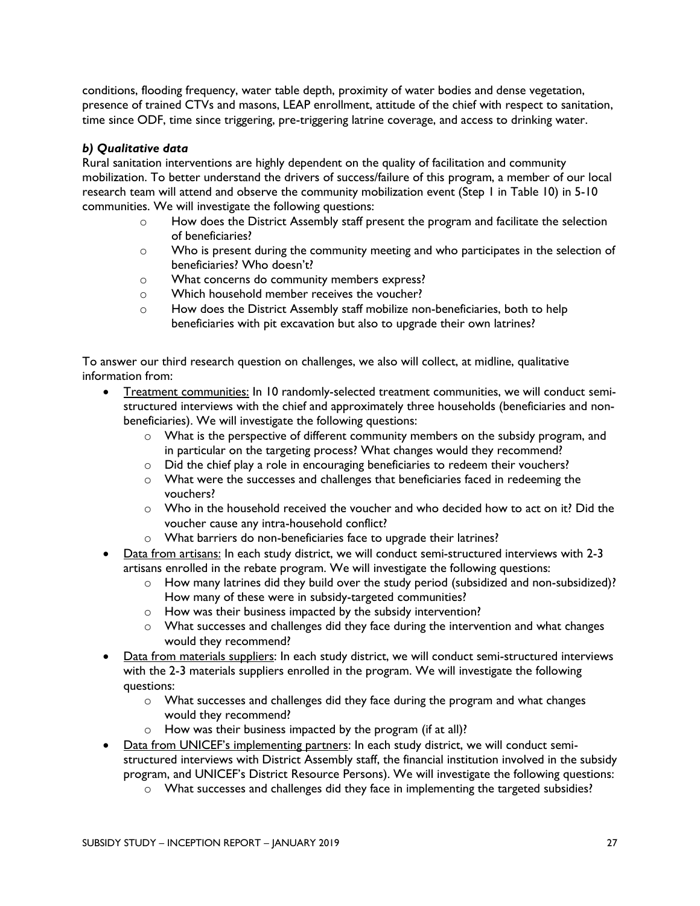conditions, flooding frequency, water table depth, proximity of water bodies and dense vegetation, presence of trained CTVs and masons, LEAP enrollment, attitude of the chief with respect to sanitation, time since ODF, time since triggering, pre-triggering latrine coverage, and access to drinking water.

#### *b) Qualitative data*

Rural sanitation interventions are highly dependent on the quality of facilitation and community mobilization. To better understand the drivers of success/failure of this program, a member of our local research team will attend and observe the community mobilization event (Step 1 in Table 10) in 5-10 communities. We will investigate the following questions:

- How does the District Assembly staff present the program and facilitate the selection of beneficiaries?
- Who is present during the community meeting and who participates in the selection of beneficiaries? Who doesn't?
- What concerns do community members express?
- Which household member receives the voucher?
- How does the District Assembly staff mobilize non-beneficiaries, both to help beneficiaries with pit excavation but also to upgrade their own latrines?

To answer our third research question on challenges, we also will collect, at midline, qualitative information from:

- Treatment communities: In 10 randomly-selected treatment communities, we will conduct semi-structured interviews with the chief and approximately three households (beneficiaries and non-beneficiaries). We will investigate the following questions:
  - What is the perspective of different community members on the subsidy program, and in particular on the targeting process? What changes would they recommend?
  - Did the chief play a role in encouraging beneficiaries to redeem their vouchers?
  - What were the successes and challenges that beneficiaries faced in redeeming the vouchers?
  - Who in the household received the voucher and who decided how to act on it? Did the voucher cause any intra-household conflict?
  - What barriers do non-beneficiaries face to upgrade their latrines?
- Data from artisans: In each study district, we will conduct semi-structured interviews with 2-3 artisans enrolled in the rebate program. We will investigate the following questions:
  - How many latrines did they build over the study period (subsidized and non-subsidized)? How many of these were in subsidy-targeted communities?
  - How was their business impacted by the subsidy intervention?
  - What successes and challenges did they face during the intervention and what changes would they recommend?
- Data from materials suppliers: In each study district, we will conduct semi-structured interviews with the 2-3 materials suppliers enrolled in the program. We will investigate the following questions:
  - What successes and challenges did they face during the program and what changes would they recommend?
  - How was their business impacted by the program (if at all)?
- Data from UNICEF's implementing partners: In each study district, we will conduct semi-structured interviews with District Assembly staff, the financial institution involved in the subsidy program, and UNICEF's District Resource Persons). We will investigate the following questions:
  - What successes and challenges did they face in implementing the targeted subsidies?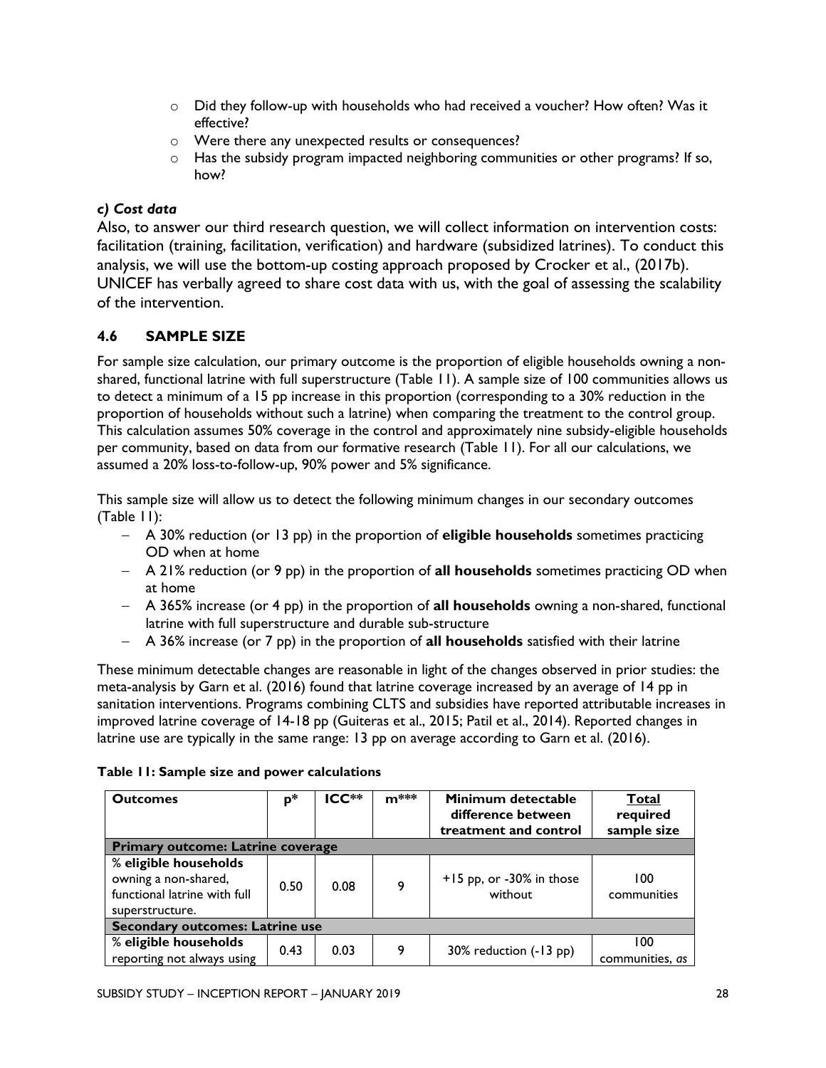- Did they follow-up with households who had received a voucher? How often? Was it effective?
  - Were there any unexpected results or consequences?
  - Has the subsidy program impacted neighboring communities or other programs? If so, how?

### *c) Cost data*

Also, to answer our third research question, we will collect information on intervention costs: facilitation (training, facilitation, verification) and hardware (subsidized latrines). To conduct this analysis, we will use the bottom-up costing approach proposed by Crocker et al., (2017b). UNICEF has verbally agreed to share cost data with us, with the goal of assessing the scalability of the intervention.

## 4.6 SAMPLE SIZE

For sample size calculation, our primary outcome is the proportion of eligible households owning a non-shared, functional latrine with full superstructure (Table 11). A sample size of 100 communities allows us to detect a minimum of a 15 pp increase in this proportion (corresponding to a 30% reduction in the proportion of households without such a latrine) when comparing the treatment to the control group. This calculation assumes 50% coverage in the control and approximately nine subsidy-eligible households per community, based on data from our formative research (Table 11). For all our calculations, we assumed a 20% loss-to-follow-up, 90% power and 5% significance.

This sample size will allow us to detect the following minimum changes in our secondary outcomes (Table 11):

- A 30% reduction (or 13 pp) in the proportion of **eligible households** sometimes practicing OD when at home
- A 21% reduction (or 9 pp) in the proportion of **all households** sometimes practicing OD when at home
- A 365% increase (or 4 pp) in the proportion of **all households** owning a non-shared, functional latrine with full superstructure and durable sub-structure
- A 36% increase (or 7 pp) in the proportion of **all households** satisfied with their latrine

These minimum detectable changes are reasonable in light of the changes observed in prior studies: the meta-analysis by Garn et al. (2016) found that latrine coverage increased by an average of 14 pp in sanitation interventions. Programs combining CLTS and subsidies have reported attributable increases in improved latrine coverage of 14-18 pp (Guiteras et al., 2015; Patil et al., 2014). Reported changes in latrine use are typically in the same range: 13 pp on average according to Garn et al. (2016).

**Table 11: Sample size and power calculations**

| Outcomes | p* | ICC** | m*** | Minimum detectable difference between treatment and control | Total required sample size |
|---|---|---|---|---|---|
| **Primary outcome: Latrine coverage** | | | | | |
| % **eligible households** owning a non-shared, functional latrine with full superstructure. | 0.50 | 0.08 | 9 | +15 pp, or -30% in those without | 100 communities |
| **Secondary outcomes: Latrine use** | | | | | |
| % **eligible households** reporting not always using | 0.43 | 0.03 | 9 | 30% reduction (-13 pp) | 100 communities, *as* |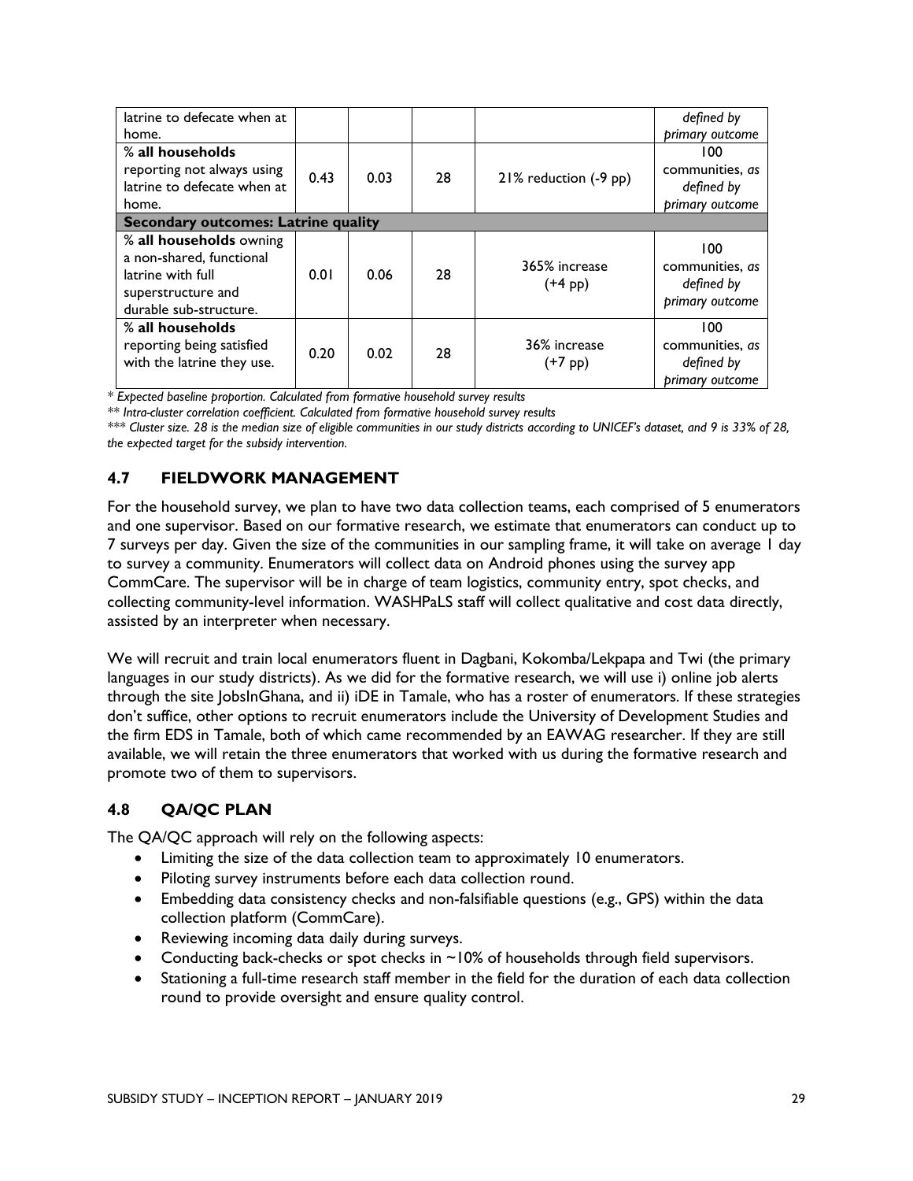| | | | | | |
|---|---|---|---|---|---|
| latrine to defecate when at home. | | | | | *defined by primary outcome* |
| % **all households** reporting not always using latrine to defecate when at home. | 0.43 | 0.03 | 28 | 21% reduction (-9 pp) | 100 communities, *as defined by primary outcome* |
| **Secondary outcomes: Latrine quality** | | | | | |
| % **all households** owning a non-shared, functional latrine with full superstructure and durable sub-structure. | 0.01 | 0.06 | 28 | 365% increase (+4 pp) | 100 communities, *as defined by primary outcome* |
| % **all households** reporting being satisfied with the latrine they use. | 0.20 | 0.02 | 28 | 36% increase (+7 pp) | 100 communities, *as defined by primary outcome* |

*\* Expected baseline proportion. Calculated from formative household survey results*

*\*\* Intra-cluster correlation coefficient. Calculated from formative household survey results*

*\*\*\* Cluster size. 28 is the median size of eligible communities in our study districts according to UNICEF's dataset, and 9 is 33% of 28, the expected target for the subsidy intervention.*

### 4.7 FIELDWORK MANAGEMENT

For the household survey, we plan to have two data collection teams, each comprised of 5 enumerators and one supervisor. Based on our formative research, we estimate that enumerators can conduct up to 7 surveys per day. Given the size of the communities in our sampling frame, it will take on average 1 day to survey a community. Enumerators will collect data on Android phones using the survey app CommCare. The supervisor will be in charge of team logistics, community entry, spot checks, and collecting community-level information. WASHPaLS staff will collect qualitative and cost data directly, assisted by an interpreter when necessary.

We will recruit and train local enumerators fluent in Dagbani, Kokomba/Lekpapa and Twi (the primary languages in our study districts). As we did for the formative research, we will use i) online job alerts through the site JobsInGhana, and ii) iDE in Tamale, who has a roster of enumerators. If these strategies don't suffice, other options to recruit enumerators include the University of Development Studies and the firm EDS in Tamale, both of which came recommended by an EAWAG researcher. If they are still available, we will retain the three enumerators that worked with us during the formative research and promote two of them to supervisors.

### 4.8 QA/QC PLAN

The QA/QC approach will rely on the following aspects:

- Limiting the size of the data collection team to approximately 10 enumerators.
- Piloting survey instruments before each data collection round.
- Embedding data consistency checks and non-falsifiable questions (e.g., GPS) within the data collection platform (CommCare).
- Reviewing incoming data daily during surveys.
- Conducting back-checks or spot checks in ~10% of households through field supervisors.
- Stationing a full-time research staff member in the field for the duration of each data collection round to provide oversight and ensure quality control.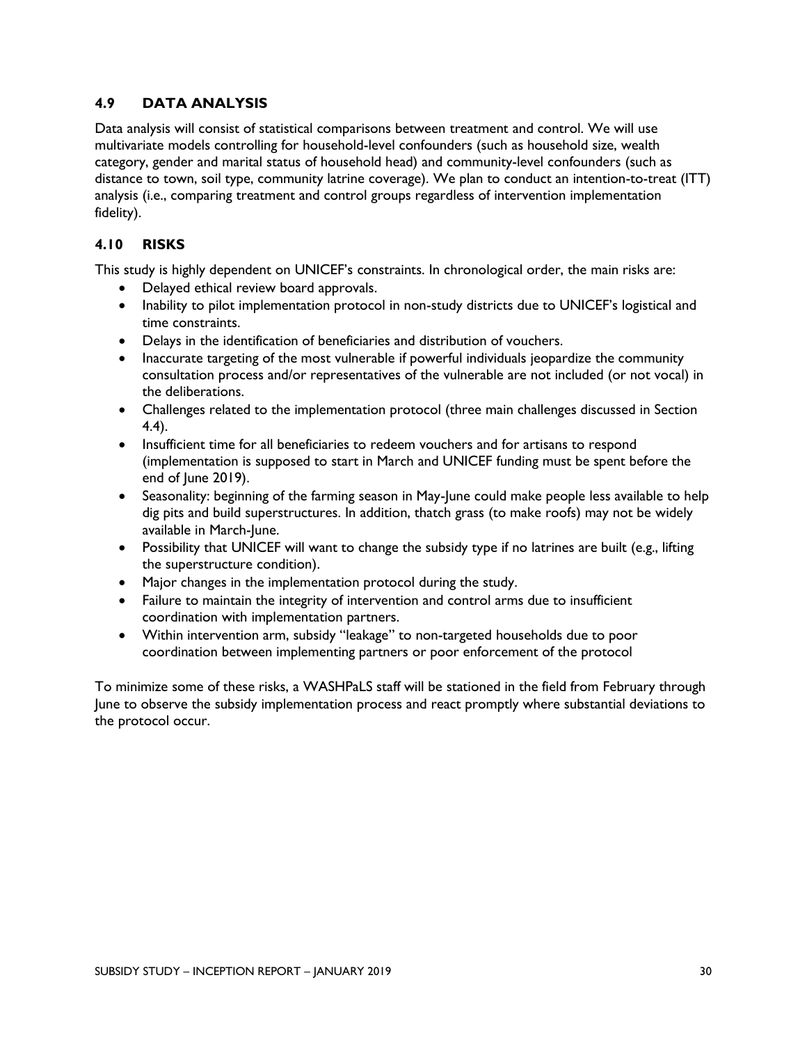### 4.9 DATA ANALYSIS

Data analysis will consist of statistical comparisons between treatment and control. We will use multivariate models controlling for household-level confounders (such as household size, wealth category, gender and marital status of household head) and community-level confounders (such as distance to town, soil type, community latrine coverage). We plan to conduct an intention-to-treat (ITT) analysis (i.e., comparing treatment and control groups regardless of intervention implementation fidelity).

### 4.10 RISKS

This study is highly dependent on UNICEF's constraints. In chronological order, the main risks are:

- Delayed ethical review board approvals.
- Inability to pilot implementation protocol in non-study districts due to UNICEF's logistical and time constraints.
- Delays in the identification of beneficiaries and distribution of vouchers.
- Inaccurate targeting of the most vulnerable if powerful individuals jeopardize the community consultation process and/or representatives of the vulnerable are not included (or not vocal) in the deliberations.
- Challenges related to the implementation protocol (three main challenges discussed in Section 4.4).
- Insufficient time for all beneficiaries to redeem vouchers and for artisans to respond (implementation is supposed to start in March and UNICEF funding must be spent before the end of June 2019).
- Seasonality: beginning of the farming season in May-June could make people less available to help dig pits and build superstructures. In addition, thatch grass (to make roofs) may not be widely available in March-June.
- Possibility that UNICEF will want to change the subsidy type if no latrines are built (e.g., lifting the superstructure condition).
- Major changes in the implementation protocol during the study.
- Failure to maintain the integrity of intervention and control arms due to insufficient coordination with implementation partners.
- Within intervention arm, subsidy "leakage" to non-targeted households due to poor coordination between implementing partners or poor enforcement of the protocol

To minimize some of these risks, a WASHPaLS staff will be stationed in the field from February through June to observe the subsidy implementation process and react promptly where substantial deviations to the protocol occur.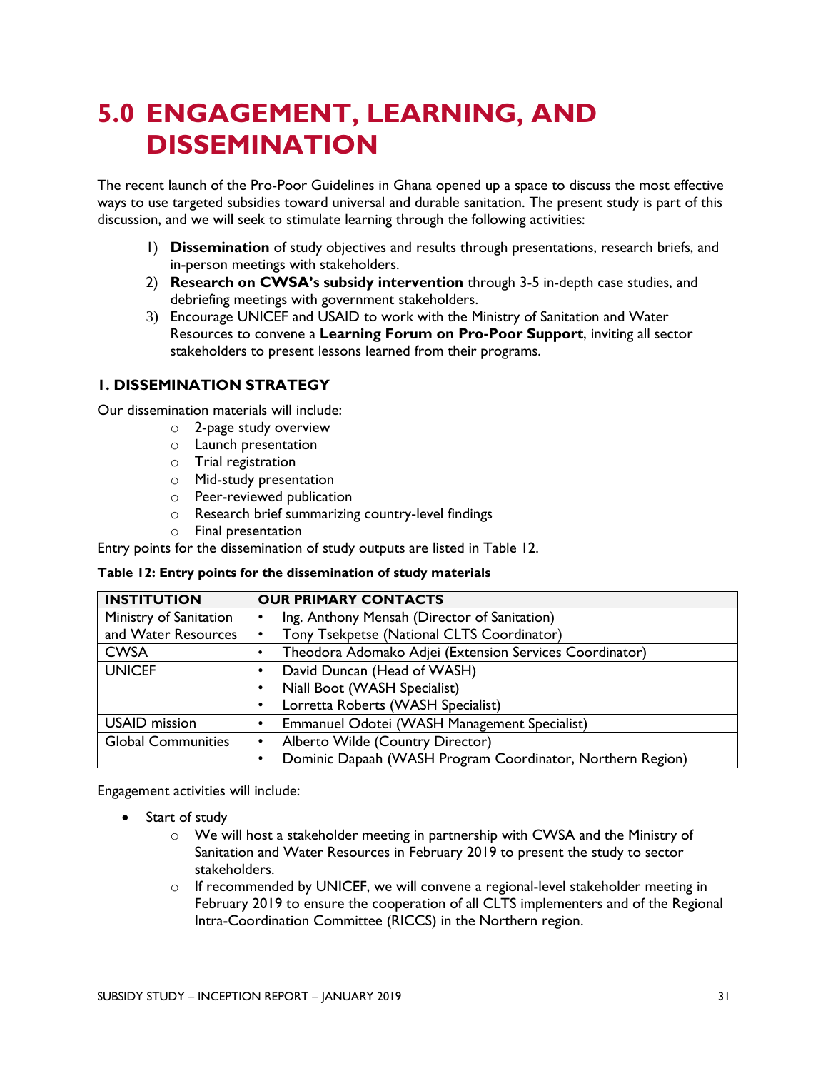# 5.0 ENGAGEMENT, LEARNING, AND DISSEMINATION

The recent launch of the Pro-Poor Guidelines in Ghana opened up a space to discuss the most effective ways to use targeted subsidies toward universal and durable sanitation. The present study is part of this discussion, and we will seek to stimulate learning through the following activities:

1) **Dissemination** of study objectives and results through presentations, research briefs, and in-person meetings with stakeholders.
2) **Research on CWSA's subsidy intervention** through 3-5 in-depth case studies, and debriefing meetings with government stakeholders.
3) Encourage UNICEF and USAID to work with the Ministry of Sanitation and Water Resources to convene a **Learning Forum on Pro-Poor Support**, inviting all sector stakeholders to present lessons learned from their programs.

### 1. DISSEMINATION STRATEGY

Our dissemination materials will include:

- 2-page study overview
- Launch presentation
- Trial registration
- Mid-study presentation
- Peer-reviewed publication
- Research brief summarizing country-level findings
- Final presentation

Entry points for the dissemination of study outputs are listed in Table 12.

**Table 12: Entry points for the dissemination of study materials**

| INSTITUTION | OUR PRIMARY CONTACTS |
|---|---|
| Ministry of Sanitation and Water Resources | • Ing. Anthony Mensah (Director of Sanitation)<br>• Tony Tsekpetse (National CLTS Coordinator) |
| CWSA | • Theodora Adomako Adjei (Extension Services Coordinator) |
| UNICEF | • David Duncan (Head of WASH)<br>• Niall Boot (WASH Specialist)<br>• Lorretta Roberts (WASH Specialist) |
| USAID mission | • Emmanuel Odotei (WASH Management Specialist) |
| Global Communities | • Alberto Wilde (Country Director)<br>• Dominic Dapaah (WASH Program Coordinator, Northern Region) |

Engagement activities will include:

- Start of study
  - We will host a stakeholder meeting in partnership with CWSA and the Ministry of Sanitation and Water Resources in February 2019 to present the study to sector stakeholders.
  - If recommended by UNICEF, we will convene a regional-level stakeholder meeting in February 2019 to ensure the cooperation of all CLTS implementers and of the Regional Intra-Coordination Committee (RICCS) in the Northern region.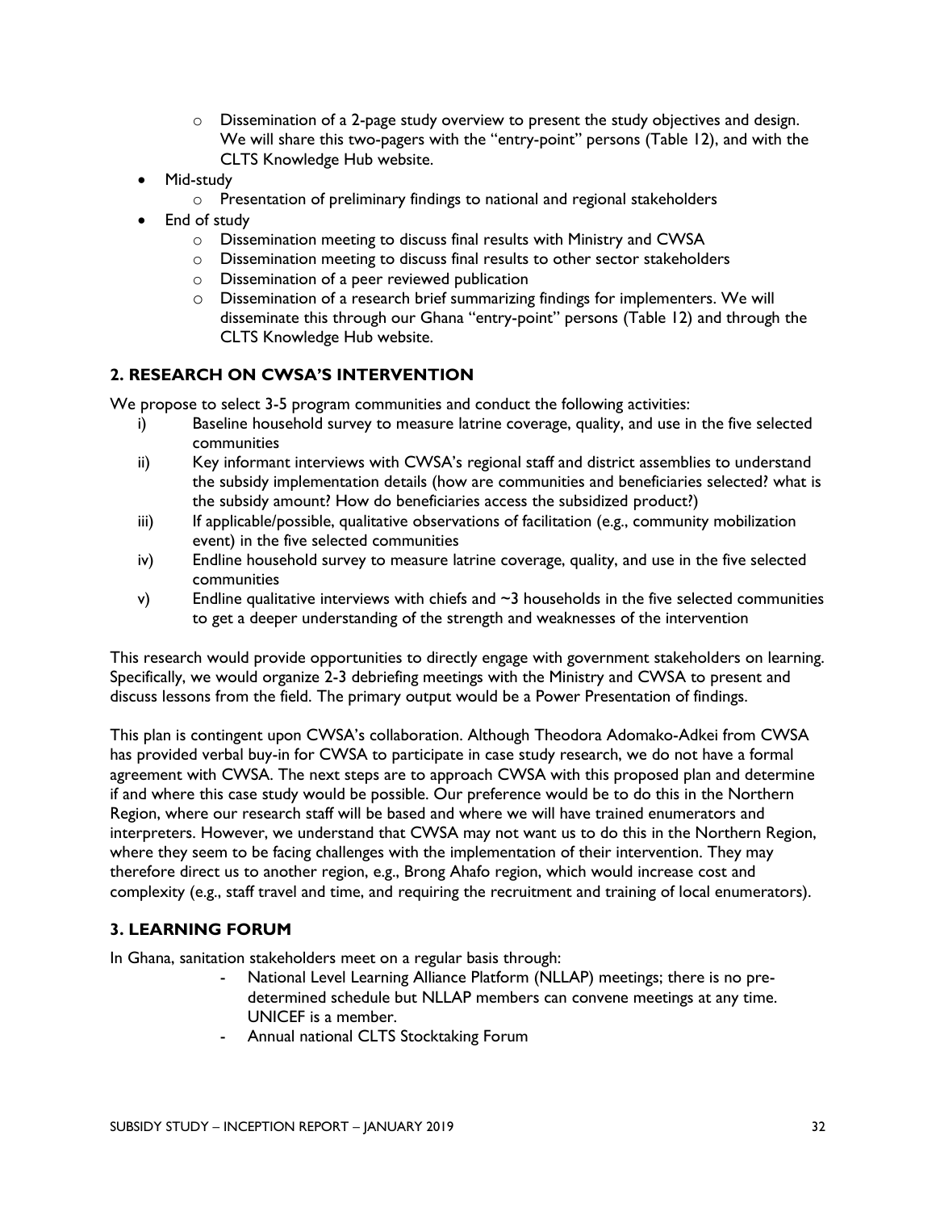- Dissemination of a 2-page study overview to present the study objectives and design. We will share this two-pagers with the "entry-point" persons (Table 12), and with the CLTS Knowledge Hub website.
- Mid-study
  - Presentation of preliminary findings to national and regional stakeholders
- End of study
  - Dissemination meeting to discuss final results with Ministry and CWSA
  - Dissemination meeting to discuss final results to other sector stakeholders
  - Dissemination of a peer reviewed publication
  - Dissemination of a research brief summarizing findings for implementers. We will disseminate this through our Ghana "entry-point" persons (Table 12) and through the CLTS Knowledge Hub website.

## 2. RESEARCH ON CWSA'S INTERVENTION

We propose to select 3-5 program communities and conduct the following activities:

i) Baseline household survey to measure latrine coverage, quality, and use in the five selected communities
ii) Key informant interviews with CWSA's regional staff and district assemblies to understand the subsidy implementation details (how are communities and beneficiaries selected? what is the subsidy amount? How do beneficiaries access the subsidized product?)
iii) If applicable/possible, qualitative observations of facilitation (e.g., community mobilization event) in the five selected communities
iv) Endline household survey to measure latrine coverage, quality, and use in the five selected communities
v) Endline qualitative interviews with chiefs and ~3 households in the five selected communities to get a deeper understanding of the strength and weaknesses of the intervention

This research would provide opportunities to directly engage with government stakeholders on learning. Specifically, we would organize 2-3 debriefing meetings with the Ministry and CWSA to present and discuss lessons from the field. The primary output would be a Power Presentation of findings.

This plan is contingent upon CWSA's collaboration. Although Theodora Adomako-Adkei from CWSA has provided verbal buy-in for CWSA to participate in case study research, we do not have a formal agreement with CWSA. The next steps are to approach CWSA with this proposed plan and determine if and where this case study would be possible. Our preference would be to do this in the Northern Region, where our research staff will be based and where we will have trained enumerators and interpreters. However, we understand that CWSA may not want us to do this in the Northern Region, where they seem to be facing challenges with the implementation of their intervention. They may therefore direct us to another region, e.g., Brong Ahafo region, which would increase cost and complexity (e.g., staff travel and time, and requiring the recruitment and training of local enumerators).

## 3. LEARNING FORUM

In Ghana, sanitation stakeholders meet on a regular basis through:

- National Level Learning Alliance Platform (NLLAP) meetings; there is no pre-determined schedule but NLLAP members can convene meetings at any time. UNICEF is a member.
- Annual national CLTS Stocktaking Forum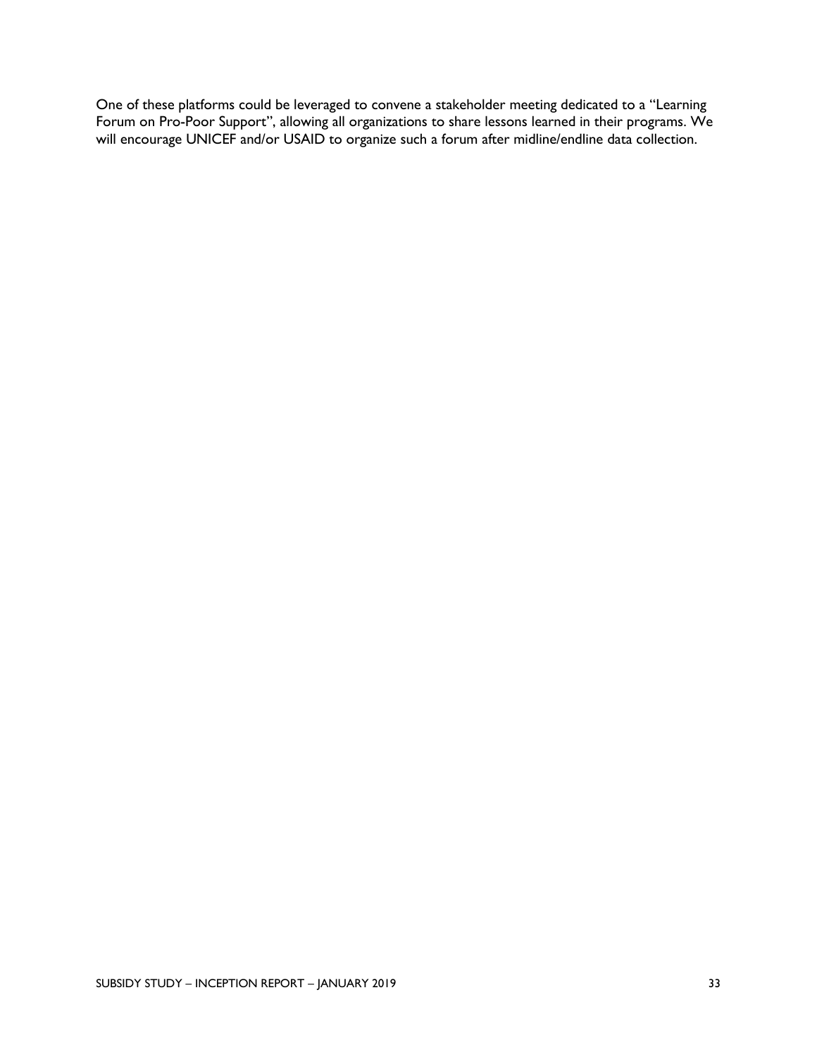One of these platforms could be leveraged to convene a stakeholder meeting dedicated to a "Learning Forum on Pro-Poor Support", allowing all organizations to share lessons learned in their programs. We will encourage UNICEF and/or USAID to organize such a forum after midline/endline data collection.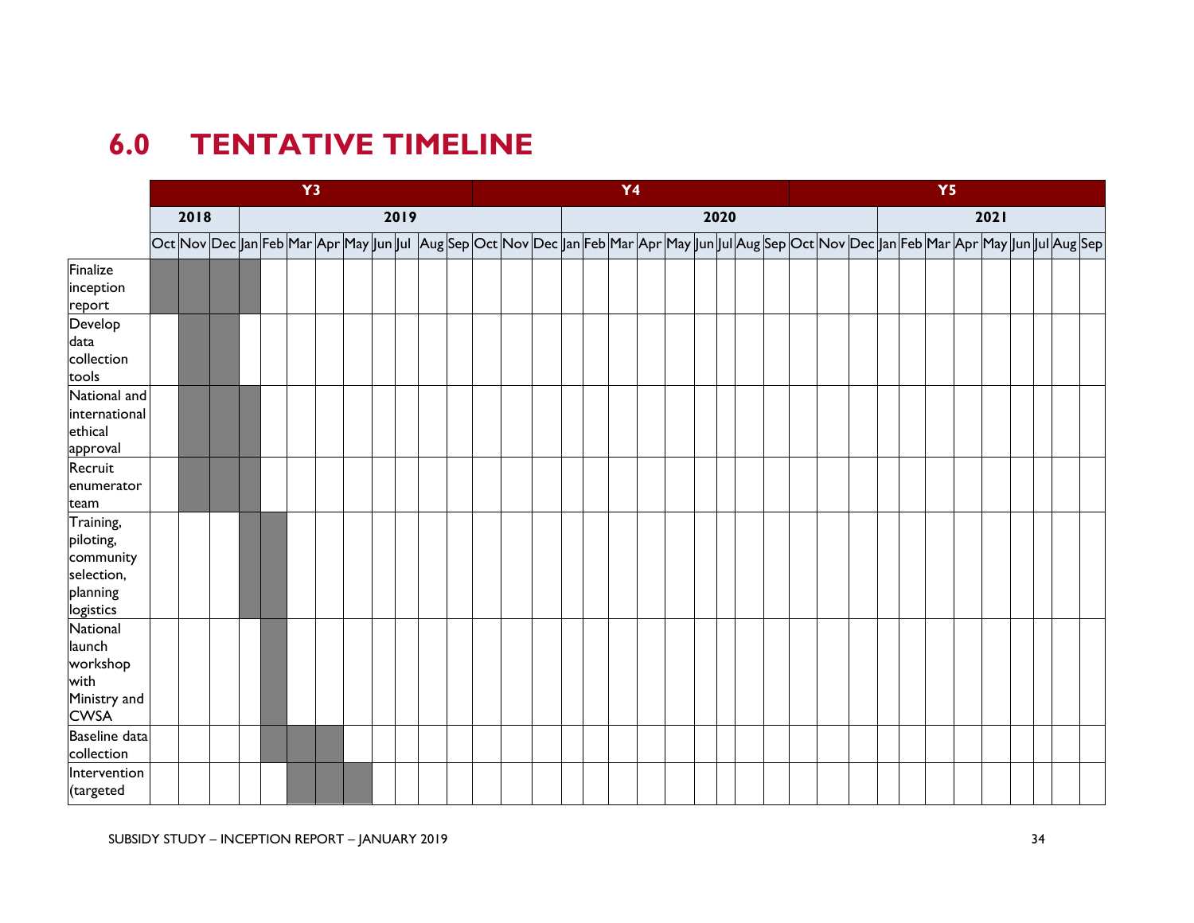# 6.0 TENTATIVE TIMELINE

| | Y3 | | | | | | | | | | | | Y4 | | | | | | | | | | | | Y5 | | | | | | | | | | | |
|---|---|---|---|---|---|---|---|---|---|---|---|---|---|---|---|---|---|---|---|---|---|---|---|---|---|---|---|---|---|---|---|---|---|---|---|---|
| | 2018 | | | 2019 | | | | | | | | | | | | 2020 | | | | | | | | | | | | 2021 | | | | | | | | |
| | Oct | Nov | Dec | Jan | Feb | Mar | Apr | May | Jun | Jul | Aug | Sep | Oct | Nov | Dec | Jan | Feb | Mar | Apr | May | Jun | Jul | Aug | Sep | Oct | Nov | Dec | Jan | Feb | Mar | Apr | May | Jun | Jul | Aug | Sep |
| Finalize inception report | ■ | ■ | ■ | ■ | | | | | | | | | | | | | | | | | | | | | | | | | | | | | | | | |
| Develop data collection tools | | ■ | ■ | | | | | | | | | | | | | | | | | | | | | | | | | | | | | | | | | |
| National and international ethical approval | | ■ | ■ | ■ | | | | | | | | | | | | | | | | | | | | | | | | | | | | | | | | |
| Recruit enumerator team | | ■ | ■ | ■ | | | | | | | | | | | | | | | | | | | | | | | | | | | | | | | | |
| Training, piloting, community selection, planning logistics | | | | ■ | ■ | | | | | | | | | | | | | | | | | | | | | | | | | | | | | | | |
| National launch workshop with Ministry and CWSA | | | | | ■ | | | | | | | | | | | | | | | | | | | | | | | | | | | | | | | |
| Baseline data collection | | | | | ■ | ■ | ■ | | | | | | | | | | | | | | | | | | | | | | | | | | | | | |
| Intervention (targeted | | | | | | ■ | ■ | ■ | | | | | | | | | | | | | | | | | | | | | | | | | | | | |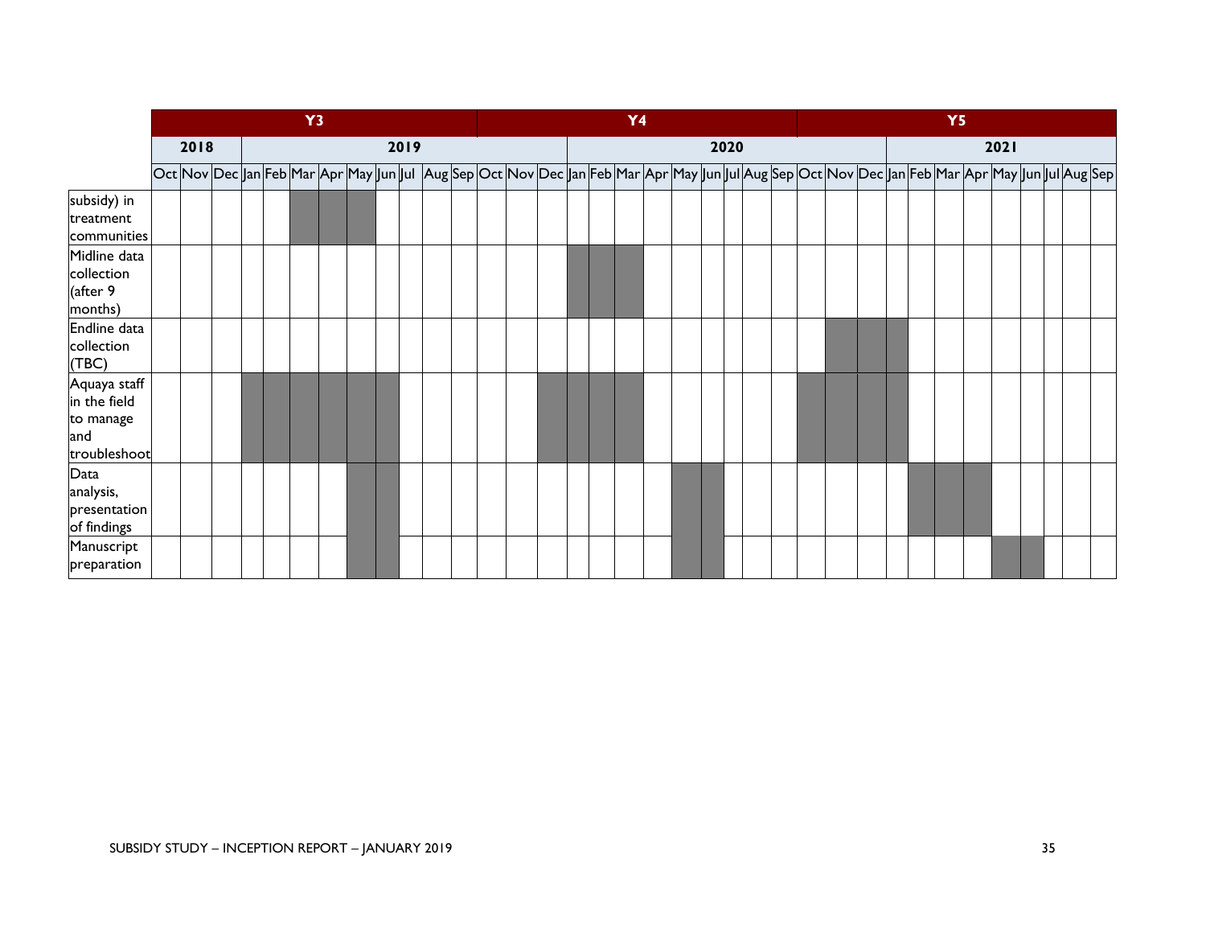| | Y3 | | | | | | | | | | | | Y4 | | | | | | | | | | | | Y5 | | | | | | | | | | | |
|---|---|---|---|---|---|---|---|---|---|---|---|---|---|---|---|---|---|---|---|---|---|---|---|---|---|---|---|---|---|---|---|---|---|---|---|---|
| | 2018 | | | 2019 | | | | | | | | | | | | 2020 | | | | | | | | | | | | 2021 | | | | | | | | |
| | Oct | Nov | Dec | Jan | Feb | Mar | Apr | May | Jun | Jul | Aug | Sep | Oct | Nov | Dec | Jan | Feb | Mar | Apr | May | Jun | Jul | Aug | Sep | Oct | Nov | Dec | Jan | Feb | Mar | Apr | May | Jun | Jul | Aug | Sep |
| subsidy) in treatment communities | | | | | | X | X | X | | | | | | | | | | | | | | | | | | | | | | | | | | | | |
| Midline data collection (after 9 months) | | | | | | | | | | | | | | | | X | X | X | | | | | | | | | | | | | | | | | | |
| Endline data collection (TBC) | | | | | | | | | | | | | | | | | | | | | | | | | | X | X | X | | | | | | | | |
| Aquaya staff in the field to manage and troubleshoot | | | | X | X | X | X | X | X | | | | | | X | X | X | X | | | | | | | X | X | X | X | | | | | | | | |
| Data analysis, presentation of findings | | | | | | | | X | X | | | | | | | | | | | X | X | | | | | | | | X | X | X | | | | | |
| Manuscript preparation | | | | | | | | X | X | | | | | | | | | | | X | X | | | | | | | | | | | X | X | | | |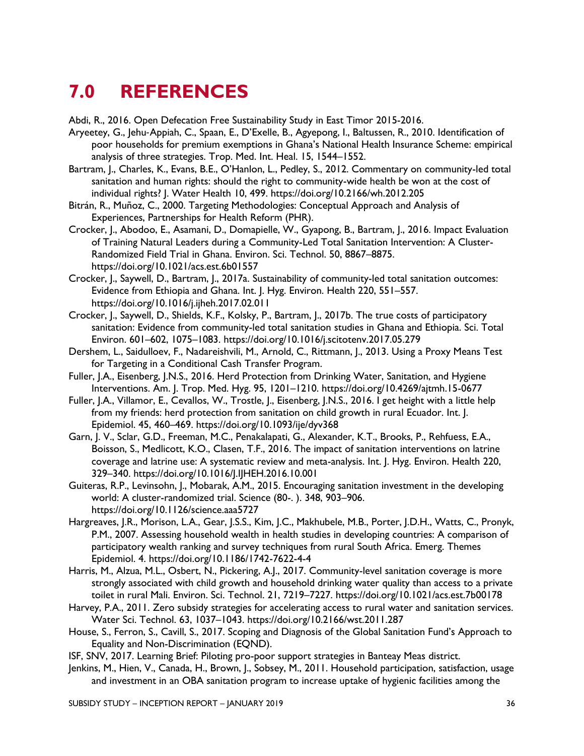# 7.0 REFERENCES

Abdi, R., 2016. Open Defecation Free Sustainability Study in East Timor 2015-2016.

Aryeetey, G., Jehu-Appiah, C., Spaan, E., D'Exelle, B., Agyepong, I., Baltussen, R., 2010. Identification of poor households for premium exemptions in Ghana's National Health Insurance Scheme: empirical analysis of three strategies. Trop. Med. Int. Heal. 15, 1544–1552.

Bartram, J., Charles, K., Evans, B.E., O'Hanlon, L., Pedley, S., 2012. Commentary on community-led total sanitation and human rights: should the right to community-wide health be won at the cost of individual rights? J. Water Health 10, 499. https://doi.org/10.2166/wh.2012.205

Bitrán, R., Muñoz, C., 2000. Targeting Methodologies: Conceptual Approach and Analysis of Experiences, Partnerships for Health Reform (PHR).

Crocker, J., Abodoo, E., Asamani, D., Domapielle, W., Gyapong, B., Bartram, J., 2016. Impact Evaluation of Training Natural Leaders during a Community-Led Total Sanitation Intervention: A Cluster-Randomized Field Trial in Ghana. Environ. Sci. Technol. 50, 8867–8875. https://doi.org/10.1021/acs.est.6b01557

Crocker, J., Saywell, D., Bartram, J., 2017a. Sustainability of community-led total sanitation outcomes: Evidence from Ethiopia and Ghana. Int. J. Hyg. Environ. Health 220, 551–557. https://doi.org/10.1016/j.ijheh.2017.02.011

Crocker, J., Saywell, D., Shields, K.F., Kolsky, P., Bartram, J., 2017b. The true costs of participatory sanitation: Evidence from community-led total sanitation studies in Ghana and Ethiopia. Sci. Total Environ. 601–602, 1075–1083. https://doi.org/10.1016/j.scitotenv.2017.05.279

Dershem, L., Saidulloev, F., Nadareishvili, M., Arnold, C., Rittmann, J., 2013. Using a Proxy Means Test for Targeting in a Conditional Cash Transfer Program.

Fuller, J.A., Eisenberg, J.N.S., 2016. Herd Protection from Drinking Water, Sanitation, and Hygiene Interventions. Am. J. Trop. Med. Hyg. 95, 1201–1210. https://doi.org/10.4269/ajtmh.15-0677

Fuller, J.A., Villamor, E., Cevallos, W., Trostle, J., Eisenberg, J.N.S., 2016. I get height with a little help from my friends: herd protection from sanitation on child growth in rural Ecuador. Int. J. Epidemiol. 45, 460–469. https://doi.org/10.1093/ije/dyv368

Garn, J. V., Sclar, G.D., Freeman, M.C., Penakalapati, G., Alexander, K.T., Brooks, P., Rehfuess, E.A., Boisson, S., Medlicott, K.O., Clasen, T.F., 2016. The impact of sanitation interventions on latrine coverage and latrine use: A systematic review and meta-analysis. Int. J. Hyg. Environ. Health 220, 329–340. https://doi.org/10.1016/J.IJHEH.2016.10.001

Guiteras, R.P., Levinsohn, J., Mobarak, A.M., 2015. Encouraging sanitation investment in the developing world: A cluster-randomized trial. Science (80-. ). 348, 903–906. https://doi.org/10.1126/science.aaa5727

Hargreaves, J.R., Morison, L.A., Gear, J.S.S., Kim, J.C., Makhubele, M.B., Porter, J.D.H., Watts, C., Pronyk, P.M., 2007. Assessing household wealth in health studies in developing countries: A comparison of participatory wealth ranking and survey techniques from rural South Africa. Emerg. Themes Epidemiol. 4. https://doi.org/10.1186/1742-7622-4-4

Harris, M., Alzua, M.L., Osbert, N., Pickering, A.J., 2017. Community-level sanitation coverage is more strongly associated with child growth and household drinking water quality than access to a private toilet in rural Mali. Environ. Sci. Technol. 21, 7219–7227. https://doi.org/10.1021/acs.est.7b00178

Harvey, P.A., 2011. Zero subsidy strategies for accelerating access to rural water and sanitation services. Water Sci. Technol. 63, 1037–1043. https://doi.org/10.2166/wst.2011.287

House, S., Ferron, S., Cavill, S., 2017. Scoping and Diagnosis of the Global Sanitation Fund's Approach to Equality and Non-Discrimination (EQND).

ISF, SNV, 2017. Learning Brief: Piloting pro-poor support strategies in Banteay Meas district.

Jenkins, M., Hien, V., Canada, H., Brown, J., Sobsey, M., 2011. Household participation, satisfaction, usage and investment in an OBA sanitation program to increase uptake of hygienic facilities among the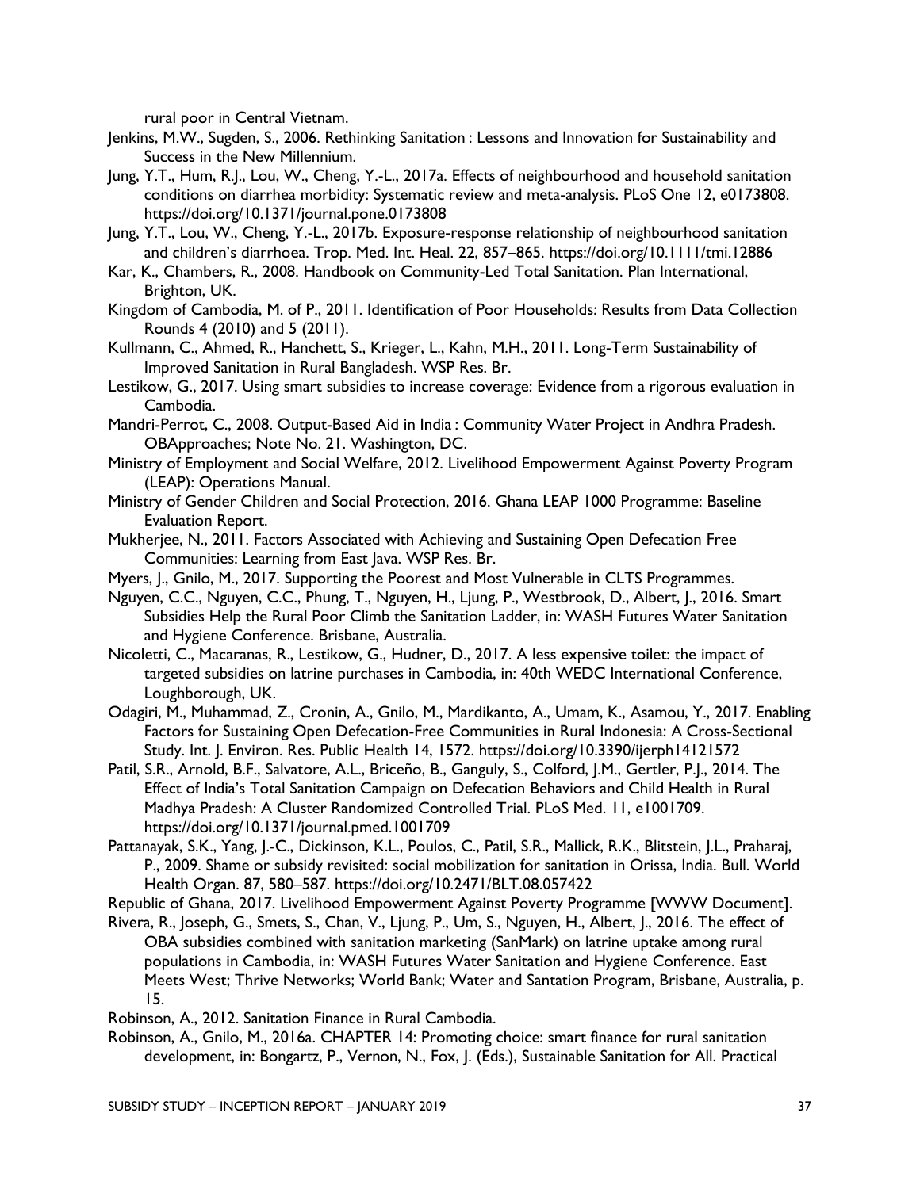rural poor in Central Vietnam.

Jenkins, M.W., Sugden, S., 2006. Rethinking Sanitation : Lessons and Innovation for Sustainability and Success in the New Millennium.

Jung, Y.T., Hum, R.J., Lou, W., Cheng, Y.-L., 2017a. Effects of neighbourhood and household sanitation conditions on diarrhea morbidity: Systematic review and meta-analysis. PLoS One 12, e0173808. https://doi.org/10.1371/journal.pone.0173808

Jung, Y.T., Lou, W., Cheng, Y.-L., 2017b. Exposure-response relationship of neighbourhood sanitation and children's diarrhoea. Trop. Med. Int. Heal. 22, 857–865. https://doi.org/10.1111/tmi.12886

Kar, K., Chambers, R., 2008. Handbook on Community-Led Total Sanitation. Plan International, Brighton, UK.

Kingdom of Cambodia, M. of P., 2011. Identification of Poor Households: Results from Data Collection Rounds 4 (2010) and 5 (2011).

Kullmann, C., Ahmed, R., Hanchett, S., Krieger, L., Kahn, M.H., 2011. Long-Term Sustainability of Improved Sanitation in Rural Bangladesh. WSP Res. Br.

Lestikow, G., 2017. Using smart subsidies to increase coverage: Evidence from a rigorous evaluation in Cambodia.

Mandri-Perrot, C., 2008. Output-Based Aid in India : Community Water Project in Andhra Pradesh. OBApproaches; Note No. 21. Washington, DC.

Ministry of Employment and Social Welfare, 2012. Livelihood Empowerment Against Poverty Program (LEAP): Operations Manual.

Ministry of Gender Children and Social Protection, 2016. Ghana LEAP 1000 Programme: Baseline Evaluation Report.

Mukherjee, N., 2011. Factors Associated with Achieving and Sustaining Open Defecation Free Communities: Learning from East Java. WSP Res. Br.

Myers, J., Gnilo, M., 2017. Supporting the Poorest and Most Vulnerable in CLTS Programmes.

Nguyen, C.C., Nguyen, C.C., Phung, T., Nguyen, H., Ljung, P., Westbrook, D., Albert, J., 2016. Smart Subsidies Help the Rural Poor Climb the Sanitation Ladder, in: WASH Futures Water Sanitation and Hygiene Conference. Brisbane, Australia.

Nicoletti, C., Macaranas, R., Lestikow, G., Hudner, D., 2017. A less expensive toilet: the impact of targeted subsidies on latrine purchases in Cambodia, in: 40th WEDC International Conference, Loughborough, UK.

Odagiri, M., Muhammad, Z., Cronin, A., Gnilo, M., Mardikanto, A., Umam, K., Asamou, Y., 2017. Enabling Factors for Sustaining Open Defecation-Free Communities in Rural Indonesia: A Cross-Sectional Study. Int. J. Environ. Res. Public Health 14, 1572. https://doi.org/10.3390/ijerph14121572

Patil, S.R., Arnold, B.F., Salvatore, A.L., Briceño, B., Ganguly, S., Colford, J.M., Gertler, P.J., 2014. The Effect of India's Total Sanitation Campaign on Defecation Behaviors and Child Health in Rural Madhya Pradesh: A Cluster Randomized Controlled Trial. PLoS Med. 11, e1001709. https://doi.org/10.1371/journal.pmed.1001709

Pattanayak, S.K., Yang, J.-C., Dickinson, K.L., Poulos, C., Patil, S.R., Mallick, R.K., Blitstein, J.L., Praharaj, P., 2009. Shame or subsidy revisited: social mobilization for sanitation in Orissa, India. Bull. World Health Organ. 87, 580–587. https://doi.org/10.2471/BLT.08.057422

Republic of Ghana, 2017. Livelihood Empowerment Against Poverty Programme [WWW Document].

Rivera, R., Joseph, G., Smets, S., Chan, V., Ljung, P., Um, S., Nguyen, H., Albert, J., 2016. The effect of OBA subsidies combined with sanitation marketing (SanMark) on latrine uptake among rural populations in Cambodia, in: WASH Futures Water Sanitation and Hygiene Conference. East Meets West; Thrive Networks; World Bank; Water and Santation Program, Brisbane, Australia, p. 15.

Robinson, A., 2012. Sanitation Finance in Rural Cambodia.

Robinson, A., Gnilo, M., 2016a. CHAPTER 14: Promoting choice: smart finance for rural sanitation development, in: Bongartz, P., Vernon, N., Fox, J. (Eds.), Sustainable Sanitation for All. Practical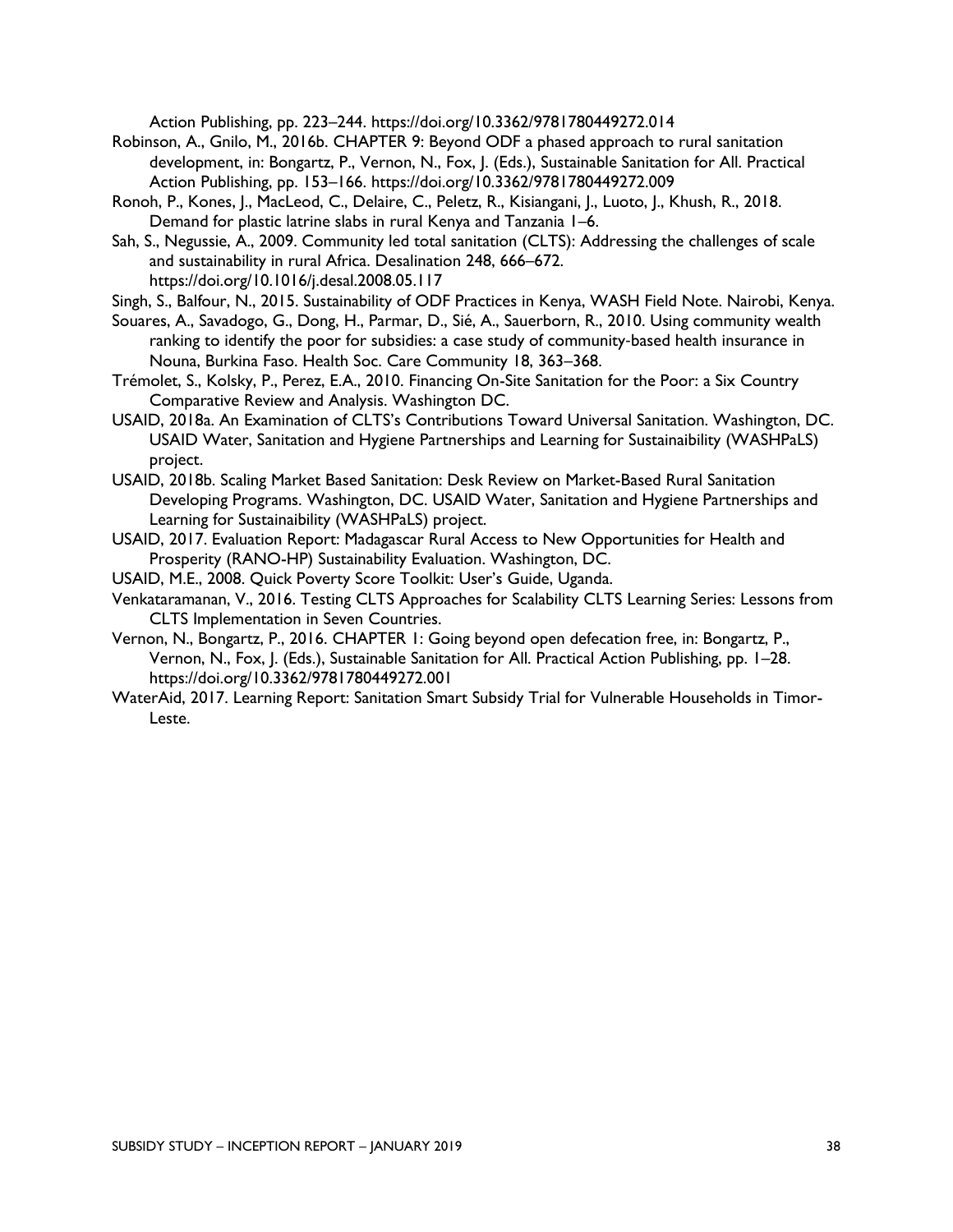Action Publishing, pp. 223–244. https://doi.org/10.3362/9781780449272.014

Robinson, A., Gnilo, M., 2016b. CHAPTER 9: Beyond ODF a phased approach to rural sanitation development, in: Bongartz, P., Vernon, N., Fox, J. (Eds.), Sustainable Sanitation for All. Practical Action Publishing, pp. 153–166. https://doi.org/10.3362/9781780449272.009

Ronoh, P., Kones, J., MacLeod, C., Delaire, C., Peletz, R., Kisiangani, J., Luoto, J., Khush, R., 2018. Demand for plastic latrine slabs in rural Kenya and Tanzania 1–6.

Sah, S., Negussie, A., 2009. Community led total sanitation (CLTS): Addressing the challenges of scale and sustainability in rural Africa. Desalination 248, 666–672. https://doi.org/10.1016/j.desal.2008.05.117

Singh, S., Balfour, N., 2015. Sustainability of ODF Practices in Kenya, WASH Field Note. Nairobi, Kenya.

Souares, A., Savadogo, G., Dong, H., Parmar, D., Sié, A., Sauerborn, R., 2010. Using community wealth ranking to identify the poor for subsidies: a case study of community-based health insurance in Nouna, Burkina Faso. Health Soc. Care Community 18, 363–368.

Trémolet, S., Kolsky, P., Perez, E.A., 2010. Financing On-Site Sanitation for the Poor: a Six Country Comparative Review and Analysis. Washington DC.

USAID, 2018a. An Examination of CLTS's Contributions Toward Universal Sanitation. Washington, DC. USAID Water, Sanitation and Hygiene Partnerships and Learning for Sustainaibility (WASHPaLS) project.

USAID, 2018b. Scaling Market Based Sanitation: Desk Review on Market-Based Rural Sanitation Developing Programs. Washington, DC. USAID Water, Sanitation and Hygiene Partnerships and Learning for Sustainaibility (WASHPaLS) project.

USAID, 2017. Evaluation Report: Madagascar Rural Access to New Opportunities for Health and Prosperity (RANO-HP) Sustainability Evaluation. Washington, DC.

USAID, M.E., 2008. Quick Poverty Score Toolkit: User's Guide, Uganda.

Venkataramanan, V., 2016. Testing CLTS Approaches for Scalability CLTS Learning Series: Lessons from CLTS Implementation in Seven Countries.

Vernon, N., Bongartz, P., 2016. CHAPTER 1: Going beyond open defecation free, in: Bongartz, P., Vernon, N., Fox, J. (Eds.), Sustainable Sanitation for All. Practical Action Publishing, pp. 1–28. https://doi.org/10.3362/9781780449272.001

WaterAid, 2017. Learning Report: Sanitation Smart Subsidy Trial for Vulnerable Households in Timor-Leste.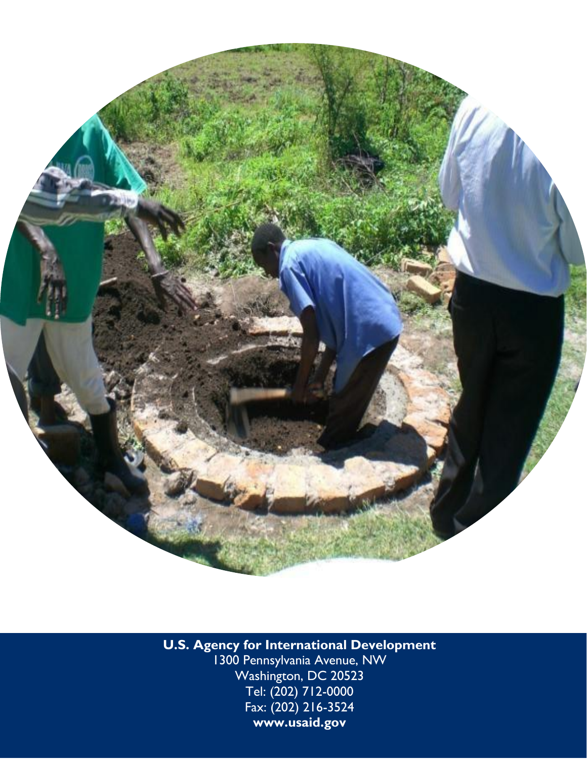**U.S. Agency for International Development**
1300 Pennsylvania Avenue, NW
Washington, DC 20523
Tel: (202) 712-0000
Fax: (202) 216-3524
**www.usaid.gov**